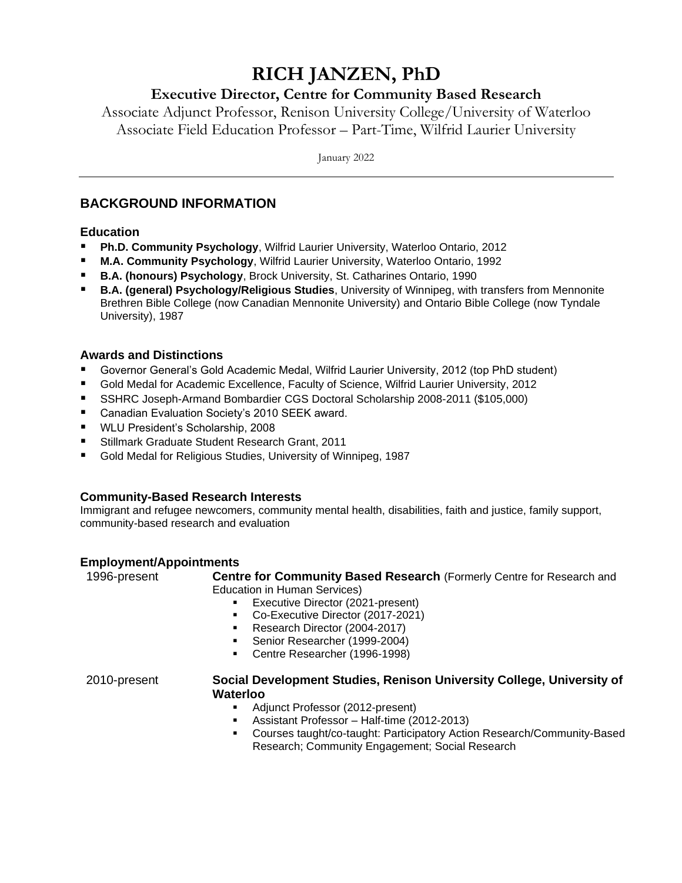# RICH JANZEN, PhD

## Executive Director, Centre for Community Based Research

Associate Adjunct Professor, Renison University College/University of Waterloo
Associate Field Education Professor – Part-Time, Wilfrid Laurier University

January 2022

---

## BACKGROUND INFORMATION

### Education

- **Ph.D. Community Psychology**, Wilfrid Laurier University, Waterloo Ontario, 2012
- **M.A. Community Psychology**, Wilfrid Laurier University, Waterloo Ontario, 1992
- **B.A. (honours) Psychology**, Brock University, St. Catharines Ontario, 1990
- **B.A. (general) Psychology/Religious Studies**, University of Winnipeg, with transfers from Mennonite Brethren Bible College (now Canadian Mennonite University) and Ontario Bible College (now Tyndale University), 1987

### Awards and Distinctions

- Governor General's Gold Academic Medal, Wilfrid Laurier University, 2012 (top PhD student)
- Gold Medal for Academic Excellence, Faculty of Science, Wilfrid Laurier University, 2012
- SSHRC Joseph-Armand Bombardier CGS Doctoral Scholarship 2008-2011 ($105,000)
- Canadian Evaluation Society's 2010 SEEK award.
- WLU President's Scholarship, 2008
- Stillmark Graduate Student Research Grant, 2011
- Gold Medal for Religious Studies, University of Winnipeg, 1987

### Community-Based Research Interests

Immigrant and refugee newcomers, community mental health, disabilities, faith and justice, family support, community-based research and evaluation

### Employment/Appointments

1996-present **Centre for Community Based Research** (Formerly Centre for Research and Education in Human Services)

- Executive Director (2021-present)
- Co-Executive Director (2017-2021)
- Research Director (2004-2017)
- Senior Researcher (1999-2004)
- Centre Researcher (1996-1998)

2010-present **Social Development Studies, Renison University College, University of Waterloo**

- Adjunct Professor (2012-present)
- Assistant Professor – Half-time (2012-2013)
- Courses taught/co-taught: Participatory Action Research/Community-Based Research; Community Engagement; Social Research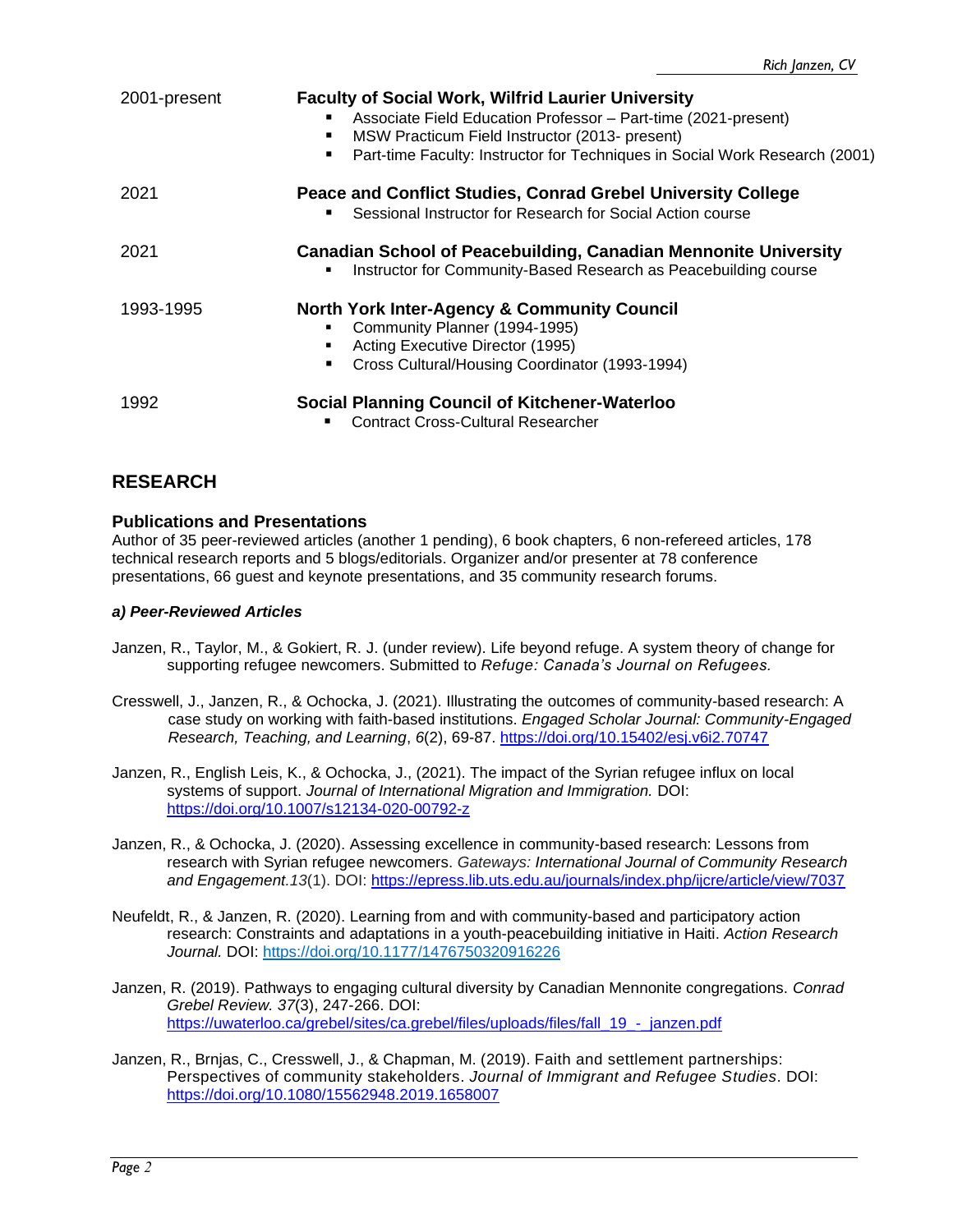2001-present **Faculty of Social Work, Wilfrid Laurier University**

- Associate Field Education Professor – Part-time (2021-present)
- MSW Practicum Field Instructor (2013- present)
- Part-time Faculty: Instructor for Techniques in Social Work Research (2001)

2021 **Peace and Conflict Studies, Conrad Grebel University College**

- Sessional Instructor for Research for Social Action course

2021 **Canadian School of Peacebuilding, Canadian Mennonite University**

- Instructor for Community-Based Research as Peacebuilding course

1993-1995 **North York Inter-Agency & Community Council**

- Community Planner (1994-1995)
- Acting Executive Director (1995)
- Cross Cultural/Housing Coordinator (1993-1994)

1992 **Social Planning Council of Kitchener-Waterloo**

- Contract Cross-Cultural Researcher

## RESEARCH

### Publications and Presentations

Author of 35 peer-reviewed articles (another 1 pending), 6 book chapters, 6 non-refereed articles, 178 technical research reports and 5 blogs/editorials. Organizer and/or presenter at 78 conference presentations, 66 guest and keynote presentations, and 35 community research forums.

#### *a) Peer-Reviewed Articles*

Janzen, R., Taylor, M., & Gokiert, R. J. (under review). Life beyond refuge. A system theory of change for supporting refugee newcomers. Submitted to *Refuge: Canada's Journal on Refugees.*

Cresswell, J., Janzen, R., & Ochocka, J. (2021). Illustrating the outcomes of community-based research: A case study on working with faith-based institutions. *Engaged Scholar Journal: Community-Engaged Research, Teaching, and Learning*, *6*(2), 69-87. https://doi.org/10.15402/esj.v6i2.70747

Janzen, R., English Leis, K., & Ochocka, J., (2021). The impact of the Syrian refugee influx on local systems of support. *Journal of International Migration and Immigration.* DOI: https://doi.org/10.1007/s12134-020-00792-z

Janzen, R., & Ochocka, J. (2020). Assessing excellence in community-based research: Lessons from research with Syrian refugee newcomers. *Gateways: International Journal of Community Research and Engagement.13*(1). DOI: https://epress.lib.uts.edu.au/journals/index.php/ijcre/article/view/7037

Neufeldt, R., & Janzen, R. (2020). Learning from and with community-based and participatory action research: Constraints and adaptations in a youth-peacebuilding initiative in Haiti. *Action Research Journal.* DOI: https://doi.org/10.1177/1476750320916226

Janzen, R. (2019). Pathways to engaging cultural diversity by Canadian Mennonite congregations. *Conrad Grebel Review. 37*(3), 247-266. DOI: https://uwaterloo.ca/grebel/sites/ca.grebel/files/uploads/files/fall_19_-_janzen.pdf

Janzen, R., Brnjas, C., Cresswell, J., & Chapman, M. (2019). Faith and settlement partnerships: Perspectives of community stakeholders. *Journal of Immigrant and Refugee Studies*. DOI: https://doi.org/10.1080/15562948.2019.1658007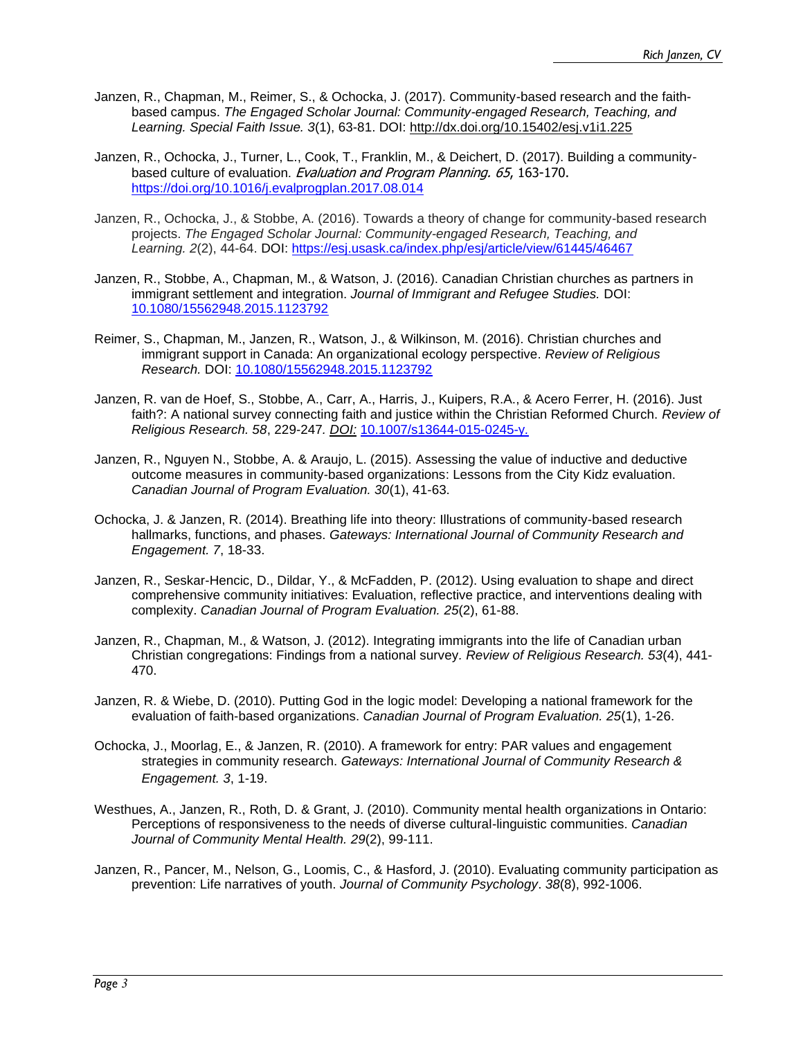Janzen, R., Chapman, M., Reimer, S., & Ochocka, J. (2017). Community-based research and the faith-based campus. *The Engaged Scholar Journal: Community-engaged Research, Teaching, and Learning. Special Faith Issue. 3*(1), 63-81. DOI: http://dx.doi.org/10.15402/esj.v1i1.225

Janzen, R., Ochocka, J., Turner, L., Cook, T., Franklin, M., & Deichert, D. (2017). Building a community-based culture of evaluation. *Evaluation and Program Planning. 65*, 163-170. https://doi.org/10.1016/j.evalprogplan.2017.08.014

Janzen, R., Ochocka, J., & Stobbe, A. (2016). Towards a theory of change for community-based research projects. *The Engaged Scholar Journal: Community-engaged Research, Teaching, and Learning. 2*(2), 44-64. DOI: https://esj.usask.ca/index.php/esj/article/view/61445/46467

Janzen, R., Stobbe, A., Chapman, M., & Watson, J. (2016). Canadian Christian churches as partners in immigrant settlement and integration. *Journal of Immigrant and Refugee Studies.* DOI: 10.1080/15562948.2015.1123792

Reimer, S., Chapman, M., Janzen, R., Watson, J., & Wilkinson, M. (2016). Christian churches and immigrant support in Canada: An organizational ecology perspective. *Review of Religious Research.* DOI: 10.1080/15562948.2015.1123792

Janzen, R. van de Hoef, S., Stobbe, A., Carr, A., Harris, J., Kuipers, R.A., & Acero Ferrer, H. (2016). Just faith?: A national survey connecting faith and justice within the Christian Reformed Church. *Review of Religious Research. 58*, 229-247. *DOI:* 10.1007/s13644-015-0245-y.

Janzen, R., Nguyen N., Stobbe, A. & Araujo, L. (2015). Assessing the value of inductive and deductive outcome measures in community-based organizations: Lessons from the City Kidz evaluation. *Canadian Journal of Program Evaluation. 30*(1), 41-63.

Ochocka, J. & Janzen, R. (2014). Breathing life into theory: Illustrations of community-based research hallmarks, functions, and phases. *Gateways: International Journal of Community Research and Engagement. 7*, 18-33.

Janzen, R., Seskar-Hencic, D., Dildar, Y., & McFadden, P. (2012). Using evaluation to shape and direct comprehensive community initiatives: Evaluation, reflective practice, and interventions dealing with complexity. *Canadian Journal of Program Evaluation. 25*(2), 61-88.

Janzen, R., Chapman, M., & Watson, J. (2012). Integrating immigrants into the life of Canadian urban Christian congregations: Findings from a national survey. *Review of Religious Research. 53*(4), 441-470.

Janzen, R. & Wiebe, D. (2010). Putting God in the logic model: Developing a national framework for the evaluation of faith-based organizations. *Canadian Journal of Program Evaluation. 25*(1), 1-26.

Ochocka, J., Moorlag, E., & Janzen, R. (2010). A framework for entry: PAR values and engagement strategies in community research. *Gateways: International Journal of Community Research & Engagement. 3*, 1-19.

Westhues, A., Janzen, R., Roth, D. & Grant, J. (2010). Community mental health organizations in Ontario: Perceptions of responsiveness to the needs of diverse cultural-linguistic communities. *Canadian Journal of Community Mental Health. 29*(2), 99-111.

Janzen, R., Pancer, M., Nelson, G., Loomis, C., & Hasford, J. (2010). Evaluating community participation as prevention: Life narratives of youth. *Journal of Community Psychology*. *38*(8), 992-1006.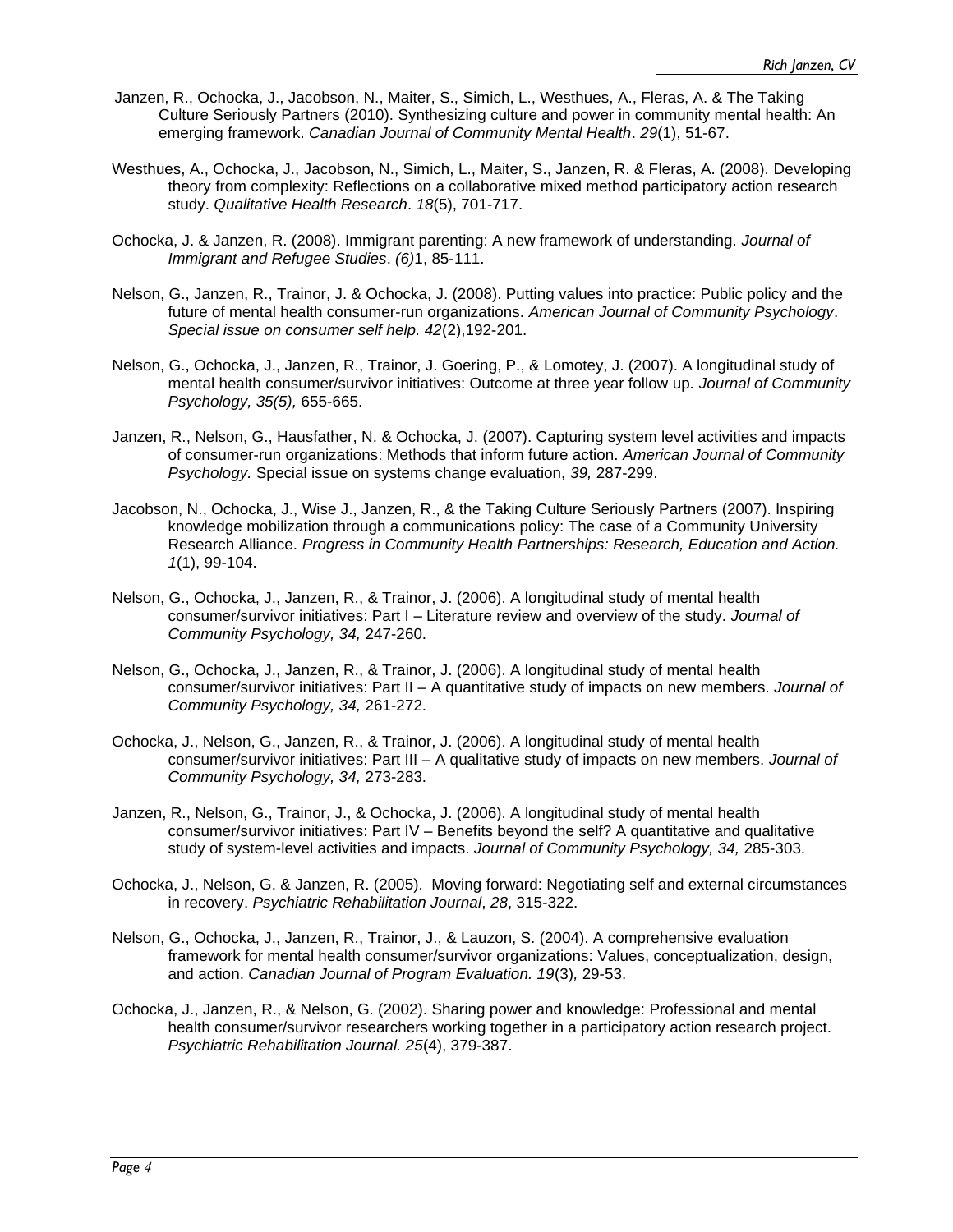Janzen, R., Ochocka, J., Jacobson, N., Maiter, S., Simich, L., Westhues, A., Fleras, A. & The Taking Culture Seriously Partners (2010). Synthesizing culture and power in community mental health: An emerging framework. *Canadian Journal of Community Mental Health*. *29*(1), 51-67.

Westhues, A., Ochocka, J., Jacobson, N., Simich, L., Maiter, S., Janzen, R. & Fleras, A. (2008). Developing theory from complexity: Reflections on a collaborative mixed method participatory action research study. *Qualitative Health Research*. *18*(5), 701-717.

Ochocka, J. & Janzen, R. (2008). Immigrant parenting: A new framework of understanding. *Journal of Immigrant and Refugee Studies*. *(6)*1, 85-111.

Nelson, G., Janzen, R., Trainor, J. & Ochocka, J. (2008). Putting values into practice: Public policy and the future of mental health consumer-run organizations. *American Journal of Community Psychology*. *Special issue on consumer self help. 42*(2),192-201.

Nelson, G., Ochocka, J., Janzen, R., Trainor, J. Goering, P., & Lomotey, J. (2007). A longitudinal study of mental health consumer/survivor initiatives: Outcome at three year follow up. *Journal of Community Psychology, 35(5),* 655-665.

Janzen, R., Nelson, G., Hausfather, N. & Ochocka, J. (2007). Capturing system level activities and impacts of consumer-run organizations: Methods that inform future action. *American Journal of Community Psychology.* Special issue on systems change evaluation, *39,* 287-299.

Jacobson, N., Ochocka, J., Wise J., Janzen, R., & the Taking Culture Seriously Partners (2007). Inspiring knowledge mobilization through a communications policy: The case of a Community University Research Alliance. *Progress in Community Health Partnerships: Research, Education and Action. 1*(1), 99-104.

Nelson, G., Ochocka, J., Janzen, R., & Trainor, J. (2006). A longitudinal study of mental health consumer/survivor initiatives: Part I – Literature review and overview of the study. *Journal of Community Psychology, 34,* 247-260.

Nelson, G., Ochocka, J., Janzen, R., & Trainor, J. (2006). A longitudinal study of mental health consumer/survivor initiatives: Part II – A quantitative study of impacts on new members. *Journal of Community Psychology, 34,* 261-272.

Ochocka, J., Nelson, G., Janzen, R., & Trainor, J. (2006). A longitudinal study of mental health consumer/survivor initiatives: Part III – A qualitative study of impacts on new members. *Journal of Community Psychology, 34,* 273-283.

Janzen, R., Nelson, G., Trainor, J., & Ochocka, J. (2006). A longitudinal study of mental health consumer/survivor initiatives: Part IV – Benefits beyond the self? A quantitative and qualitative study of system-level activities and impacts. *Journal of Community Psychology, 34,* 285-303.

Ochocka, J., Nelson, G. & Janzen, R. (2005). Moving forward: Negotiating self and external circumstances in recovery. *Psychiatric Rehabilitation Journal*, *28*, 315-322.

Nelson, G., Ochocka, J., Janzen, R., Trainor, J., & Lauzon, S. (2004). A comprehensive evaluation framework for mental health consumer/survivor organizations: Values, conceptualization, design, and action. *Canadian Journal of Program Evaluation. 19*(3)*,* 29-53.

Ochocka, J., Janzen, R., & Nelson, G. (2002). Sharing power and knowledge: Professional and mental health consumer/survivor researchers working together in a participatory action research project. *Psychiatric Rehabilitation Journal. 25*(4), 379-387.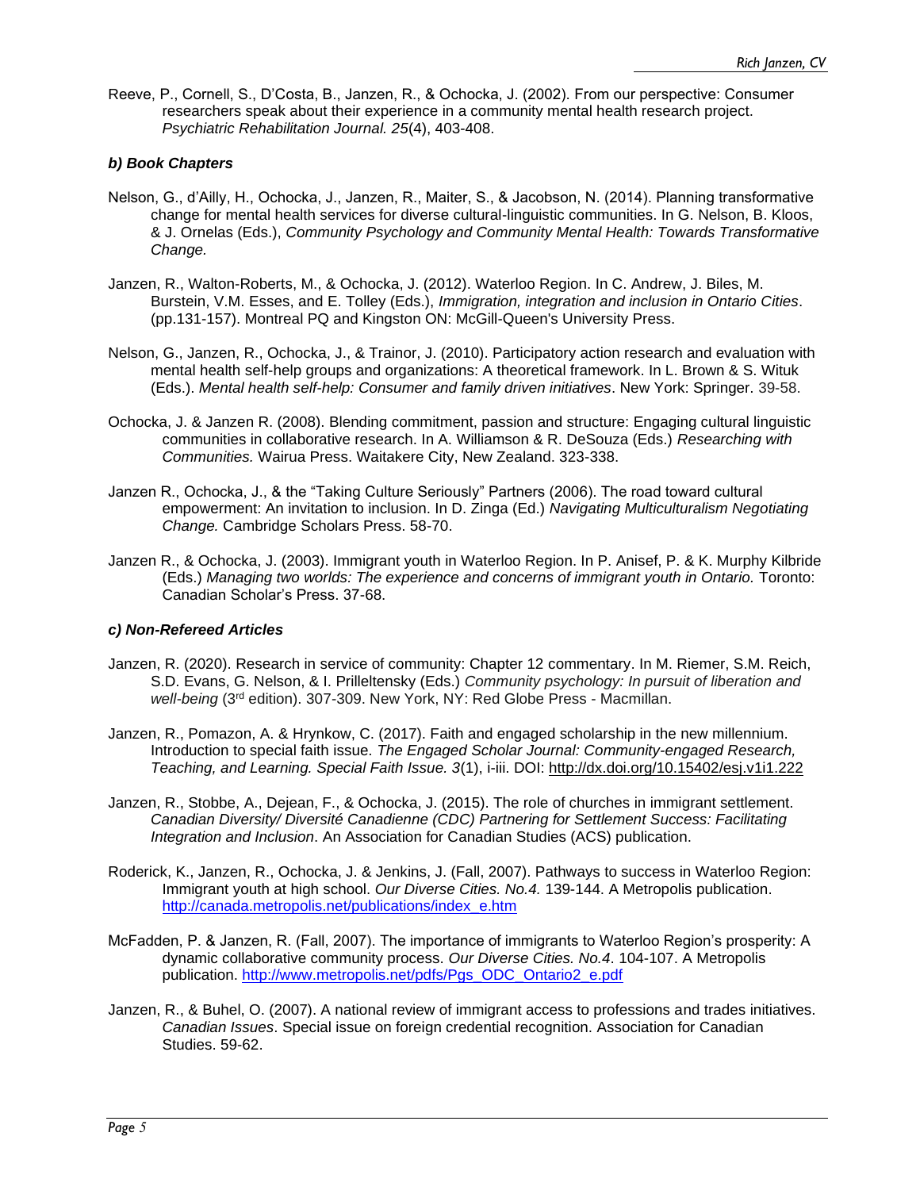Reeve, P., Cornell, S., D'Costa, B., Janzen, R., & Ochocka, J. (2002). From our perspective: Consumer researchers speak about their experience in a community mental health research project. *Psychiatric Rehabilitation Journal. 25*(4), 403-408.

### *b) Book Chapters*

Nelson, G., d'Ailly, H., Ochocka, J., Janzen, R., Maiter, S., & Jacobson, N. (2014). Planning transformative change for mental health services for diverse cultural-linguistic communities. In G. Nelson, B. Kloos, & J. Ornelas (Eds.), *Community Psychology and Community Mental Health: Towards Transformative Change.*

Janzen, R., Walton-Roberts, M., & Ochocka, J. (2012). Waterloo Region. In C. Andrew, J. Biles, M. Burstein, V.M. Esses, and E. Tolley (Eds.), *Immigration, integration and inclusion in Ontario Cities*. (pp.131-157). Montreal PQ and Kingston ON: McGill-Queen's University Press.

Nelson, G., Janzen, R., Ochocka, J., & Trainor, J. (2010). Participatory action research and evaluation with mental health self-help groups and organizations: A theoretical framework. In L. Brown & S. Wituk (Eds.). *Mental health self-help: Consumer and family driven initiatives*. New York: Springer. 39-58.

Ochocka, J. & Janzen R. (2008). Blending commitment, passion and structure: Engaging cultural linguistic communities in collaborative research. In A. Williamson & R. DeSouza (Eds.) *Researching with Communities.* Wairua Press. Waitakere City, New Zealand. 323-338.

Janzen R., Ochocka, J., & the "Taking Culture Seriously" Partners (2006). The road toward cultural empowerment: An invitation to inclusion. In D. Zinga (Ed.) *Navigating Multiculturalism Negotiating Change.* Cambridge Scholars Press. 58-70.

Janzen R., & Ochocka, J. (2003). Immigrant youth in Waterloo Region. In P. Anisef, P. & K. Murphy Kilbride (Eds.) *Managing two worlds: The experience and concerns of immigrant youth in Ontario.* Toronto: Canadian Scholar's Press. 37-68.

### *c) Non-Refereed Articles*

Janzen, R. (2020). Research in service of community: Chapter 12 commentary. In M. Riemer, S.M. Reich, S.D. Evans, G. Nelson, & I. Prilleltensky (Eds.) *Community psychology: In pursuit of liberation and well-being* (3rd edition). 307-309. New York, NY: Red Globe Press - Macmillan.

Janzen, R., Pomazon, A. & Hrynkow, C. (2017). Faith and engaged scholarship in the new millennium. Introduction to special faith issue. *The Engaged Scholar Journal: Community-engaged Research, Teaching, and Learning. Special Faith Issue. 3*(1), i-iii. DOI: http://dx.doi.org/10.15402/esj.v1i1.222

Janzen, R., Stobbe, A., Dejean, F., & Ochocka, J. (2015). The role of churches in immigrant settlement. *Canadian Diversity/ Diversité Canadienne (CDC) Partnering for Settlement Success: Facilitating Integration and Inclusion*. An Association for Canadian Studies (ACS) publication.

Roderick, K., Janzen, R., Ochocka, J. & Jenkins, J. (Fall, 2007). Pathways to success in Waterloo Region: Immigrant youth at high school. *Our Diverse Cities. No.4.* 139-144. A Metropolis publication. http://canada.metropolis.net/publications/index_e.htm

McFadden, P. & Janzen, R. (Fall, 2007). The importance of immigrants to Waterloo Region's prosperity: A dynamic collaborative community process. *Our Diverse Cities. No.4*. 104-107. A Metropolis publication. http://www.metropolis.net/pdfs/Pgs_ODC_Ontario2_e.pdf

Janzen, R., & Buhel, O. (2007). A national review of immigrant access to professions and trades initiatives. *Canadian Issues*. Special issue on foreign credential recognition. Association for Canadian Studies. 59-62.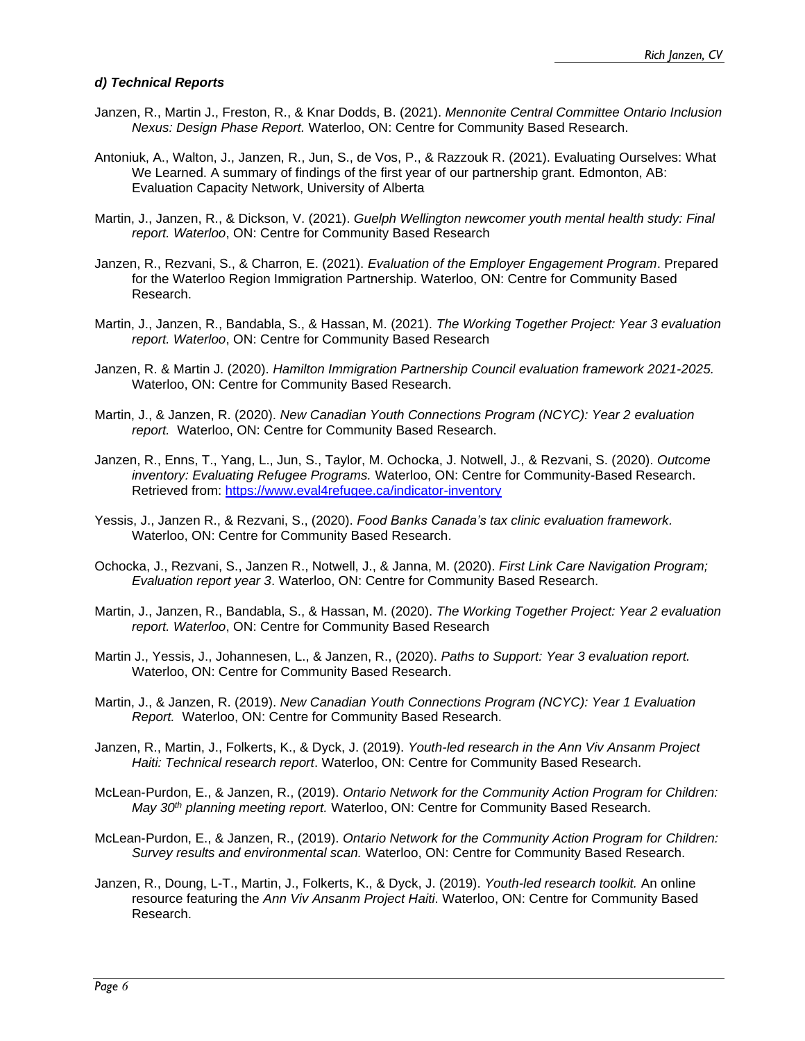### *d) Technical Reports*

Janzen, R., Martin J., Freston, R., & Knar Dodds, B. (2021). *Mennonite Central Committee Ontario Inclusion Nexus: Design Phase Report.* Waterloo, ON: Centre for Community Based Research.

Antoniuk, A., Walton, J., Janzen, R., Jun, S., de Vos, P., & Razzouk R. (2021). Evaluating Ourselves: What We Learned. A summary of findings of the first year of our partnership grant. Edmonton, AB: Evaluation Capacity Network, University of Alberta

Martin, J., Janzen, R., & Dickson, V. (2021). *Guelph Wellington newcomer youth mental health study: Final report. Waterloo*, ON: Centre for Community Based Research

Janzen, R., Rezvani, S., & Charron, E. (2021). *Evaluation of the Employer Engagement Program*. Prepared for the Waterloo Region Immigration Partnership. Waterloo, ON: Centre for Community Based Research.

Martin, J., Janzen, R., Bandabla, S., & Hassan, M. (2021). *The Working Together Project: Year 3 evaluation report. Waterloo*, ON: Centre for Community Based Research

Janzen, R. & Martin J. (2020). *Hamilton Immigration Partnership Council evaluation framework 2021-2025.* Waterloo, ON: Centre for Community Based Research.

Martin, J., & Janzen, R. (2020). *New Canadian Youth Connections Program (NCYC): Year 2 evaluation report.* Waterloo, ON: Centre for Community Based Research.

Janzen, R., Enns, T., Yang, L., Jun, S., Taylor, M. Ochocka, J. Notwell, J., & Rezvani, S. (2020). *Outcome inventory: Evaluating Refugee Programs.* Waterloo, ON: Centre for Community-Based Research. Retrieved from: https://www.eval4refugee.ca/indicator-inventory

Yessis, J., Janzen R., & Rezvani, S., (2020). *Food Banks Canada's tax clinic evaluation framework.* Waterloo, ON: Centre for Community Based Research.

Ochocka, J., Rezvani, S., Janzen R., Notwell, J., & Janna, M. (2020). *First Link Care Navigation Program; Evaluation report year 3*. Waterloo, ON: Centre for Community Based Research.

Martin, J., Janzen, R., Bandabla, S., & Hassan, M. (2020). *The Working Together Project: Year 2 evaluation report. Waterloo*, ON: Centre for Community Based Research

Martin J., Yessis, J., Johannesen, L., & Janzen, R., (2020). *Paths to Support: Year 3 evaluation report.* Waterloo, ON: Centre for Community Based Research.

Martin, J., & Janzen, R. (2019). *New Canadian Youth Connections Program (NCYC): Year 1 Evaluation Report.* Waterloo, ON: Centre for Community Based Research.

Janzen, R., Martin, J., Folkerts, K., & Dyck, J. (2019). *Youth-led research in the Ann Viv Ansanm Project Haiti: Technical research report*. Waterloo, ON: Centre for Community Based Research.

McLean-Purdon, E., & Janzen, R., (2019). *Ontario Network for the Community Action Program for Children: May 30th planning meeting report.* Waterloo, ON: Centre for Community Based Research.

McLean-Purdon, E., & Janzen, R., (2019). *Ontario Network for the Community Action Program for Children: Survey results and environmental scan.* Waterloo, ON: Centre for Community Based Research.

Janzen, R., Doung, L-T., Martin, J., Folkerts, K., & Dyck, J. (2019). *Youth-led research toolkit.* An online resource featuring the *Ann Viv Ansanm Project Haiti*. Waterloo, ON: Centre for Community Based Research.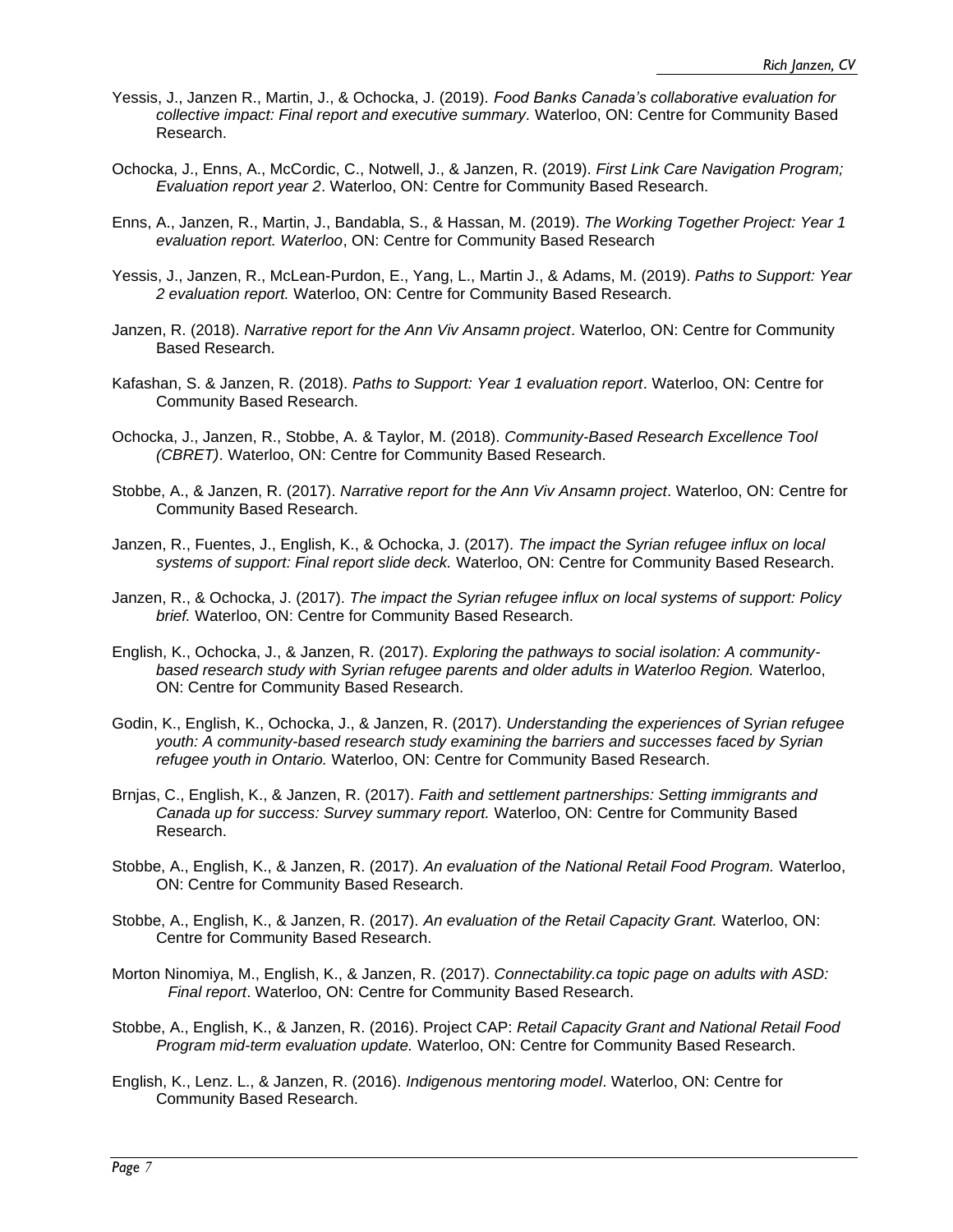Yessis, J., Janzen R., Martin, J., & Ochocka, J. (2019). *Food Banks Canada's collaborative evaluation for collective impact: Final report and executive summary*. Waterloo, ON: Centre for Community Based Research.

Ochocka, J., Enns, A., McCordic, C., Notwell, J., & Janzen, R. (2019). *First Link Care Navigation Program; Evaluation report year 2*. Waterloo, ON: Centre for Community Based Research.

Enns, A., Janzen, R., Martin, J., Bandabla, S., & Hassan, M. (2019). *The Working Together Project: Year 1 evaluation report. Waterloo*, ON: Centre for Community Based Research

Yessis, J., Janzen, R., McLean-Purdon, E., Yang, L., Martin J., & Adams, M. (2019). *Paths to Support: Year 2 evaluation report.* Waterloo, ON: Centre for Community Based Research.

Janzen, R. (2018). *Narrative report for the Ann Viv Ansamn project*. Waterloo, ON: Centre for Community Based Research.

Kafashan, S. & Janzen, R. (2018). *Paths to Support: Year 1 evaluation report*. Waterloo, ON: Centre for Community Based Research.

Ochocka, J., Janzen, R., Stobbe, A. & Taylor, M. (2018). *Community-Based Research Excellence Tool (CBRET)*. Waterloo, ON: Centre for Community Based Research.

Stobbe, A., & Janzen, R. (2017). *Narrative report for the Ann Viv Ansamn project*. Waterloo, ON: Centre for Community Based Research.

Janzen, R., Fuentes, J., English, K., & Ochocka, J. (2017). *The impact the Syrian refugee influx on local systems of support: Final report slide deck.* Waterloo, ON: Centre for Community Based Research.

Janzen, R., & Ochocka, J. (2017). *The impact the Syrian refugee influx on local systems of support: Policy brief.* Waterloo, ON: Centre for Community Based Research.

English, K., Ochocka, J., & Janzen, R. (2017). *Exploring the pathways to social isolation: A community-based research study with Syrian refugee parents and older adults in Waterloo Region.* Waterloo, ON: Centre for Community Based Research.

Godin, K., English, K., Ochocka, J., & Janzen, R. (2017). *Understanding the experiences of Syrian refugee youth: A community-based research study examining the barriers and successes faced by Syrian refugee youth in Ontario.* Waterloo, ON: Centre for Community Based Research.

Brnjas, C., English, K., & Janzen, R. (2017). *Faith and settlement partnerships: Setting immigrants and Canada up for success: Survey summary report.* Waterloo, ON: Centre for Community Based Research.

Stobbe, A., English, K., & Janzen, R. (2017). *An evaluation of the National Retail Food Program.* Waterloo, ON: Centre for Community Based Research.

Stobbe, A., English, K., & Janzen, R. (2017). *An evaluation of the Retail Capacity Grant.* Waterloo, ON: Centre for Community Based Research.

Morton Ninomiya, M., English, K., & Janzen, R. (2017). *Connectability.ca topic page on adults with ASD: Final report*. Waterloo, ON: Centre for Community Based Research.

Stobbe, A., English, K., & Janzen, R. (2016). Project CAP: *Retail Capacity Grant and National Retail Food Program mid-term evaluation update.* Waterloo, ON: Centre for Community Based Research.

English, K., Lenz. L., & Janzen, R. (2016). *Indigenous mentoring model*. Waterloo, ON: Centre for Community Based Research.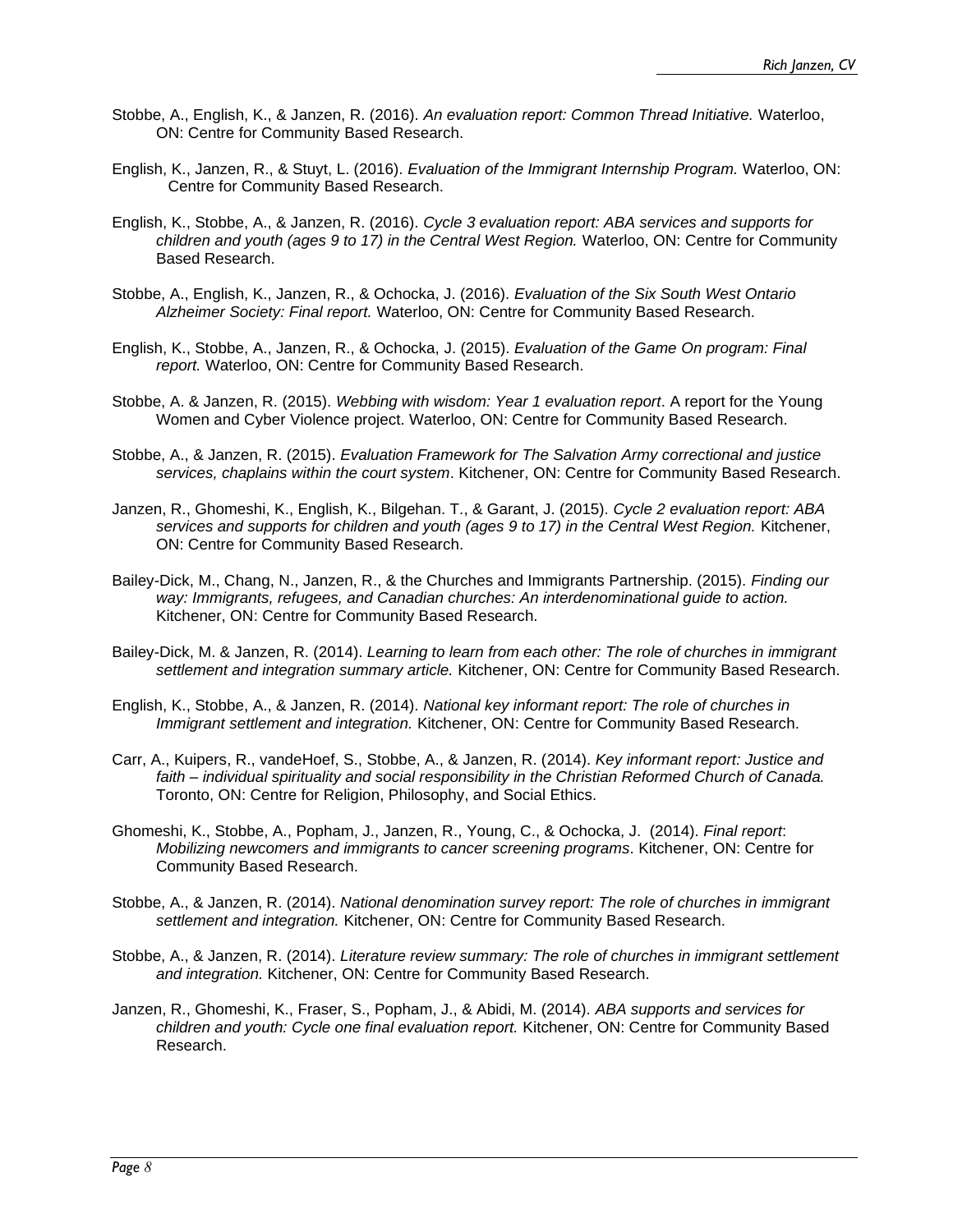Stobbe, A., English, K., & Janzen, R. (2016). *An evaluation report: Common Thread Initiative.* Waterloo, ON: Centre for Community Based Research.

English, K., Janzen, R., & Stuyt, L. (2016). *Evaluation of the Immigrant Internship Program.* Waterloo, ON: Centre for Community Based Research.

English, K., Stobbe, A., & Janzen, R. (2016). *Cycle 3 evaluation report: ABA services and supports for children and youth (ages 9 to 17) in the Central West Region.* Waterloo, ON: Centre for Community Based Research.

Stobbe, A., English, K., Janzen, R., & Ochocka, J. (2016). *Evaluation of the Six South West Ontario Alzheimer Society: Final report.* Waterloo, ON: Centre for Community Based Research.

English, K., Stobbe, A., Janzen, R., & Ochocka, J. (2015). *Evaluation of the Game On program: Final report.* Waterloo, ON: Centre for Community Based Research.

Stobbe, A. & Janzen, R. (2015). *Webbing with wisdom: Year 1 evaluation report*. A report for the Young Women and Cyber Violence project. Waterloo, ON: Centre for Community Based Research.

Stobbe, A., & Janzen, R. (2015). *Evaluation Framework for The Salvation Army correctional and justice services, chaplains within the court system*. Kitchener, ON: Centre for Community Based Research.

Janzen, R., Ghomeshi, K., English, K., Bilgehan. T., & Garant, J. (2015). *Cycle 2 evaluation report: ABA services and supports for children and youth (ages 9 to 17) in the Central West Region.* Kitchener, ON: Centre for Community Based Research.

Bailey-Dick, M., Chang, N., Janzen, R., & the Churches and Immigrants Partnership. (2015). *Finding our way: Immigrants, refugees, and Canadian churches: An interdenominational guide to action.* Kitchener, ON: Centre for Community Based Research.

Bailey-Dick, M. & Janzen, R. (2014). *Learning to learn from each other: The role of churches in immigrant settlement and integration summary article.* Kitchener, ON: Centre for Community Based Research.

English, K., Stobbe, A., & Janzen, R. (2014). *National key informant report: The role of churches in Immigrant settlement and integration.* Kitchener, ON: Centre for Community Based Research.

Carr, A., Kuipers, R., vandeHoef, S., Stobbe, A., & Janzen, R. (2014). *Key informant report: Justice and faith – individual spirituality and social responsibility in the Christian Reformed Church of Canada.* Toronto, ON: Centre for Religion, Philosophy, and Social Ethics.

Ghomeshi, K., Stobbe, A., Popham, J., Janzen, R., Young, C., & Ochocka, J. (2014). *Final report*: *Mobilizing newcomers and immigrants to cancer screening programs*. Kitchener, ON: Centre for Community Based Research.

Stobbe, A., & Janzen, R. (2014). *National denomination survey report: The role of churches in immigrant settlement and integration.* Kitchener, ON: Centre for Community Based Research.

Stobbe, A., & Janzen, R. (2014). *Literature review summary: The role of churches in immigrant settlement and integration.* Kitchener, ON: Centre for Community Based Research.

Janzen, R., Ghomeshi, K., Fraser, S., Popham, J., & Abidi, M. (2014). *ABA supports and services for children and youth: Cycle one final evaluation report.* Kitchener, ON: Centre for Community Based Research.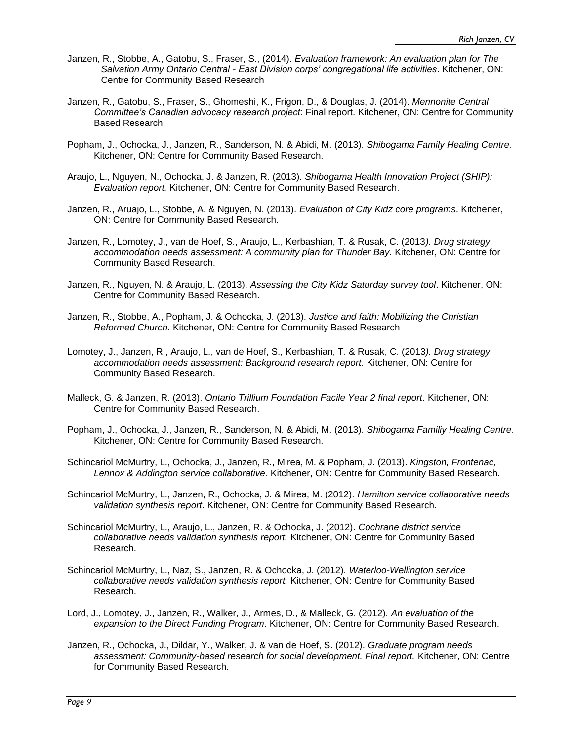Janzen, R., Stobbe, A., Gatobu, S., Fraser, S., (2014). *Evaluation framework: An evaluation plan for The Salvation Army Ontario Central - East Division corps' congregational life activities*. Kitchener, ON: Centre for Community Based Research

Janzen, R., Gatobu, S., Fraser, S., Ghomeshi, K., Frigon, D., & Douglas, J. (2014). *Mennonite Central Committee's Canadian advocacy research project*: Final report. Kitchener, ON: Centre for Community Based Research.

Popham, J., Ochocka, J., Janzen, R., Sanderson, N. & Abidi, M. (2013). *Shibogama Family Healing Centre*. Kitchener, ON: Centre for Community Based Research.

Araujo, L., Nguyen, N., Ochocka, J. & Janzen, R. (2013). *Shibogama Health Innovation Project (SHIP): Evaluation report.* Kitchener, ON: Centre for Community Based Research.

Janzen, R., Aruajo, L., Stobbe, A. & Nguyen, N. (2013). *Evaluation of City Kidz core programs*. Kitchener, ON: Centre for Community Based Research.

Janzen, R., Lomotey, J., van de Hoef, S., Araujo, L., Kerbashian, T. & Rusak, C. (2013*). Drug strategy accommodation needs assessment: A community plan for Thunder Bay.* Kitchener, ON: Centre for Community Based Research.

Janzen, R., Nguyen, N. & Araujo, L. (2013). *Assessing the City Kidz Saturday survey tool*. Kitchener, ON: Centre for Community Based Research.

Janzen, R., Stobbe, A., Popham, J. & Ochocka, J. (2013). *Justice and faith: Mobilizing the Christian Reformed Church*. Kitchener, ON: Centre for Community Based Research

Lomotey, J., Janzen, R., Araujo, L., van de Hoef, S., Kerbashian, T. & Rusak, C. (2013*). Drug strategy accommodation needs assessment: Background research report.* Kitchener, ON: Centre for Community Based Research.

Malleck, G. & Janzen, R. (2013). *Ontario Trillium Foundation Facile Year 2 final report*. Kitchener, ON: Centre for Community Based Research.

Popham, J., Ochocka, J., Janzen, R., Sanderson, N. & Abidi, M. (2013). *Shibogama Familiy Healing Centre*. Kitchener, ON: Centre for Community Based Research.

Schincariol McMurtry, L., Ochocka, J., Janzen, R., Mirea, M. & Popham, J. (2013). *Kingston, Frontenac, Lennox & Addington service collaborative.* Kitchener, ON: Centre for Community Based Research.

Schincariol McMurtry, L., Janzen, R., Ochocka, J. & Mirea, M. (2012). *Hamilton service collaborative needs validation synthesis report*. Kitchener, ON: Centre for Community Based Research.

Schincariol McMurtry, L., Araujo, L., Janzen, R. & Ochocka, J. (2012). *Cochrane district service collaborative needs validation synthesis report.* Kitchener, ON: Centre for Community Based Research.

Schincariol McMurtry, L., Naz, S., Janzen, R. & Ochocka, J. (2012). *Waterloo-Wellington service collaborative needs validation synthesis report.* Kitchener, ON: Centre for Community Based Research.

Lord, J., Lomotey, J., Janzen, R., Walker, J., Armes, D., & Malleck, G. (2012). *An evaluation of the expansion to the Direct Funding Program*. Kitchener, ON: Centre for Community Based Research.

Janzen, R., Ochocka, J., Dildar, Y., Walker, J. & van de Hoef, S. (2012). *Graduate program needs assessment: Community-based research for social development. Final report.* Kitchener, ON: Centre for Community Based Research.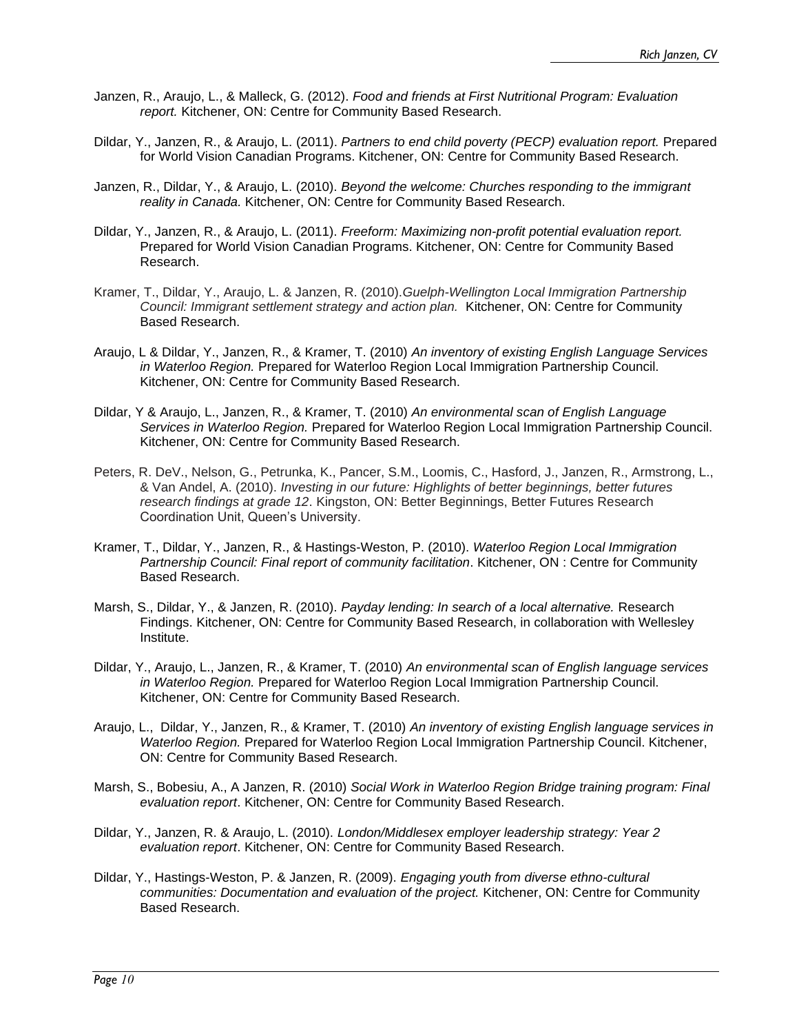Janzen, R., Araujo, L., & Malleck, G. (2012). *Food and friends at First Nutritional Program: Evaluation report.* Kitchener, ON: Centre for Community Based Research.

Dildar, Y., Janzen, R., & Araujo, L. (2011). *Partners to end child poverty (PECP) evaluation report.* Prepared for World Vision Canadian Programs. Kitchener, ON: Centre for Community Based Research.

Janzen, R., Dildar, Y., & Araujo, L. (2010). *Beyond the welcome: Churches responding to the immigrant reality in Canada.* Kitchener, ON: Centre for Community Based Research.

Dildar, Y., Janzen, R., & Araujo, L. (2011). *Freeform: Maximizing non-profit potential evaluation report.* Prepared for World Vision Canadian Programs. Kitchener, ON: Centre for Community Based Research.

Kramer, T., Dildar, Y., Araujo, L. & Janzen, R. (2010).*Guelph-Wellington Local Immigration Partnership Council: Immigrant settlement strategy and action plan.* Kitchener, ON: Centre for Community Based Research.

Araujo, L & Dildar, Y., Janzen, R., & Kramer, T. (2010) *An inventory of existing English Language Services in Waterloo Region.* Prepared for Waterloo Region Local Immigration Partnership Council. Kitchener, ON: Centre for Community Based Research.

Dildar, Y & Araujo, L., Janzen, R., & Kramer, T. (2010) *An environmental scan of English Language Services in Waterloo Region.* Prepared for Waterloo Region Local Immigration Partnership Council. Kitchener, ON: Centre for Community Based Research.

Peters, R. DeV., Nelson, G., Petrunka, K., Pancer, S.M., Loomis, C., Hasford, J., Janzen, R., Armstrong, L., & Van Andel, A. (2010). *Investing in our future: Highlights of better beginnings, better futures research findings at grade 12*. Kingston, ON: Better Beginnings, Better Futures Research Coordination Unit, Queen's University.

Kramer, T., Dildar, Y., Janzen, R., & Hastings-Weston, P. (2010). *Waterloo Region Local Immigration Partnership Council: Final report of community facilitation*. Kitchener, ON : Centre for Community Based Research.

Marsh, S., Dildar, Y., & Janzen, R. (2010). *Payday lending: In search of a local alternative.* Research Findings. Kitchener, ON: Centre for Community Based Research, in collaboration with Wellesley Institute.

Dildar, Y., Araujo, L., Janzen, R., & Kramer, T. (2010) *An environmental scan of English language services in Waterloo Region.* Prepared for Waterloo Region Local Immigration Partnership Council. Kitchener, ON: Centre for Community Based Research.

Araujo, L., Dildar, Y., Janzen, R., & Kramer, T. (2010) *An inventory of existing English language services in Waterloo Region.* Prepared for Waterloo Region Local Immigration Partnership Council. Kitchener, ON: Centre for Community Based Research.

Marsh, S., Bobesiu, A., A Janzen, R. (2010) *Social Work in Waterloo Region Bridge training program: Final evaluation report*. Kitchener, ON: Centre for Community Based Research.

Dildar, Y., Janzen, R. & Araujo, L. (2010). *London/Middlesex employer leadership strategy: Year 2 evaluation report*. Kitchener, ON: Centre for Community Based Research.

Dildar, Y., Hastings-Weston, P. & Janzen, R. (2009). *Engaging youth from diverse ethno-cultural communities: Documentation and evaluation of the project.* Kitchener, ON: Centre for Community Based Research.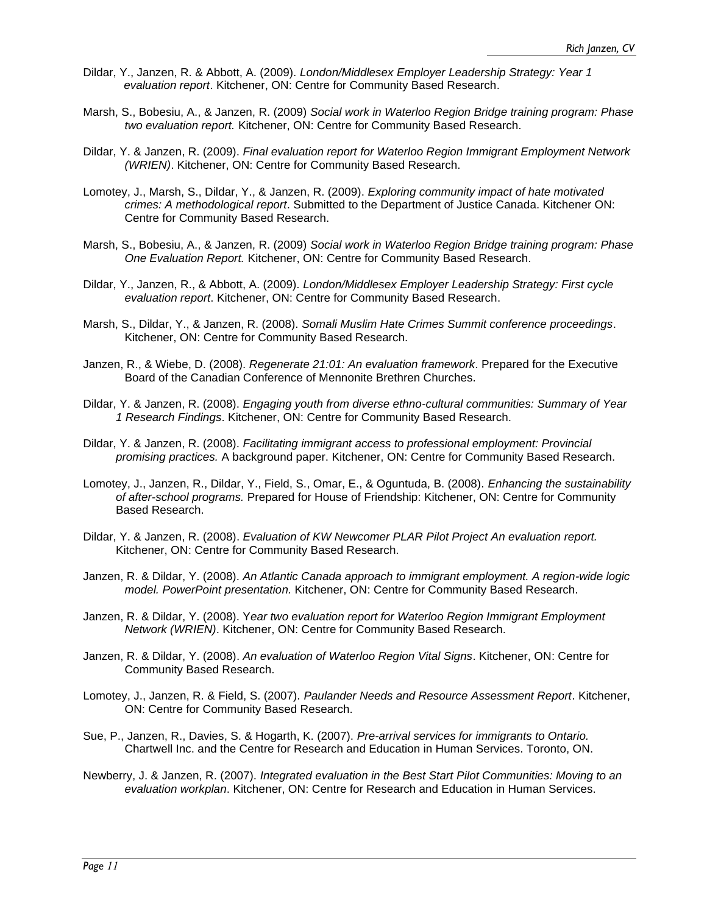Dildar, Y., Janzen, R. & Abbott, A. (2009). *London/Middlesex Employer Leadership Strategy: Year 1 evaluation report*. Kitchener, ON: Centre for Community Based Research.

Marsh, S., Bobesiu, A., & Janzen, R. (2009) *Social work in Waterloo Region Bridge training program: Phase two evaluation report.* Kitchener, ON: Centre for Community Based Research.

Dildar, Y. & Janzen, R. (2009). *Final evaluation report for Waterloo Region Immigrant Employment Network (WRIEN)*. Kitchener, ON: Centre for Community Based Research.

Lomotey, J., Marsh, S., Dildar, Y., & Janzen, R. (2009). *Exploring community impact of hate motivated crimes: A methodological report*. Submitted to the Department of Justice Canada. Kitchener ON: Centre for Community Based Research.

Marsh, S., Bobesiu, A., & Janzen, R. (2009) *Social work in Waterloo Region Bridge training program: Phase One Evaluation Report.* Kitchener, ON: Centre for Community Based Research.

Dildar, Y., Janzen, R., & Abbott, A. (2009). *London/Middlesex Employer Leadership Strategy: First cycle evaluation report*. Kitchener, ON: Centre for Community Based Research.

Marsh, S., Dildar, Y., & Janzen, R. (2008). *Somali Muslim Hate Crimes Summit conference proceedings*. Kitchener, ON: Centre for Community Based Research.

Janzen, R., & Wiebe, D. (2008). *Regenerate 21:01: An evaluation framework*. Prepared for the Executive Board of the Canadian Conference of Mennonite Brethren Churches.

Dildar, Y. & Janzen, R. (2008). *Engaging youth from diverse ethno-cultural communities: Summary of Year 1 Research Findings*. Kitchener, ON: Centre for Community Based Research.

Dildar, Y. & Janzen, R. (2008). *Facilitating immigrant access to professional employment: Provincial promising practices.* A background paper. Kitchener, ON: Centre for Community Based Research.

Lomotey, J., Janzen, R., Dildar, Y., Field, S., Omar, E., & Oguntuda, B. (2008). *Enhancing the sustainability of after-school programs.* Prepared for House of Friendship: Kitchener, ON: Centre for Community Based Research.

Dildar, Y. & Janzen, R. (2008). *Evaluation of KW Newcomer PLAR Pilot Project An evaluation report.* Kitchener, ON: Centre for Community Based Research.

Janzen, R. & Dildar, Y. (2008). *An Atlantic Canada approach to immigrant employment. A region-wide logic model. PowerPoint presentation.* Kitchener, ON: Centre for Community Based Research.

Janzen, R. & Dildar, Y. (2008). Y*ear two evaluation report for Waterloo Region Immigrant Employment Network (WRIEN)*. Kitchener, ON: Centre for Community Based Research.

Janzen, R. & Dildar, Y. (2008). *An evaluation of Waterloo Region Vital Signs*. Kitchener, ON: Centre for Community Based Research.

Lomotey, J., Janzen, R. & Field, S. (2007). *Paulander Needs and Resource Assessment Report*. Kitchener, ON: Centre for Community Based Research.

Sue, P., Janzen, R., Davies, S. & Hogarth, K. (2007). *Pre-arrival services for immigrants to Ontario.* Chartwell Inc. and the Centre for Research and Education in Human Services. Toronto, ON.

Newberry, J. & Janzen, R. (2007). *Integrated evaluation in the Best Start Pilot Communities: Moving to an evaluation workplan*. Kitchener, ON: Centre for Research and Education in Human Services.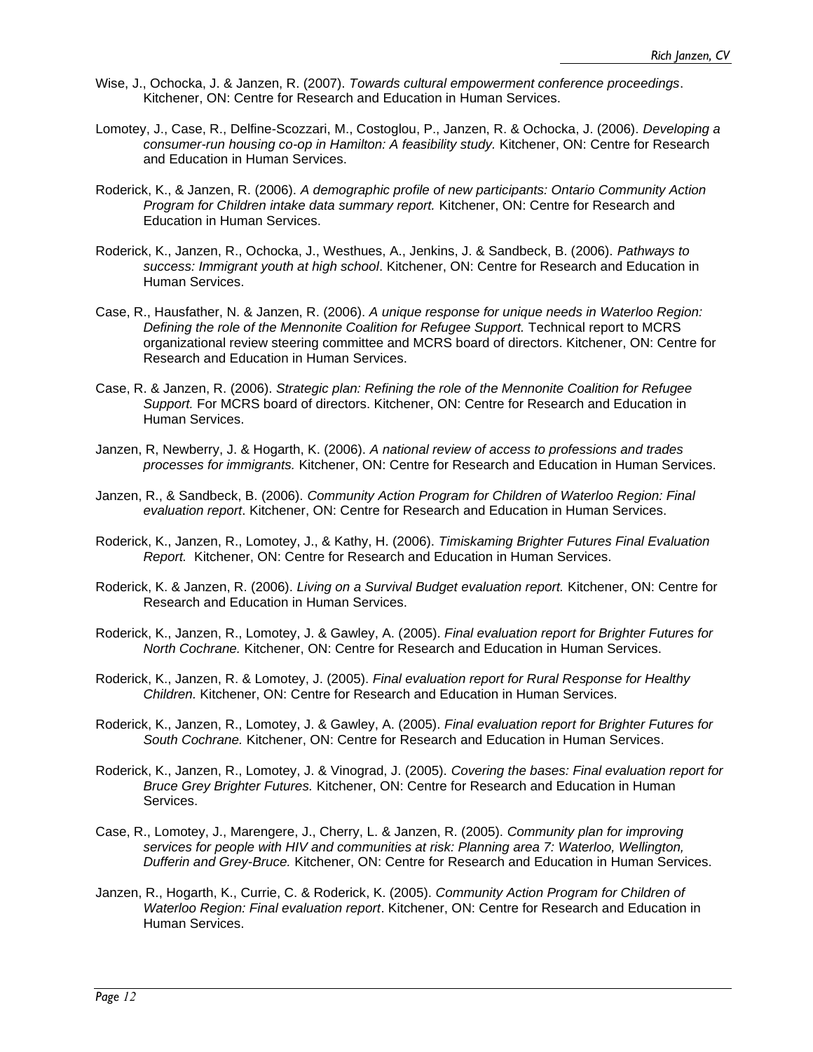Wise, J., Ochocka, J. & Janzen, R. (2007). *Towards cultural empowerment conference proceedings*. Kitchener, ON: Centre for Research and Education in Human Services.

Lomotey, J., Case, R., Delfine-Scozzari, M., Costoglou, P., Janzen, R. & Ochocka, J. (2006). *Developing a consumer-run housing co-op in Hamilton: A feasibility study.* Kitchener, ON: Centre for Research and Education in Human Services.

Roderick, K., & Janzen, R. (2006). *A demographic profile of new participants: Ontario Community Action Program for Children intake data summary report.* Kitchener, ON: Centre for Research and Education in Human Services.

Roderick, K., Janzen, R., Ochocka, J., Westhues, A., Jenkins, J. & Sandbeck, B. (2006). *Pathways to success: Immigrant youth at high school*. Kitchener, ON: Centre for Research and Education in Human Services.

Case, R., Hausfather, N. & Janzen, R. (2006). *A unique response for unique needs in Waterloo Region: Defining the role of the Mennonite Coalition for Refugee Support.* Technical report to MCRS organizational review steering committee and MCRS board of directors. Kitchener, ON: Centre for Research and Education in Human Services.

Case, R. & Janzen, R. (2006). *Strategic plan: Refining the role of the Mennonite Coalition for Refugee Support.* For MCRS board of directors. Kitchener, ON: Centre for Research and Education in Human Services.

Janzen, R, Newberry, J. & Hogarth, K. (2006). *A national review of access to professions and trades processes for immigrants.* Kitchener, ON: Centre for Research and Education in Human Services.

Janzen, R., & Sandbeck, B. (2006). *Community Action Program for Children of Waterloo Region: Final evaluation report*. Kitchener, ON: Centre for Research and Education in Human Services.

Roderick, K., Janzen, R., Lomotey, J., & Kathy, H. (2006). *Timiskaming Brighter Futures Final Evaluation Report.* Kitchener, ON: Centre for Research and Education in Human Services.

Roderick, K. & Janzen, R. (2006). *Living on a Survival Budget evaluation report.* Kitchener, ON: Centre for Research and Education in Human Services.

Roderick, K., Janzen, R., Lomotey, J. & Gawley, A. (2005). *Final evaluation report for Brighter Futures for North Cochrane.* Kitchener, ON: Centre for Research and Education in Human Services.

Roderick, K., Janzen, R. & Lomotey, J. (2005). *Final evaluation report for Rural Response for Healthy Children.* Kitchener, ON: Centre for Research and Education in Human Services.

Roderick, K., Janzen, R., Lomotey, J. & Gawley, A. (2005). *Final evaluation report for Brighter Futures for South Cochrane.* Kitchener, ON: Centre for Research and Education in Human Services.

Roderick, K., Janzen, R., Lomotey, J. & Vinograd, J. (2005). *Covering the bases: Final evaluation report for Bruce Grey Brighter Futures.* Kitchener, ON: Centre for Research and Education in Human Services.

Case, R., Lomotey, J., Marengere, J., Cherry, L. & Janzen, R. (2005). *Community plan for improving services for people with HIV and communities at risk: Planning area 7: Waterloo, Wellington, Dufferin and Grey-Bruce.* Kitchener, ON: Centre for Research and Education in Human Services.

Janzen, R., Hogarth, K., Currie, C. & Roderick, K. (2005). *Community Action Program for Children of Waterloo Region: Final evaluation report*. Kitchener, ON: Centre for Research and Education in Human Services.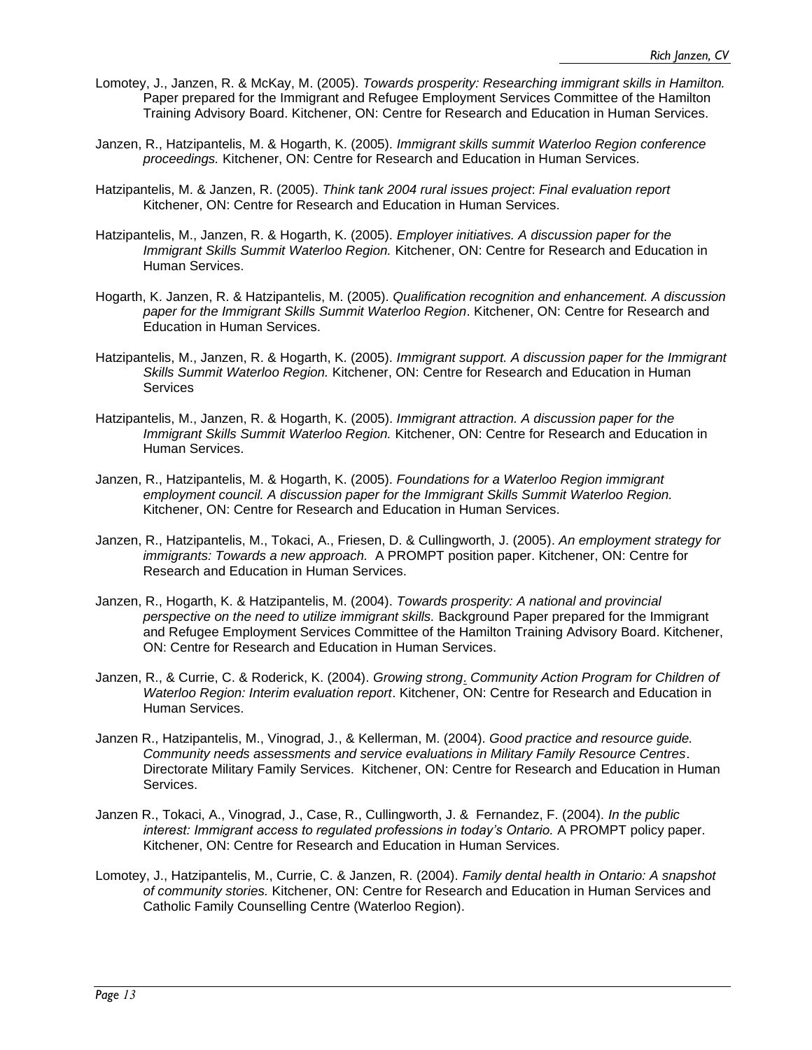Lomotey, J., Janzen, R. & McKay, M. (2005). *Towards prosperity: Researching immigrant skills in Hamilton.* Paper prepared for the Immigrant and Refugee Employment Services Committee of the Hamilton Training Advisory Board. Kitchener, ON: Centre for Research and Education in Human Services.

Janzen, R., Hatzipantelis, M. & Hogarth, K. (2005). *Immigrant skills summit Waterloo Region conference proceedings.* Kitchener, ON: Centre for Research and Education in Human Services.

Hatzipantelis, M. & Janzen, R. (2005). *Think tank 2004 rural issues project*: *Final evaluation report* Kitchener, ON: Centre for Research and Education in Human Services.

Hatzipantelis, M., Janzen, R. & Hogarth, K. (2005). *Employer initiatives. A discussion paper for the Immigrant Skills Summit Waterloo Region.* Kitchener, ON: Centre for Research and Education in Human Services.

Hogarth, K. Janzen, R. & Hatzipantelis, M. (2005). *Qualification recognition and enhancement. A discussion paper for the Immigrant Skills Summit Waterloo Region*. Kitchener, ON: Centre for Research and Education in Human Services.

Hatzipantelis, M., Janzen, R. & Hogarth, K. (2005). *Immigrant support. A discussion paper for the Immigrant Skills Summit Waterloo Region.* Kitchener, ON: Centre for Research and Education in Human Services

Hatzipantelis, M., Janzen, R. & Hogarth, K. (2005). *Immigrant attraction. A discussion paper for the Immigrant Skills Summit Waterloo Region.* Kitchener, ON: Centre for Research and Education in Human Services.

Janzen, R., Hatzipantelis, M. & Hogarth, K. (2005). *Foundations for a Waterloo Region immigrant employment council. A discussion paper for the Immigrant Skills Summit Waterloo Region.* Kitchener, ON: Centre for Research and Education in Human Services.

Janzen, R., Hatzipantelis, M., Tokaci, A., Friesen, D. & Cullingworth, J. (2005). *An employment strategy for immigrants: Towards a new approach.* A PROMPT position paper. Kitchener, ON: Centre for Research and Education in Human Services.

Janzen, R., Hogarth, K. & Hatzipantelis, M. (2004). *Towards prosperity: A national and provincial perspective on the need to utilize immigrant skills.* Background Paper prepared for the Immigrant and Refugee Employment Services Committee of the Hamilton Training Advisory Board. Kitchener, ON: Centre for Research and Education in Human Services.

Janzen, R., & Currie, C. & Roderick, K. (2004). *Growing strong. Community Action Program for Children of Waterloo Region: Interim evaluation report*. Kitchener, ON: Centre for Research and Education in Human Services.

Janzen R., Hatzipantelis, M., Vinograd, J., & Kellerman, M. (2004). *Good practice and resource guide. Community needs assessments and service evaluations in Military Family Resource Centres*. Directorate Military Family Services. Kitchener, ON: Centre for Research and Education in Human Services.

Janzen R., Tokaci, A., Vinograd, J., Case, R., Cullingworth, J. & Fernandez, F. (2004). *In the public interest: Immigrant access to regulated professions in today's Ontario.* A PROMPT policy paper. Kitchener, ON: Centre for Research and Education in Human Services.

Lomotey, J., Hatzipantelis, M., Currie, C. & Janzen, R. (2004). *Family dental health in Ontario: A snapshot of community stories.* Kitchener, ON: Centre for Research and Education in Human Services and Catholic Family Counselling Centre (Waterloo Region).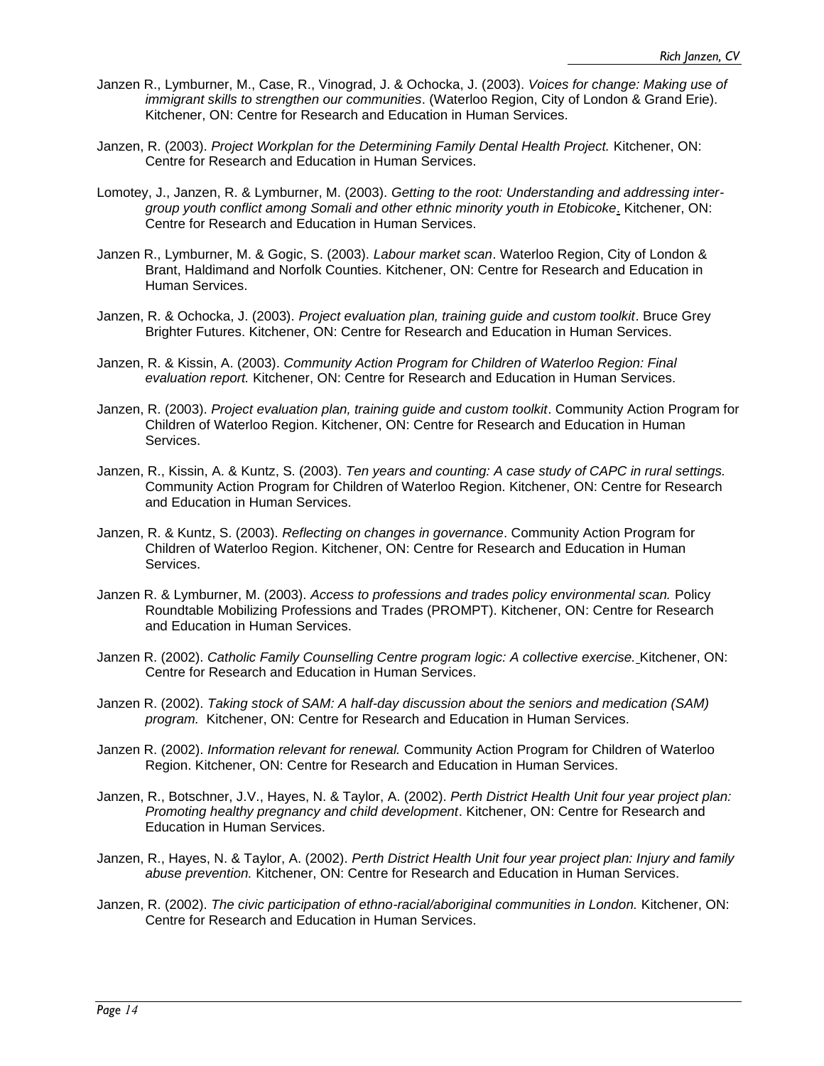Janzen R., Lymburner, M., Case, R., Vinograd, J. & Ochocka, J. (2003). *Voices for change: Making use of immigrant skills to strengthen our communities*. (Waterloo Region, City of London & Grand Erie). Kitchener, ON: Centre for Research and Education in Human Services.

Janzen, R. (2003). *Project Workplan for the Determining Family Dental Health Project.* Kitchener, ON: Centre for Research and Education in Human Services.

Lomotey, J., Janzen, R. & Lymburner, M. (2003). *Getting to the root: Understanding and addressing inter-group youth conflict among Somali and other ethnic minority youth in Etobicoke*. Kitchener, ON: Centre for Research and Education in Human Services.

Janzen R., Lymburner, M. & Gogic, S. (2003). *Labour market scan*. Waterloo Region, City of London & Brant, Haldimand and Norfolk Counties. Kitchener, ON: Centre for Research and Education in Human Services.

Janzen, R. & Ochocka, J. (2003). *Project evaluation plan, training guide and custom toolkit*. Bruce Grey Brighter Futures. Kitchener, ON: Centre for Research and Education in Human Services.

Janzen, R. & Kissin, A. (2003). *Community Action Program for Children of Waterloo Region: Final evaluation report.* Kitchener, ON: Centre for Research and Education in Human Services.

Janzen, R. (2003). *Project evaluation plan, training guide and custom toolkit*. Community Action Program for Children of Waterloo Region. Kitchener, ON: Centre for Research and Education in Human Services.

Janzen, R., Kissin, A. & Kuntz, S. (2003). *Ten years and counting: A case study of CAPC in rural settings.* Community Action Program for Children of Waterloo Region. Kitchener, ON: Centre for Research and Education in Human Services.

Janzen, R. & Kuntz, S. (2003). *Reflecting on changes in governance*. Community Action Program for Children of Waterloo Region. Kitchener, ON: Centre for Research and Education in Human Services.

Janzen R. & Lymburner, M. (2003). *Access to professions and trades policy environmental scan.* Policy Roundtable Mobilizing Professions and Trades (PROMPT). Kitchener, ON: Centre for Research and Education in Human Services.

Janzen R. (2002). *Catholic Family Counselling Centre program logic: A collective exercise.* Kitchener, ON: Centre for Research and Education in Human Services.

Janzen R. (2002). *Taking stock of SAM: A half-day discussion about the seniors and medication (SAM) program.* Kitchener, ON: Centre for Research and Education in Human Services.

Janzen R. (2002). *Information relevant for renewal.* Community Action Program for Children of Waterloo Region. Kitchener, ON: Centre for Research and Education in Human Services.

Janzen, R., Botschner, J.V., Hayes, N. & Taylor, A. (2002). *Perth District Health Unit four year project plan: Promoting healthy pregnancy and child development*. Kitchener, ON: Centre for Research and Education in Human Services.

Janzen, R., Hayes, N. & Taylor, A. (2002). *Perth District Health Unit four year project plan: Injury and family abuse prevention.* Kitchener, ON: Centre for Research and Education in Human Services.

Janzen, R. (2002). *The civic participation of ethno-racial/aboriginal communities in London.* Kitchener, ON: Centre for Research and Education in Human Services.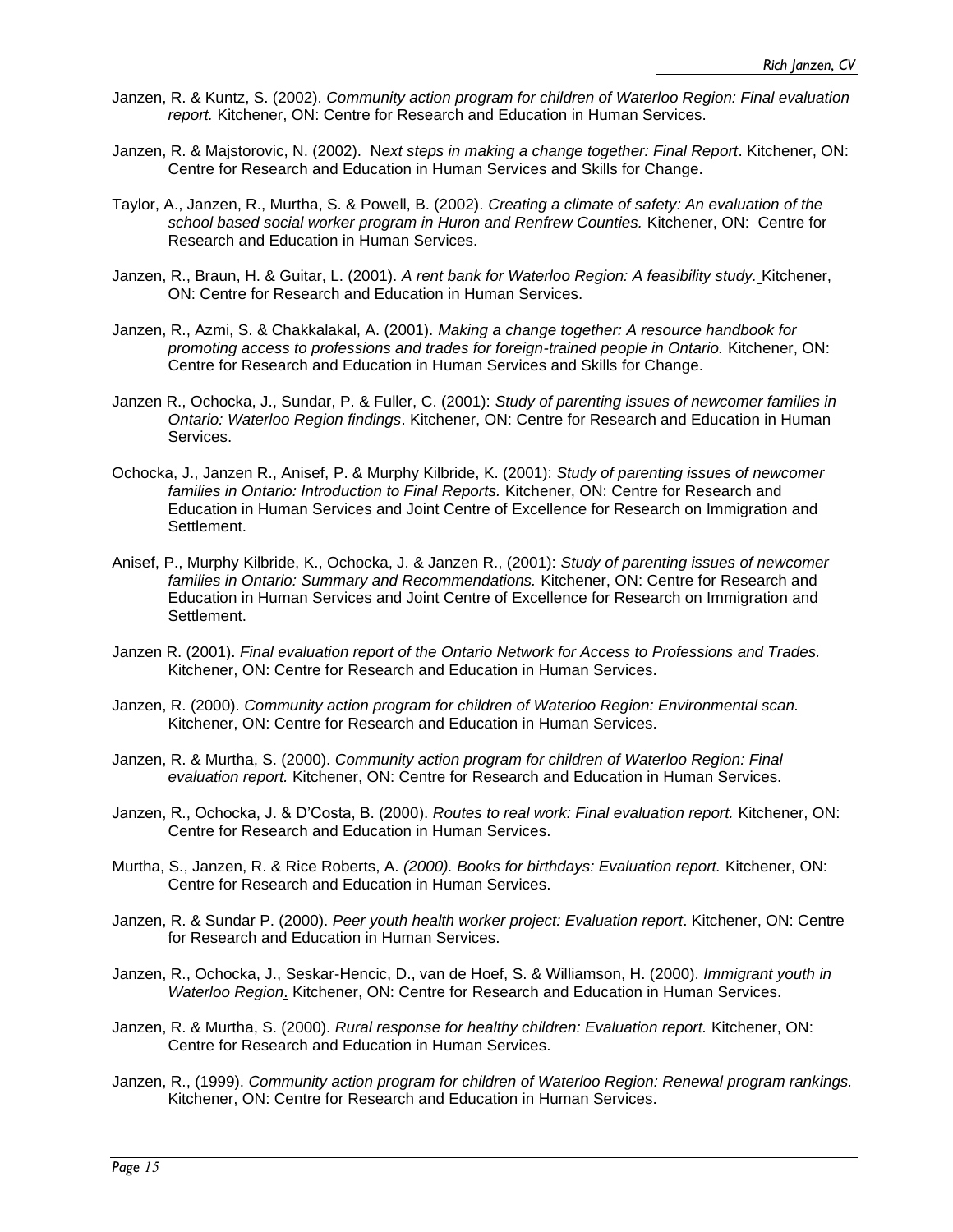Janzen, R. & Kuntz, S. (2002). *Community action program for children of Waterloo Region: Final evaluation report.* Kitchener, ON: Centre for Research and Education in Human Services.

Janzen, R. & Majstorovic, N. (2002). N*ext steps in making a change together: Final Report*. Kitchener, ON: Centre for Research and Education in Human Services and Skills for Change.

Taylor, A., Janzen, R., Murtha, S. & Powell, B. (2002). *Creating a climate of safety: An evaluation of the school based social worker program in Huron and Renfrew Counties.* Kitchener, ON: Centre for Research and Education in Human Services.

Janzen, R., Braun, H. & Guitar, L. (2001). *A rent bank for Waterloo Region: A feasibility study.* Kitchener, ON: Centre for Research and Education in Human Services.

Janzen, R., Azmi, S. & Chakkalakal, A. (2001). *Making a change together: A resource handbook for promoting access to professions and trades for foreign-trained people in Ontario.* Kitchener, ON: Centre for Research and Education in Human Services and Skills for Change.

Janzen R., Ochocka, J., Sundar, P. & Fuller, C. (2001): *Study of parenting issues of newcomer families in Ontario: Waterloo Region findings*. Kitchener, ON: Centre for Research and Education in Human Services.

Ochocka, J., Janzen R., Anisef, P. & Murphy Kilbride, K. (2001): *Study of parenting issues of newcomer families in Ontario: Introduction to Final Reports.* Kitchener, ON: Centre for Research and Education in Human Services and Joint Centre of Excellence for Research on Immigration and Settlement.

Anisef, P., Murphy Kilbride, K., Ochocka, J. & Janzen R., (2001): *Study of parenting issues of newcomer families in Ontario: Summary and Recommendations.* Kitchener, ON: Centre for Research and Education in Human Services and Joint Centre of Excellence for Research on Immigration and Settlement.

Janzen R. (2001). *Final evaluation report of the Ontario Network for Access to Professions and Trades.* Kitchener, ON: Centre for Research and Education in Human Services.

Janzen, R. (2000). *Community action program for children of Waterloo Region: Environmental scan.* Kitchener, ON: Centre for Research and Education in Human Services.

Janzen, R. & Murtha, S. (2000). *Community action program for children of Waterloo Region: Final evaluation report.* Kitchener, ON: Centre for Research and Education in Human Services.

Janzen, R., Ochocka, J. & D'Costa, B. (2000). *Routes to real work: Final evaluation report.* Kitchener, ON: Centre for Research and Education in Human Services.

Murtha, S., Janzen, R. & Rice Roberts, A. *(2000). Books for birthdays: Evaluation report.* Kitchener, ON: Centre for Research and Education in Human Services.

Janzen, R. & Sundar P. (2000). *Peer youth health worker project: Evaluation report*. Kitchener, ON: Centre for Research and Education in Human Services.

Janzen, R., Ochocka, J., Seskar-Hencic, D., van de Hoef, S. & Williamson, H. (2000). *Immigrant youth in Waterloo Region*. Kitchener, ON: Centre for Research and Education in Human Services.

Janzen, R. & Murtha, S. (2000). *Rural response for healthy children: Evaluation report.* Kitchener, ON: Centre for Research and Education in Human Services.

Janzen, R., (1999). *Community action program for children of Waterloo Region: Renewal program rankings.* Kitchener, ON: Centre for Research and Education in Human Services.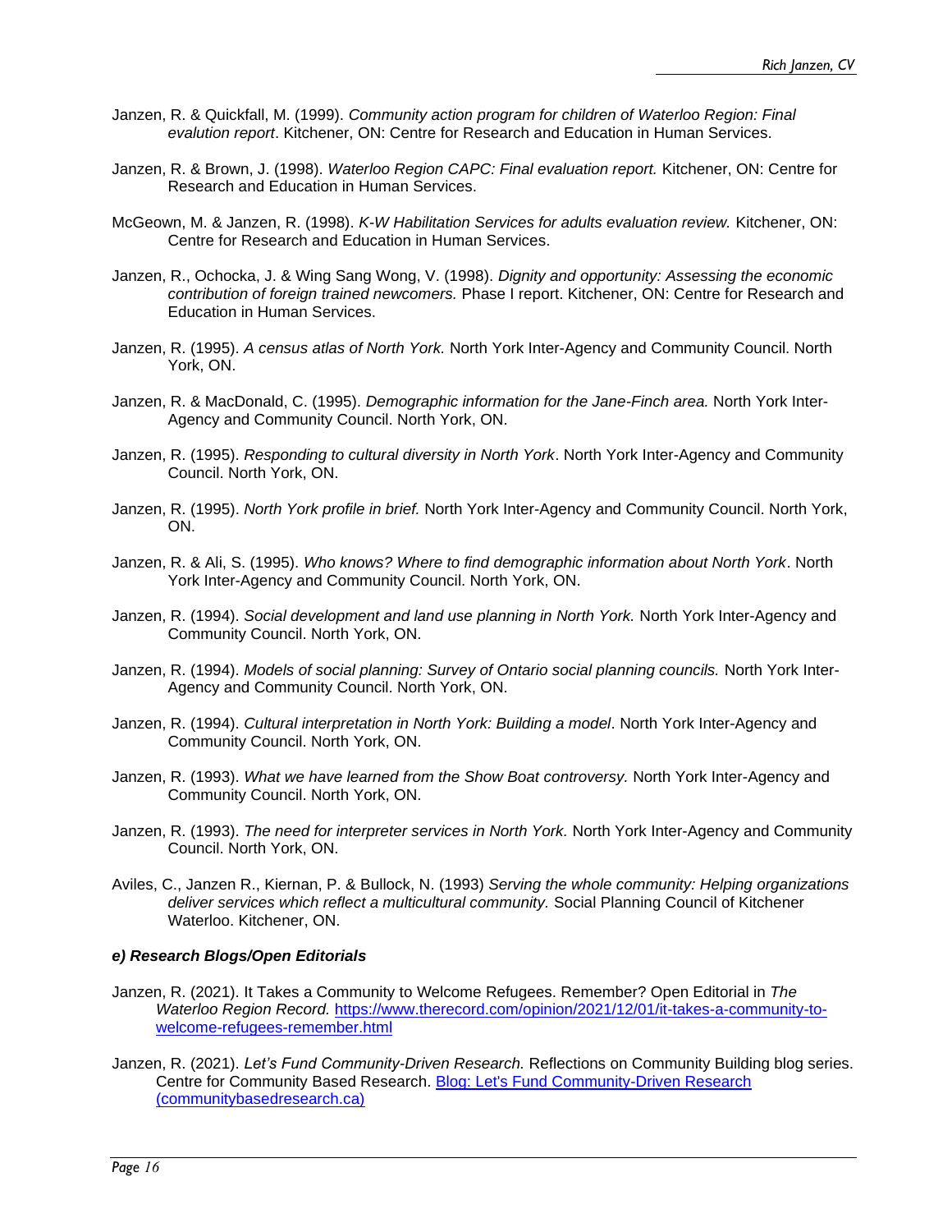Janzen, R. & Quickfall, M. (1999). *Community action program for children of Waterloo Region: Final evalution report*. Kitchener, ON: Centre for Research and Education in Human Services.

Janzen, R. & Brown, J. (1998). *Waterloo Region CAPC: Final evaluation report.* Kitchener, ON: Centre for Research and Education in Human Services.

McGeown, M. & Janzen, R. (1998). *K-W Habilitation Services for adults evaluation review.* Kitchener, ON: Centre for Research and Education in Human Services.

Janzen, R., Ochocka, J. & Wing Sang Wong, V. (1998). *Dignity and opportunity: Assessing the economic contribution of foreign trained newcomers.* Phase I report. Kitchener, ON: Centre for Research and Education in Human Services.

Janzen, R. (1995). *A census atlas of North York.* North York Inter-Agency and Community Council. North York, ON.

Janzen, R. & MacDonald, C. (1995). *Demographic information for the Jane-Finch area.* North York Inter-Agency and Community Council. North York, ON.

Janzen, R. (1995). *Responding to cultural diversity in North York*. North York Inter-Agency and Community Council. North York, ON.

Janzen, R. (1995). *North York profile in brief.* North York Inter-Agency and Community Council. North York, ON.

Janzen, R. & Ali, S. (1995). *Who knows? Where to find demographic information about North York*. North York Inter-Agency and Community Council. North York, ON.

Janzen, R. (1994). *Social development and land use planning in North York.* North York Inter-Agency and Community Council. North York, ON.

Janzen, R. (1994). *Models of social planning: Survey of Ontario social planning councils.* North York Inter-Agency and Community Council. North York, ON.

Janzen, R. (1994). *Cultural interpretation in North York: Building a model*. North York Inter-Agency and Community Council. North York, ON.

Janzen, R. (1993). *What we have learned from the Show Boat controversy.* North York Inter-Agency and Community Council. North York, ON.

Janzen, R. (1993). *The need for interpreter services in North York.* North York Inter-Agency and Community Council. North York, ON.

Aviles, C., Janzen R., Kiernan, P. & Bullock, N. (1993) *Serving the whole community: Helping organizations deliver services which reflect a multicultural community.* Social Planning Council of Kitchener Waterloo. Kitchener, ON.

***e) Research Blogs/Open Editorials***

Janzen, R. (2021). It Takes a Community to Welcome Refugees. Remember? Open Editorial in *The Waterloo Region Record.* [https://www.therecord.com/opinion/2021/12/01/it-takes-a-community-to-welcome-refugees-remember.html](https://www.therecord.com/opinion/2021/12/01/it-takes-a-community-to-welcome-refugees-remember.html)

Janzen, R. (2021). *Let's Fund Community-Driven Research.* Reflections on Community Building blog series. Centre for Community Based Research. Blog: Let's Fund Community-Driven Research (communitybasedresearch.ca)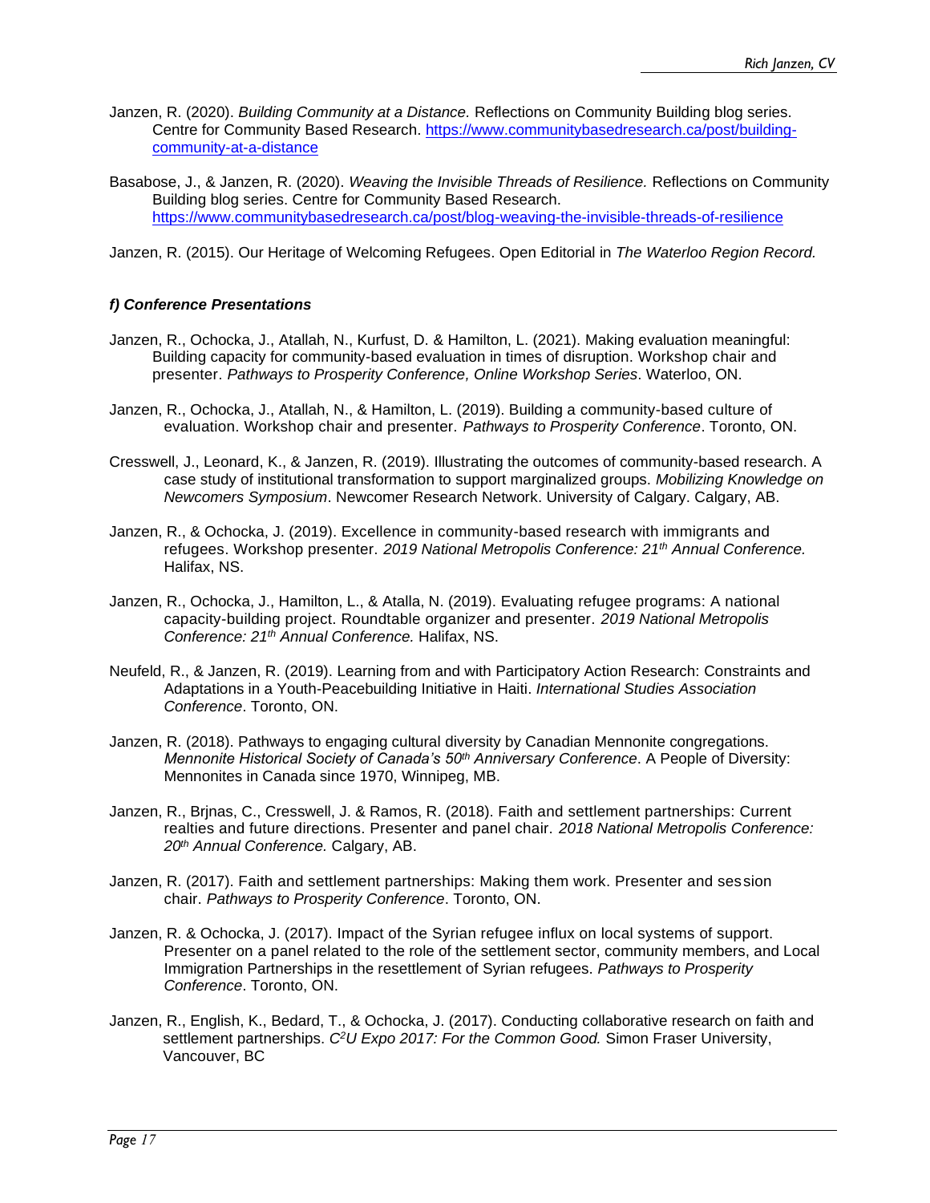Janzen, R. (2020). *Building Community at a Distance.* Reflections on Community Building blog series. Centre for Community Based Research. https://www.communitybasedresearch.ca/post/building-community-at-a-distance

Basabose, J., & Janzen, R. (2020). *Weaving the Invisible Threads of Resilience.* Reflections on Community Building blog series. Centre for Community Based Research. https://www.communitybasedresearch.ca/post/blog-weaving-the-invisible-threads-of-resilience

Janzen, R. (2015). Our Heritage of Welcoming Refugees. Open Editorial in *The Waterloo Region Record.*

#### *f) Conference Presentations*

Janzen, R., Ochocka, J., Atallah, N., Kurfust, D. & Hamilton, L. (2021). Making evaluation meaningful: Building capacity for community-based evaluation in times of disruption. Workshop chair and presenter. *Pathways to Prosperity Conference, Online Workshop Series*. Waterloo, ON.

Janzen, R., Ochocka, J., Atallah, N., & Hamilton, L. (2019). Building a community-based culture of evaluation. Workshop chair and presenter. *Pathways to Prosperity Conference*. Toronto, ON.

Cresswell, J., Leonard, K., & Janzen, R. (2019). Illustrating the outcomes of community-based research. A case study of institutional transformation to support marginalized groups. *Mobilizing Knowledge on Newcomers Symposium*. Newcomer Research Network. University of Calgary. Calgary, AB.

Janzen, R., & Ochocka, J. (2019). Excellence in community-based research with immigrants and refugees. Workshop presenter. *2019 National Metropolis Conference: 21st Annual Conference.* Halifax, NS.

Janzen, R., Ochocka, J., Hamilton, L., & Atalla, N. (2019). Evaluating refugee programs: A national capacity-building project. Roundtable organizer and presenter. *2019 National Metropolis Conference: 21st Annual Conference.* Halifax, NS.

Neufeld, R., & Janzen, R. (2019). Learning from and with Participatory Action Research: Constraints and Adaptations in a Youth-Peacebuilding Initiative in Haiti. *International Studies Association Conference*. Toronto, ON.

Janzen, R. (2018). Pathways to engaging cultural diversity by Canadian Mennonite congregations. *Mennonite Historical Society of Canada's 50th Anniversary Conference*. A People of Diversity: Mennonites in Canada since 1970, Winnipeg, MB.

Janzen, R., Brjnas, C., Cresswell, J. & Ramos, R. (2018). Faith and settlement partnerships: Current realties and future directions. Presenter and panel chair. *2018 National Metropolis Conference: 20th Annual Conference.* Calgary, AB.

Janzen, R. (2017). Faith and settlement partnerships: Making them work. Presenter and session chair. *Pathways to Prosperity Conference*. Toronto, ON.

Janzen, R. & Ochocka, J. (2017). Impact of the Syrian refugee influx on local systems of support. Presenter on a panel related to the role of the settlement sector, community members, and Local Immigration Partnerships in the resettlement of Syrian refugees. *Pathways to Prosperity Conference*. Toronto, ON.

Janzen, R., English, K., Bedard, T., & Ochocka, J. (2017). Conducting collaborative research on faith and settlement partnerships. *C²U Expo 2017: For the Common Good.* Simon Fraser University, Vancouver, BC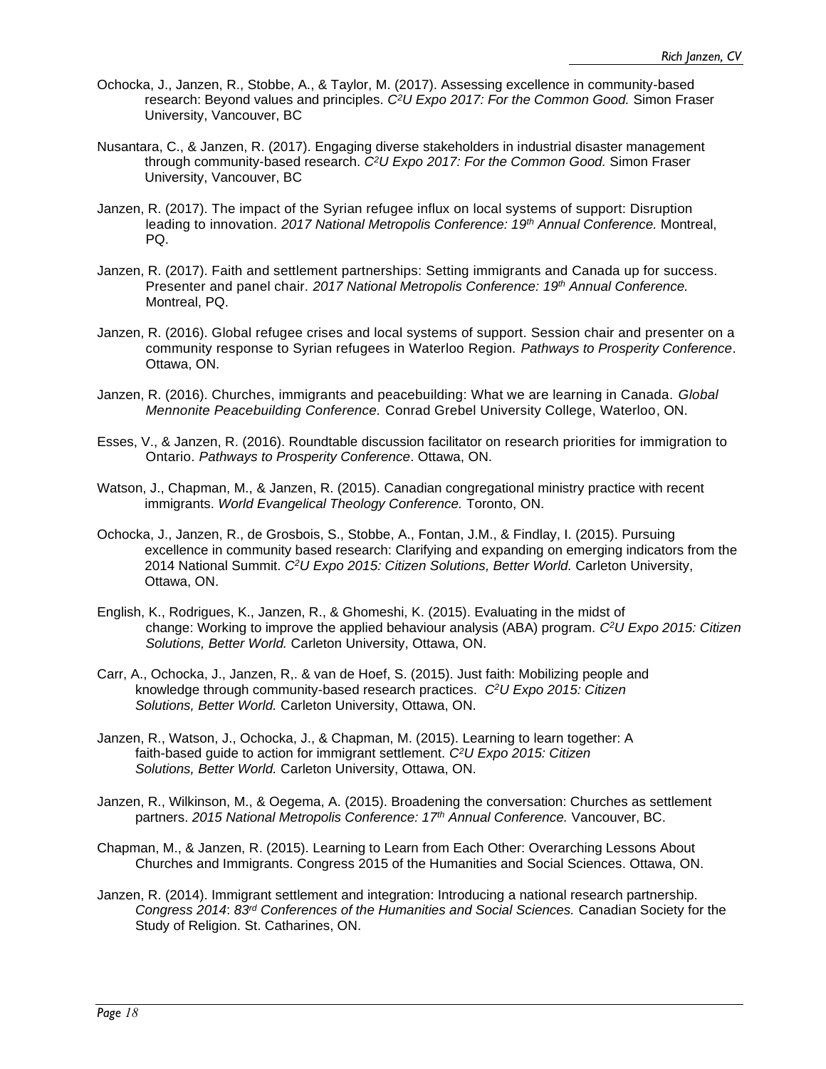Ochocka, J., Janzen, R., Stobbe, A., & Taylor, M. (2017). Assessing excellence in community-based research: Beyond values and principles. *$C^2U$ Expo 2017: For the Common Good.* Simon Fraser University, Vancouver, BC

Nusantara, C., & Janzen, R. (2017). Engaging diverse stakeholders in industrial disaster management through community-based research. *$C^2U$ Expo 2017: For the Common Good.* Simon Fraser University, Vancouver, BC

Janzen, R. (2017). The impact of the Syrian refugee influx on local systems of support: Disruption leading to innovation. *2017 National Metropolis Conference: 19th Annual Conference.* Montreal, PQ.

Janzen, R. (2017). Faith and settlement partnerships: Setting immigrants and Canada up for success. Presenter and panel chair. *2017 National Metropolis Conference: 19th Annual Conference.* Montreal, PQ.

Janzen, R. (2016). Global refugee crises and local systems of support. Session chair and presenter on a community response to Syrian refugees in Waterloo Region. *Pathways to Prosperity Conference*. Ottawa, ON.

Janzen, R. (2016). Churches, immigrants and peacebuilding: What we are learning in Canada. *Global Mennonite Peacebuilding Conference.* Conrad Grebel University College, Waterloo, ON.

Esses, V., & Janzen, R. (2016). Roundtable discussion facilitator on research priorities for immigration to Ontario. *Pathways to Prosperity Conference*. Ottawa, ON.

Watson, J., Chapman, M., & Janzen, R. (2015). Canadian congregational ministry practice with recent immigrants. *World Evangelical Theology Conference.* Toronto, ON.

Ochocka, J., Janzen, R., de Grosbois, S., Stobbe, A., Fontan, J.M., & Findlay, I. (2015). Pursuing excellence in community based research: Clarifying and expanding on emerging indicators from the 2014 National Summit. *$C^2U$ Expo 2015: Citizen Solutions, Better World.* Carleton University, Ottawa, ON.

English, K., Rodrigues, K., Janzen, R., & Ghomeshi, K. (2015). Evaluating in the midst of change: Working to improve the applied behaviour analysis (ABA) program. *$C^2U$ Expo 2015: Citizen Solutions, Better World.* Carleton University, Ottawa, ON.

Carr, A., Ochocka, J., Janzen, R,. & van de Hoef, S. (2015). Just faith: Mobilizing people and knowledge through community-based research practices. *$C^2U$ Expo 2015: Citizen Solutions, Better World.* Carleton University, Ottawa, ON.

Janzen, R., Watson, J., Ochocka, J., & Chapman, M. (2015). Learning to learn together: A faith-based guide to action for immigrant settlement. *$C^2U$ Expo 2015: Citizen Solutions, Better World.* Carleton University, Ottawa, ON.

Janzen, R., Wilkinson, M., & Oegema, A. (2015). Broadening the conversation: Churches as settlement partners. *2015 National Metropolis Conference: 17th Annual Conference.* Vancouver, BC.

Chapman, M., & Janzen, R. (2015). Learning to Learn from Each Other: Overarching Lessons About Churches and Immigrants. Congress 2015 of the Humanities and Social Sciences. Ottawa, ON.

Janzen, R. (2014). Immigrant settlement and integration: Introducing a national research partnership. *Congress 2014*: *83rd Conferences of the Humanities and Social Sciences.* Canadian Society for the Study of Religion. St. Catharines, ON.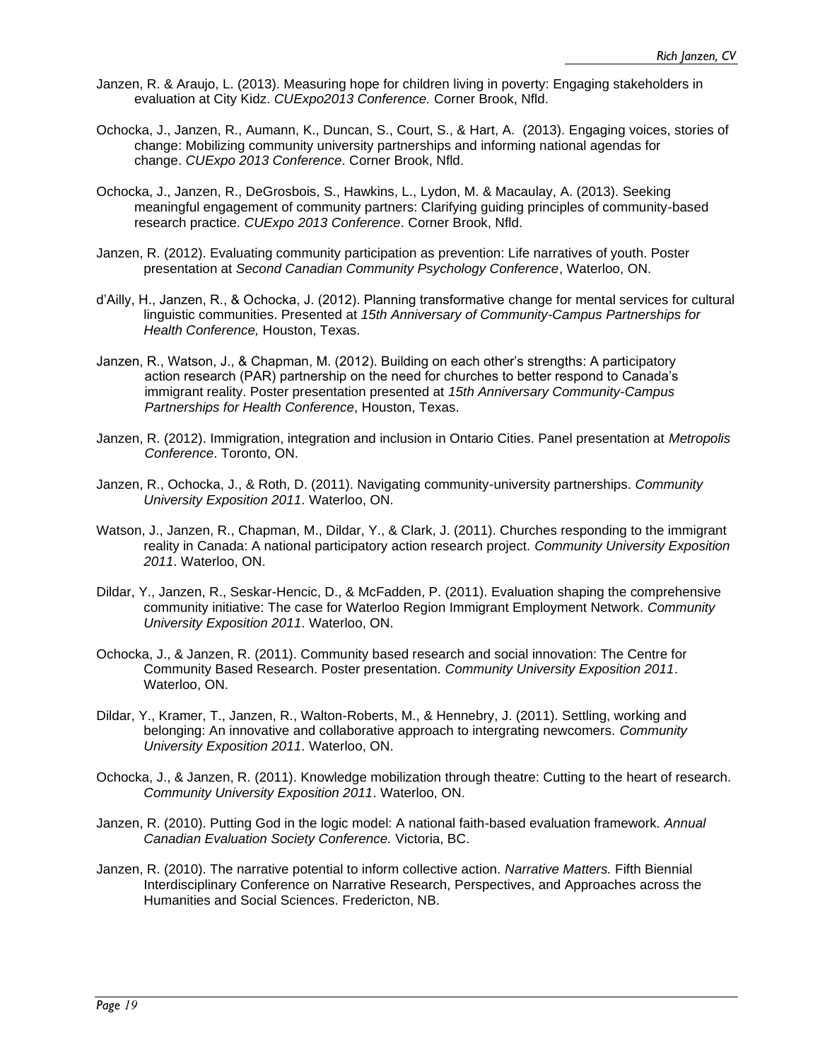Janzen, R. & Araujo, L. (2013). Measuring hope for children living in poverty: Engaging stakeholders in evaluation at City Kidz. *CUExpo2013 Conference.* Corner Brook, Nfld.

Ochocka, J., Janzen, R., Aumann, K., Duncan, S., Court, S., & Hart, A. (2013). Engaging voices, stories of change: Mobilizing community university partnerships and informing national agendas for change. *CUExpo 2013 Conference*. Corner Brook, Nfld.

Ochocka, J., Janzen, R., DeGrosbois, S., Hawkins, L., Lydon, M. & Macaulay, A. (2013). Seeking meaningful engagement of community partners: Clarifying guiding principles of community-based research practice. *CUExpo 2013 Conference*. Corner Brook, Nfld.

Janzen, R. (2012). Evaluating community participation as prevention: Life narratives of youth. Poster presentation at *Second Canadian Community Psychology Conference*, Waterloo, ON.

d'Ailly, H., Janzen, R., & Ochocka, J. (2012). Planning transformative change for mental services for cultural linguistic communities. Presented at *15th Anniversary of Community-Campus Partnerships for Health Conference,* Houston, Texas.

Janzen, R., Watson, J., & Chapman, M. (2012). Building on each other's strengths: A participatory action research (PAR) partnership on the need for churches to better respond to Canada's immigrant reality. Poster presentation presented at *15th Anniversary Community-Campus Partnerships for Health Conference*, Houston, Texas.

Janzen, R. (2012). Immigration, integration and inclusion in Ontario Cities. Panel presentation at *Metropolis Conference*. Toronto, ON.

Janzen, R., Ochocka, J., & Roth, D. (2011). Navigating community-university partnerships. *Community University Exposition 2011*. Waterloo, ON.

Watson, J., Janzen, R., Chapman, M., Dildar, Y., & Clark, J. (2011). Churches responding to the immigrant reality in Canada: A national participatory action research project. *Community University Exposition 2011*. Waterloo, ON.

Dildar, Y., Janzen, R., Seskar-Hencic, D., & McFadden, P. (2011). Evaluation shaping the comprehensive community initiative: The case for Waterloo Region Immigrant Employment Network. *Community University Exposition 2011*. Waterloo, ON.

Ochocka, J., & Janzen, R. (2011). Community based research and social innovation: The Centre for Community Based Research. Poster presentation. *Community University Exposition 2011*. Waterloo, ON.

Dildar, Y., Kramer, T., Janzen, R., Walton-Roberts, M., & Hennebry, J. (2011). Settling, working and belonging: An innovative and collaborative approach to intergrating newcomers. *Community University Exposition 2011*. Waterloo, ON.

Ochocka, J., & Janzen, R. (2011). Knowledge mobilization through theatre: Cutting to the heart of research. *Community University Exposition 2011*. Waterloo, ON.

Janzen, R. (2010). Putting God in the logic model: A national faith-based evaluation framework. *Annual Canadian Evaluation Society Conference.* Victoria, BC.

Janzen, R. (2010). The narrative potential to inform collective action. *Narrative Matters.* Fifth Biennial Interdisciplinary Conference on Narrative Research, Perspectives, and Approaches across the Humanities and Social Sciences. Fredericton, NB.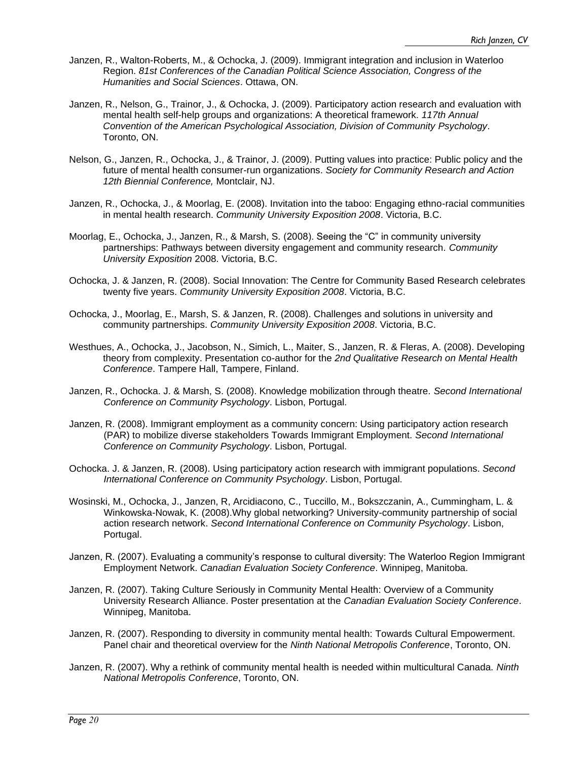Janzen, R., Walton-Roberts, M., & Ochocka, J. (2009). Immigrant integration and inclusion in Waterloo Region. *81st Conferences of the Canadian Political Science Association, Congress of the Humanities and Social Sciences*. Ottawa, ON.

Janzen, R., Nelson, G., Trainor, J., & Ochocka, J. (2009). Participatory action research and evaluation with mental health self-help groups and organizations: A theoretical framework. *117th Annual Convention of the American Psychological Association, Division of Community Psychology*. Toronto, ON.

Nelson, G., Janzen, R., Ochocka, J., & Trainor, J. (2009). Putting values into practice: Public policy and the future of mental health consumer-run organizations. *Society for Community Research and Action 12th Biennial Conference,* Montclair, NJ.

Janzen, R., Ochocka, J., & Moorlag, E. (2008). Invitation into the taboo: Engaging ethno-racial communities in mental health research. *Community University Exposition 2008*. Victoria, B.C.

Moorlag, E., Ochocka, J., Janzen, R., & Marsh, S. (2008). Seeing the "C" in community university partnerships: Pathways between diversity engagement and community research. *Community University Exposition* 2008. Victoria, B.C.

Ochocka, J. & Janzen, R. (2008). Social Innovation: The Centre for Community Based Research celebrates twenty five years. *Community University Exposition 2008*. Victoria, B.C.

Ochocka, J., Moorlag, E., Marsh, S. & Janzen, R. (2008). Challenges and solutions in university and community partnerships. *Community University Exposition 2008*. Victoria, B.C.

Westhues, A., Ochocka, J., Jacobson, N., Simich, L., Maiter, S., Janzen, R. & Fleras, A. (2008). Developing theory from complexity. Presentation co-author for the *2nd Qualitative Research on Mental Health Conference*. Tampere Hall, Tampere, Finland.

Janzen, R., Ochocka. J. & Marsh, S. (2008). Knowledge mobilization through theatre. *Second International Conference on Community Psychology*. Lisbon, Portugal.

Janzen, R. (2008). Immigrant employment as a community concern: Using participatory action research (PAR) to mobilize diverse stakeholders Towards Immigrant Employment. *Second International Conference on Community Psychology*. Lisbon, Portugal.

Ochocka. J. & Janzen, R. (2008). Using participatory action research with immigrant populations. *Second International Conference on Community Psychology*. Lisbon, Portugal.

Wosinski, M., Ochocka, J., Janzen, R, Arcidiacono, C., Tuccillo, M., Bokszczanin, A., Cummingham, L. & Winkowska-Nowak, K. (2008).Why global networking? University-community partnership of social action research network. *Second International Conference on Community Psychology*. Lisbon, Portugal.

Janzen, R. (2007). Evaluating a community's response to cultural diversity: The Waterloo Region Immigrant Employment Network. *Canadian Evaluation Society Conference*. Winnipeg, Manitoba.

Janzen, R. (2007). Taking Culture Seriously in Community Mental Health: Overview of a Community University Research Alliance. Poster presentation at the *Canadian Evaluation Society Conference*. Winnipeg, Manitoba.

Janzen, R. (2007). Responding to diversity in community mental health: Towards Cultural Empowerment. Panel chair and theoretical overview for the *Ninth National Metropolis Conference*, Toronto, ON.

Janzen, R. (2007). Why a rethink of community mental health is needed within multicultural Canada. *Ninth National Metropolis Conference*, Toronto, ON.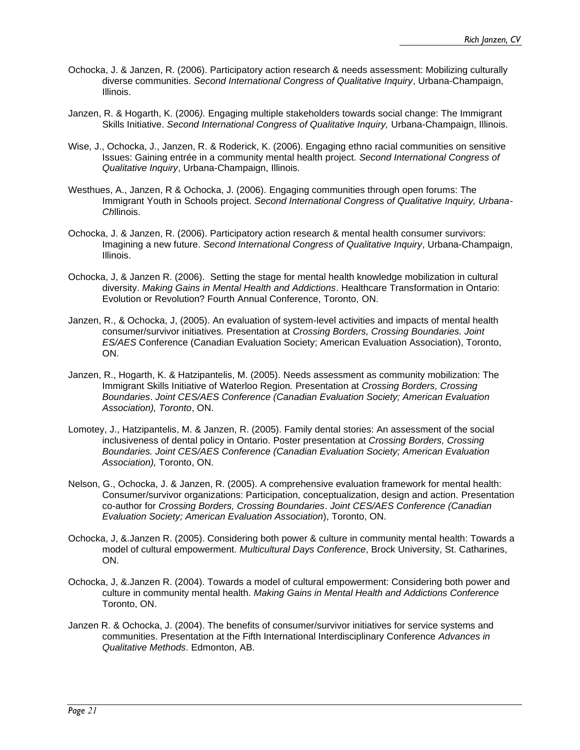Ochocka, J. & Janzen, R. (2006). Participatory action research & needs assessment: Mobilizing culturally diverse communities. *Second International Congress of Qualitative Inquiry*, Urbana-Champaign, Illinois.

Janzen, R. & Hogarth, K. (2006*).* Engaging multiple stakeholders towards social change: The Immigrant Skills Initiative. *Second International Congress of Qualitative Inquiry,* Urbana-Champaign, Illinois.

Wise, J., Ochocka, J., Janzen, R. & Roderick, K. (2006). Engaging ethno racial communities on sensitive Issues: Gaining entrée in a community mental health project*. Second International Congress of Qualitative Inquiry*, Urbana-Champaign, Illinois.

Westhues, A., Janzen, R & Ochocka, J. (2006). Engaging communities through open forums: The Immigrant Youth in Schools project. *Second International Congress of Qualitative Inquiry, Urbana-Ch*Illinois.

Ochocka, J. & Janzen, R. (2006). Participatory action research & mental health consumer survivors: Imagining a new future. *Second International Congress of Qualitative Inquiry*, Urbana-Champaign, Illinois.

Ochocka, J, & Janzen R. (2006). Setting the stage for mental health knowledge mobilization in cultural diversity. *Making Gains in Mental Health and Addictions*. Healthcare Transformation in Ontario: Evolution or Revolution? Fourth Annual Conference, Toronto, ON.

Janzen, R., & Ochocka, J, (2005). An evaluation of system-level activities and impacts of mental health consumer/survivor initiatives*.* Presentation at *Crossing Borders, Crossing Boundaries. Joint ES/AES* Conference (Canadian Evaluation Society; American Evaluation Association), Toronto, ON.

Janzen, R., Hogarth, K. & Hatzipantelis, M. (2005). Needs assessment as community mobilization: The Immigrant Skills Initiative of Waterloo Region*.* Presentation at *Crossing Borders, Crossing Boundaries*. *Joint CES/AES Conference (Canadian Evaluation Society; American Evaluation Association), Toronto*, ON.

Lomotey, J., Hatzipantelis, M. & Janzen, R. (2005). Family dental stories: An assessment of the social inclusiveness of dental policy in Ontario. Poster presentation at *Crossing Borders, Crossing Boundaries. Joint CES/AES Conference (Canadian Evaluation Society; American Evaluation Association),* Toronto, ON.

Nelson, G., Ochocka, J. & Janzen, R. (2005). A comprehensive evaluation framework for mental health: Consumer/survivor organizations: Participation, conceptualization, design and action*.* Presentation co-author for *Crossing Borders, Crossing Boundaries*. *Joint CES/AES Conference (Canadian Evaluation Society; American Evaluation Association*), Toronto, ON.

Ochocka, J, &.Janzen R. (2005). Considering both power & culture in community mental health: Towards a model of cultural empowerment. *Multicultural Days Conference*, Brock University, St. Catharines, ON.

Ochocka, J, &.Janzen R. (2004). Towards a model of cultural empowerment: Considering both power and culture in community mental health. *Making Gains in Mental Health and Addictions Conference* Toronto, ON.

Janzen R. & Ochocka, J. (2004). The benefits of consumer/survivor initiatives for service systems and communities. Presentation at the Fifth International Interdisciplinary Conference *Advances in Qualitative Methods*. Edmonton, AB.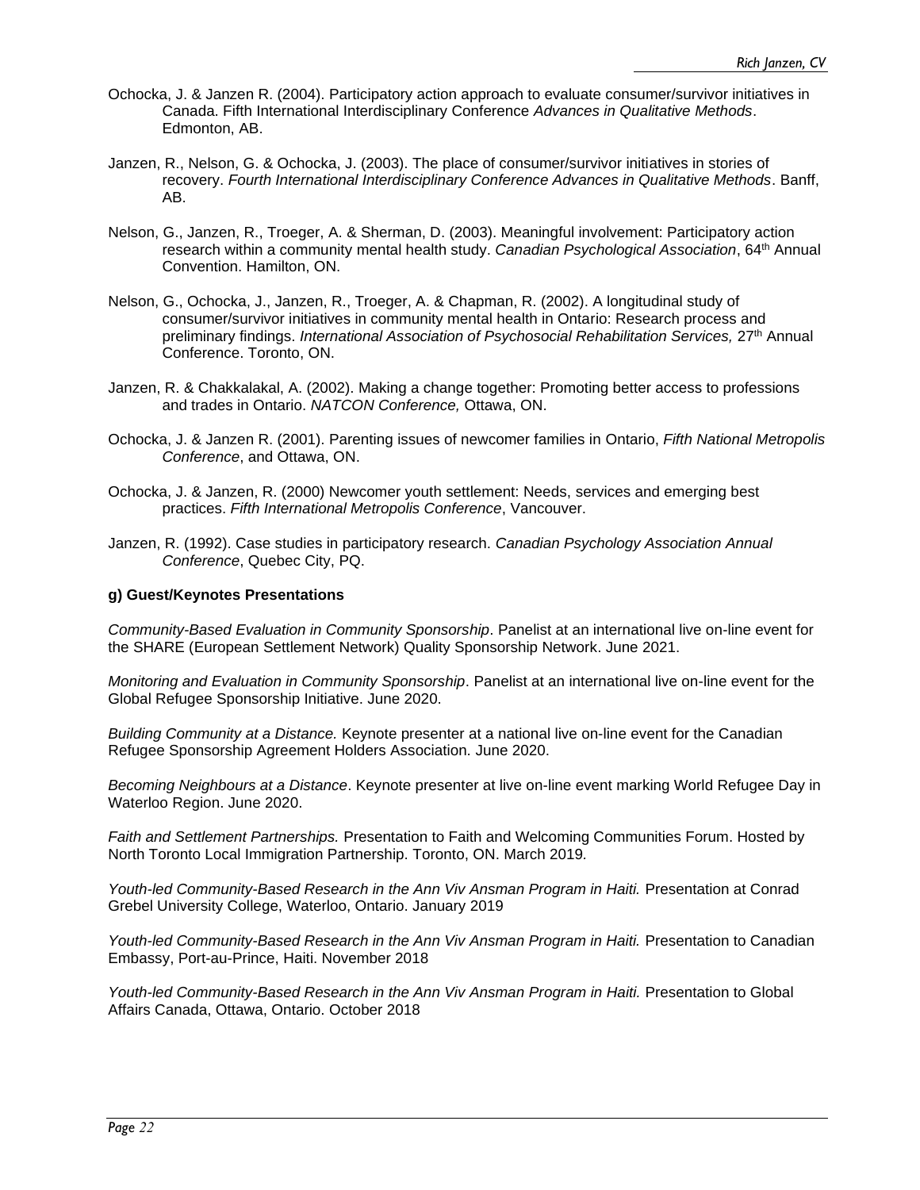Ochocka, J. & Janzen R. (2004). Participatory action approach to evaluate consumer/survivor initiatives in Canada. Fifth International Interdisciplinary Conference *Advances in Qualitative Methods*. Edmonton, AB.

Janzen, R., Nelson, G. & Ochocka, J. (2003). The place of consumer/survivor initiatives in stories of recovery. *Fourth International Interdisciplinary Conference Advances in Qualitative Methods*. Banff, AB.

Nelson, G., Janzen, R., Troeger, A. & Sherman, D. (2003). Meaningful involvement: Participatory action research within a community mental health study. *Canadian Psychological Association*, 64th Annual Convention. Hamilton, ON.

Nelson, G., Ochocka, J., Janzen, R., Troeger, A. & Chapman, R. (2002). A longitudinal study of consumer/survivor initiatives in community mental health in Ontario: Research process and preliminary findings. *International Association of Psychosocial Rehabilitation Services,* 27th Annual Conference. Toronto, ON.

Janzen, R. & Chakkalakal, A. (2002). Making a change together: Promoting better access to professions and trades in Ontario. *NATCON Conference,* Ottawa, ON.

Ochocka, J. & Janzen R. (2001). Parenting issues of newcomer families in Ontario, *Fifth National Metropolis Conference*, and Ottawa, ON.

Ochocka, J. & Janzen, R. (2000) Newcomer youth settlement: Needs, services and emerging best practices. *Fifth International Metropolis Conference*, Vancouver.

Janzen, R. (1992). Case studies in participatory research. *Canadian Psychology Association Annual Conference*, Quebec City, PQ.

**g) Guest/Keynotes Presentations**

*Community-Based Evaluation in Community Sponsorship*. Panelist at an international live on-line event for the SHARE (European Settlement Network) Quality Sponsorship Network. June 2021.

*Monitoring and Evaluation in Community Sponsorship*. Panelist at an international live on-line event for the Global Refugee Sponsorship Initiative. June 2020.

*Building Community at a Distance.* Keynote presenter at a national live on-line event for the Canadian Refugee Sponsorship Agreement Holders Association. June 2020.

*Becoming Neighbours at a Distance*. Keynote presenter at live on-line event marking World Refugee Day in Waterloo Region. June 2020.

*Faith and Settlement Partnerships.* Presentation to Faith and Welcoming Communities Forum. Hosted by North Toronto Local Immigration Partnership. Toronto, ON. March 2019.

*Youth-led Community-Based Research in the Ann Viv Ansman Program in Haiti.* Presentation at Conrad Grebel University College, Waterloo, Ontario. January 2019

*Youth-led Community-Based Research in the Ann Viv Ansman Program in Haiti.* Presentation to Canadian Embassy, Port-au-Prince, Haiti. November 2018

*Youth-led Community-Based Research in the Ann Viv Ansman Program in Haiti.* Presentation to Global Affairs Canada, Ottawa, Ontario. October 2018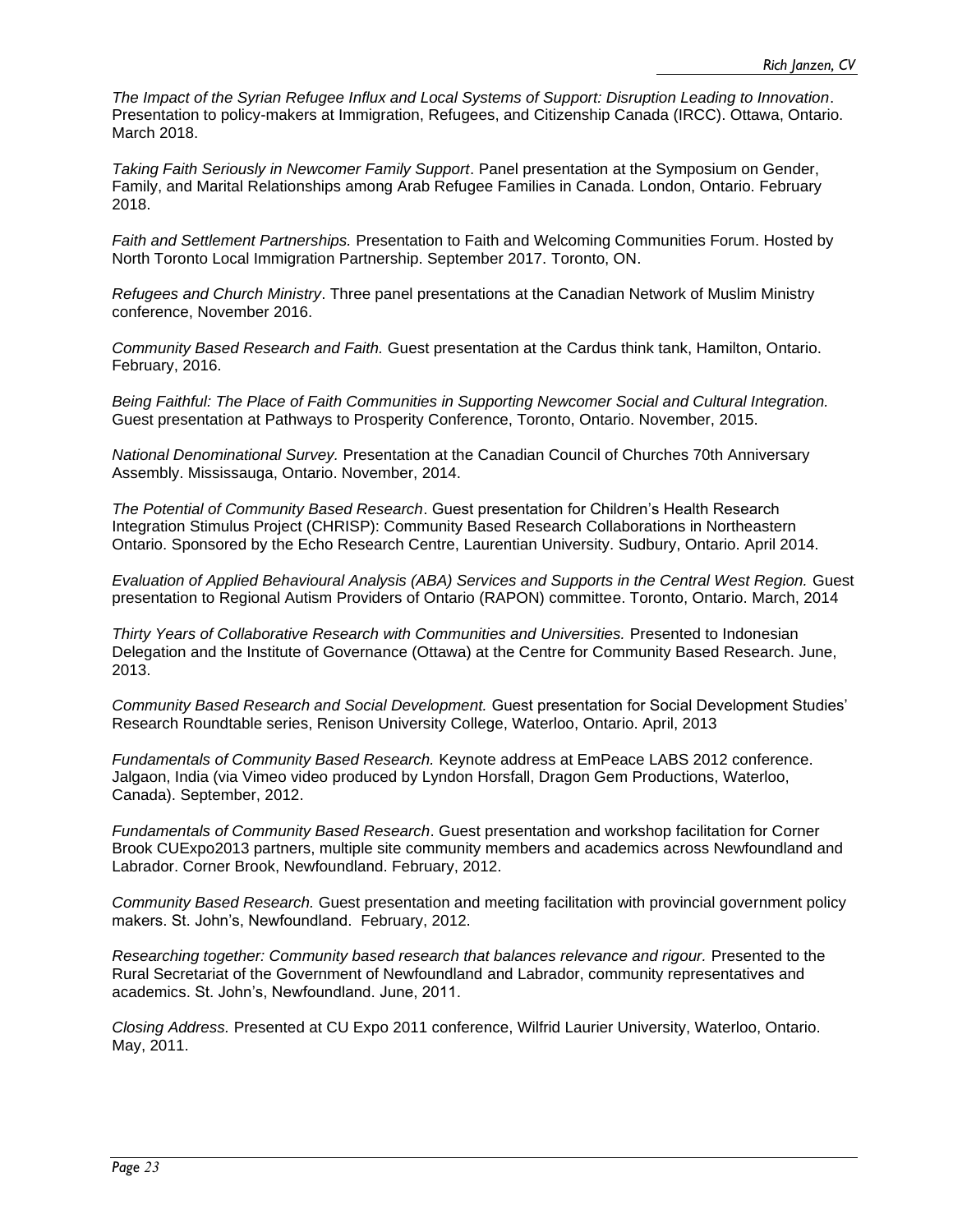*The Impact of the Syrian Refugee Influx and Local Systems of Support: Disruption Leading to Innovation*. Presentation to policy-makers at Immigration, Refugees, and Citizenship Canada (IRCC). Ottawa, Ontario. March 2018.

*Taking Faith Seriously in Newcomer Family Support*. Panel presentation at the Symposium on Gender, Family, and Marital Relationships among Arab Refugee Families in Canada. London, Ontario. February 2018.

*Faith and Settlement Partnerships.* Presentation to Faith and Welcoming Communities Forum. Hosted by North Toronto Local Immigration Partnership. September 2017. Toronto, ON.

*Refugees and Church Ministry*. Three panel presentations at the Canadian Network of Muslim Ministry conference, November 2016.

*Community Based Research and Faith.* Guest presentation at the Cardus think tank, Hamilton, Ontario. February, 2016.

*Being Faithful: The Place of Faith Communities in Supporting Newcomer Social and Cultural Integration.* Guest presentation at Pathways to Prosperity Conference, Toronto, Ontario. November, 2015.

*National Denominational Survey.* Presentation at the Canadian Council of Churches 70th Anniversary Assembly. Mississauga, Ontario. November, 2014.

*The Potential of Community Based Research*. Guest presentation for Children's Health Research Integration Stimulus Project (CHRISP): Community Based Research Collaborations in Northeastern Ontario. Sponsored by the Echo Research Centre, Laurentian University. Sudbury, Ontario. April 2014.

*Evaluation of Applied Behavioural Analysis (ABA) Services and Supports in the Central West Region.* Guest presentation to Regional Autism Providers of Ontario (RAPON) committee. Toronto, Ontario. March, 2014

*Thirty Years of Collaborative Research with Communities and Universities.* Presented to Indonesian Delegation and the Institute of Governance (Ottawa) at the Centre for Community Based Research. June, 2013.

*Community Based Research and Social Development.* Guest presentation for Social Development Studies' Research Roundtable series, Renison University College, Waterloo, Ontario. April, 2013

*Fundamentals of Community Based Research.* Keynote address at EmPeace LABS 2012 conference. Jalgaon, India (via Vimeo video produced by Lyndon Horsfall, Dragon Gem Productions, Waterloo, Canada). September, 2012.

*Fundamentals of Community Based Research*. Guest presentation and workshop facilitation for Corner Brook CUExpo2013 partners, multiple site community members and academics across Newfoundland and Labrador. Corner Brook, Newfoundland. February, 2012.

*Community Based Research.* Guest presentation and meeting facilitation with provincial government policy makers. St. John's, Newfoundland. February, 2012.

*Researching together: Community based research that balances relevance and rigour.* Presented to the Rural Secretariat of the Government of Newfoundland and Labrador, community representatives and academics. St. John's, Newfoundland. June, 2011.

*Closing Address.* Presented at CU Expo 2011 conference, Wilfrid Laurier University, Waterloo, Ontario. May, 2011.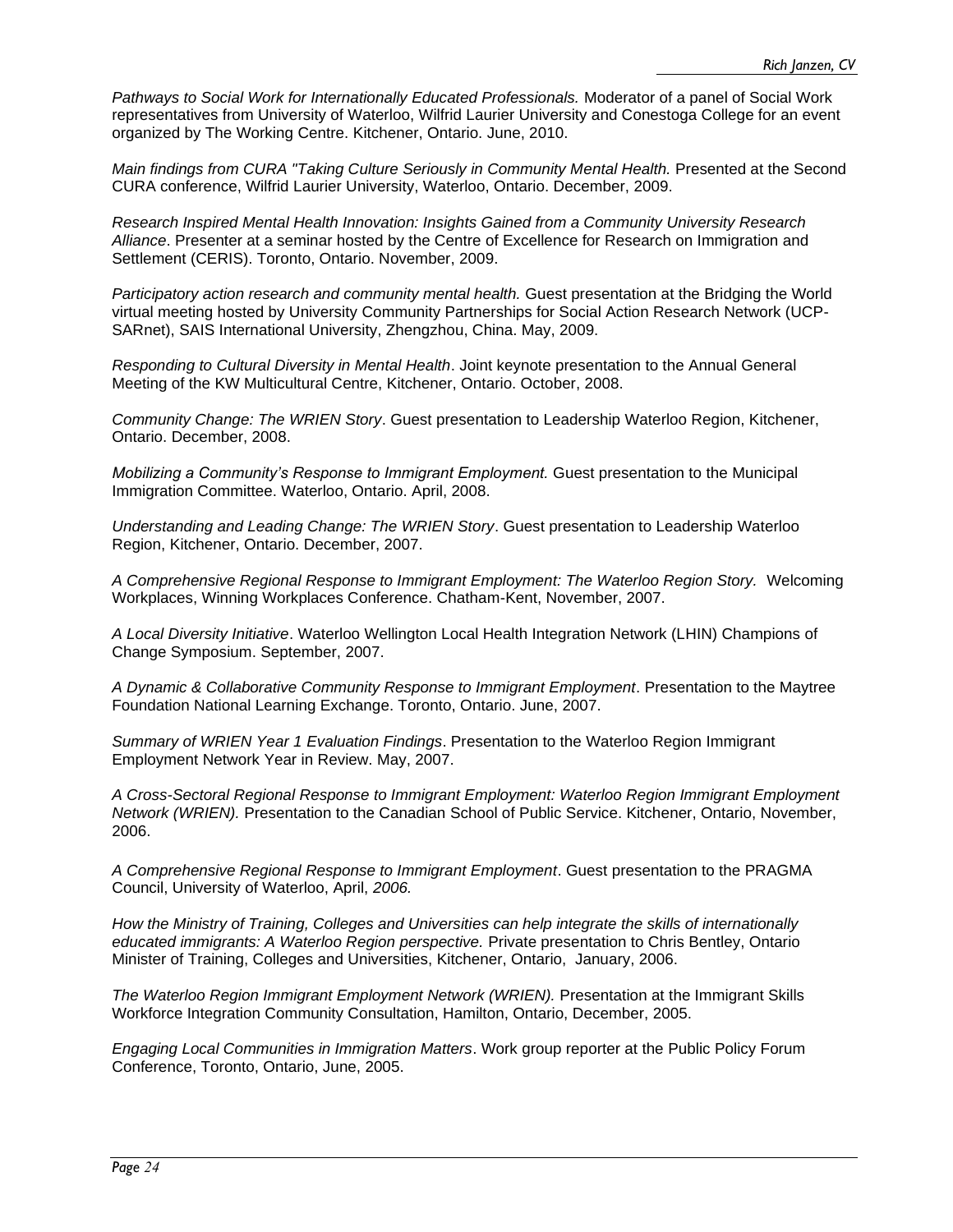*Pathways to Social Work for Internationally Educated Professionals.* Moderator of a panel of Social Work representatives from University of Waterloo, Wilfrid Laurier University and Conestoga College for an event organized by The Working Centre. Kitchener, Ontario. June, 2010.

*Main findings from CURA "Taking Culture Seriously in Community Mental Health.* Presented at the Second CURA conference, Wilfrid Laurier University, Waterloo, Ontario. December, 2009.

*Research Inspired Mental Health Innovation: Insights Gained from a Community University Research Alliance*. Presenter at a seminar hosted by the Centre of Excellence for Research on Immigration and Settlement (CERIS). Toronto, Ontario. November, 2009.

*Participatory action research and community mental health.* Guest presentation at the Bridging the World virtual meeting hosted by University Community Partnerships for Social Action Research Network (UCP-SARnet), SAIS International University, Zhengzhou, China. May, 2009.

*Responding to Cultural Diversity in Mental Health*. Joint keynote presentation to the Annual General Meeting of the KW Multicultural Centre, Kitchener, Ontario. October, 2008.

*Community Change: The WRIEN Story*. Guest presentation to Leadership Waterloo Region, Kitchener, Ontario. December, 2008.

*Mobilizing a Community's Response to Immigrant Employment.* Guest presentation to the Municipal Immigration Committee. Waterloo, Ontario. April, 2008.

*Understanding and Leading Change: The WRIEN Story*. Guest presentation to Leadership Waterloo Region, Kitchener, Ontario. December, 2007.

*A Comprehensive Regional Response to Immigrant Employment: The Waterloo Region Story.* Welcoming Workplaces, Winning Workplaces Conference. Chatham-Kent, November, 2007.

*A Local Diversity Initiative*. Waterloo Wellington Local Health Integration Network (LHIN) Champions of Change Symposium. September, 2007.

*A Dynamic & Collaborative Community Response to Immigrant Employment*. Presentation to the Maytree Foundation National Learning Exchange. Toronto, Ontario. June, 2007.

*Summary of WRIEN Year 1 Evaluation Findings*. Presentation to the Waterloo Region Immigrant Employment Network Year in Review. May, 2007.

*A Cross-Sectoral Regional Response to Immigrant Employment: Waterloo Region Immigrant Employment Network (WRIEN).* Presentation to the Canadian School of Public Service. Kitchener, Ontario, November, 2006.

*A Comprehensive Regional Response to Immigrant Employment*. Guest presentation to the PRAGMA Council, University of Waterloo, April, *2006.*

*How the Ministry of Training, Colleges and Universities can help integrate the skills of internationally educated immigrants: A Waterloo Region perspective.* Private presentation to Chris Bentley, Ontario Minister of Training, Colleges and Universities, Kitchener, Ontario, January, 2006.

*The Waterloo Region Immigrant Employment Network (WRIEN).* Presentation at the Immigrant Skills Workforce Integration Community Consultation, Hamilton, Ontario, December, 2005.

*Engaging Local Communities in Immigration Matters*. Work group reporter at the Public Policy Forum Conference, Toronto, Ontario, June, 2005.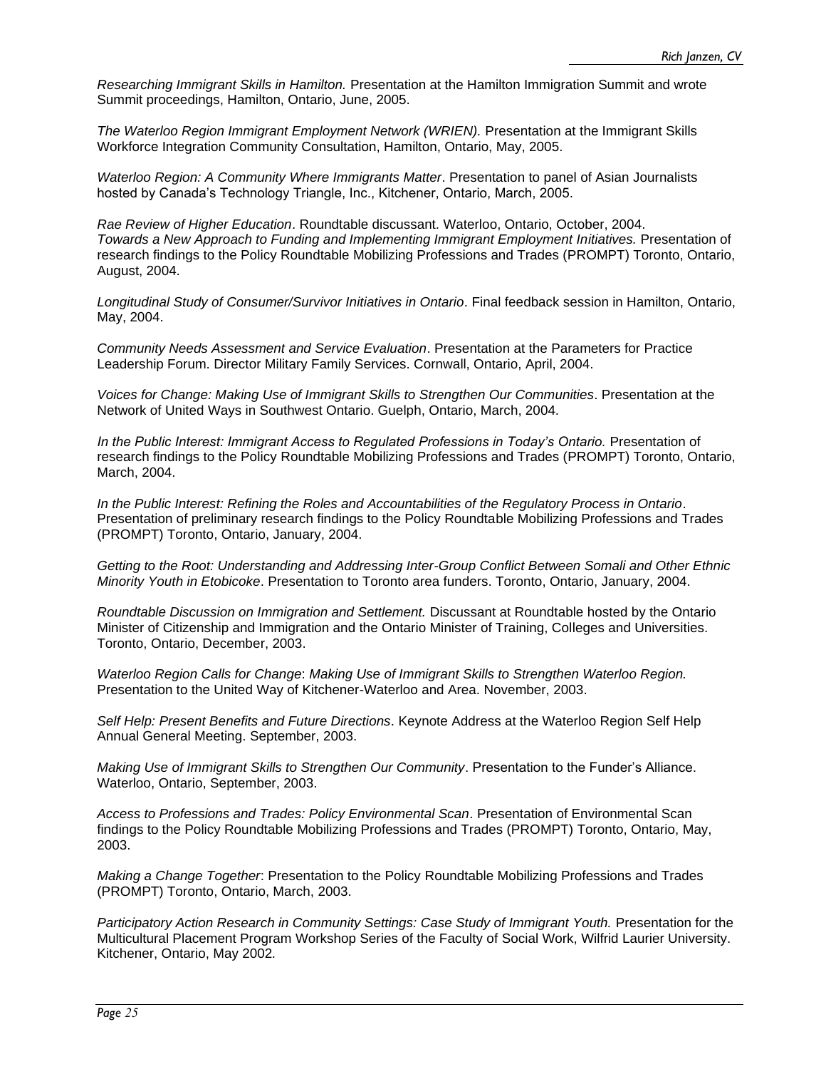*Researching Immigrant Skills in Hamilton.* Presentation at the Hamilton Immigration Summit and wrote Summit proceedings, Hamilton, Ontario, June, 2005.

*The Waterloo Region Immigrant Employment Network (WRIEN).* Presentation at the Immigrant Skills Workforce Integration Community Consultation, Hamilton, Ontario, May, 2005.

*Waterloo Region: A Community Where Immigrants Matter*. Presentation to panel of Asian Journalists hosted by Canada's Technology Triangle, Inc., Kitchener, Ontario, March, 2005.

*Rae Review of Higher Education*. Roundtable discussant. Waterloo, Ontario, October, 2004.
*Towards a New Approach to Funding and Implementing Immigrant Employment Initiatives.* Presentation of research findings to the Policy Roundtable Mobilizing Professions and Trades (PROMPT) Toronto, Ontario, August, 2004.

*Longitudinal Study of Consumer/Survivor Initiatives in Ontario*. Final feedback session in Hamilton, Ontario, May, 2004.

*Community Needs Assessment and Service Evaluation*. Presentation at the Parameters for Practice Leadership Forum. Director Military Family Services. Cornwall, Ontario, April, 2004.

*Voices for Change: Making Use of Immigrant Skills to Strengthen Our Communities*. Presentation at the Network of United Ways in Southwest Ontario. Guelph, Ontario, March, 2004.

*In the Public Interest: Immigrant Access to Regulated Professions in Today's Ontario.* Presentation of research findings to the Policy Roundtable Mobilizing Professions and Trades (PROMPT) Toronto, Ontario, March, 2004.

*In the Public Interest: Refining the Roles and Accountabilities of the Regulatory Process in Ontario*. Presentation of preliminary research findings to the Policy Roundtable Mobilizing Professions and Trades (PROMPT) Toronto, Ontario, January, 2004.

*Getting to the Root: Understanding and Addressing Inter-Group Conflict Between Somali and Other Ethnic Minority Youth in Etobicoke*. Presentation to Toronto area funders. Toronto, Ontario, January, 2004.

*Roundtable Discussion on Immigration and Settlement.* Discussant at Roundtable hosted by the Ontario Minister of Citizenship and Immigration and the Ontario Minister of Training, Colleges and Universities. Toronto, Ontario, December, 2003.

*Waterloo Region Calls for Change*: *Making Use of Immigrant Skills to Strengthen Waterloo Region.* Presentation to the United Way of Kitchener-Waterloo and Area. November, 2003.

*Self Help: Present Benefits and Future Directions*. Keynote Address at the Waterloo Region Self Help Annual General Meeting. September, 2003.

*Making Use of Immigrant Skills to Strengthen Our Community*. Presentation to the Funder's Alliance. Waterloo, Ontario, September, 2003.

*Access to Professions and Trades: Policy Environmental Scan*. Presentation of Environmental Scan findings to the Policy Roundtable Mobilizing Professions and Trades (PROMPT) Toronto, Ontario, May, 2003.

*Making a Change Together*: Presentation to the Policy Roundtable Mobilizing Professions and Trades (PROMPT) Toronto, Ontario, March, 2003.

*Participatory Action Research in Community Settings: Case Study of Immigrant Youth.* Presentation for the Multicultural Placement Program Workshop Series of the Faculty of Social Work, Wilfrid Laurier University. Kitchener, Ontario, May 2002*.*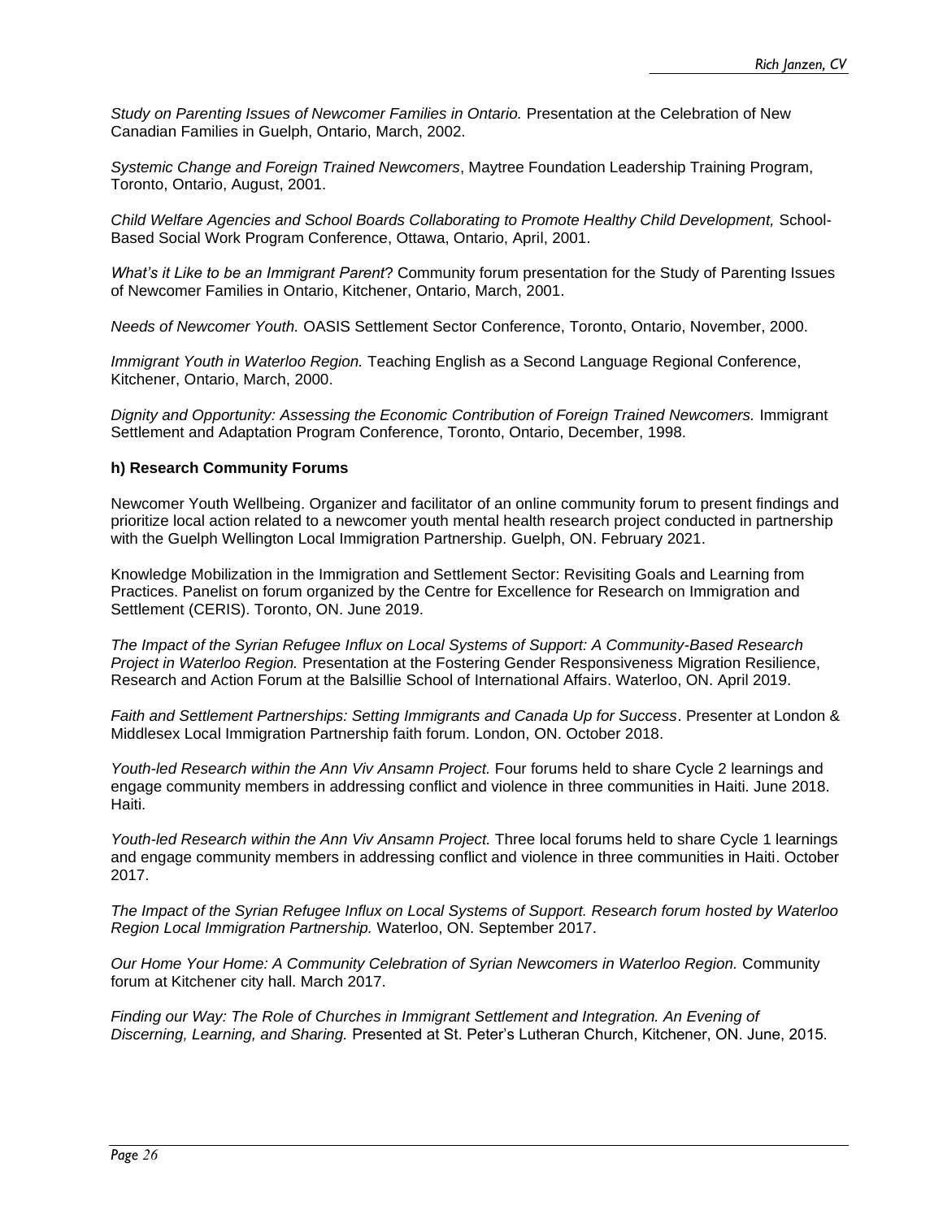*Study on Parenting Issues of Newcomer Families in Ontario.* Presentation at the Celebration of New Canadian Families in Guelph, Ontario, March, 2002.

*Systemic Change and Foreign Trained Newcomers*, Maytree Foundation Leadership Training Program, Toronto, Ontario, August, 2001.

*Child Welfare Agencies and School Boards Collaborating to Promote Healthy Child Development,* School-Based Social Work Program Conference, Ottawa, Ontario, April, 2001.

*What's it Like to be an Immigrant Parent*? Community forum presentation for the Study of Parenting Issues of Newcomer Families in Ontario, Kitchener, Ontario, March, 2001.

*Needs of Newcomer Youth.* OASIS Settlement Sector Conference, Toronto, Ontario, November, 2000.

*Immigrant Youth in Waterloo Region.* Teaching English as a Second Language Regional Conference, Kitchener, Ontario, March, 2000.

*Dignity and Opportunity: Assessing the Economic Contribution of Foreign Trained Newcomers.* Immigrant Settlement and Adaptation Program Conference, Toronto, Ontario, December, 1998.

**h) Research Community Forums**

Newcomer Youth Wellbeing. Organizer and facilitator of an online community forum to present findings and prioritize local action related to a newcomer youth mental health research project conducted in partnership with the Guelph Wellington Local Immigration Partnership. Guelph, ON. February 2021.

Knowledge Mobilization in the Immigration and Settlement Sector: Revisiting Goals and Learning from Practices. Panelist on forum organized by the Centre for Excellence for Research on Immigration and Settlement (CERIS). Toronto, ON. June 2019.

*The Impact of the Syrian Refugee Influx on Local Systems of Support: A Community-Based Research Project in Waterloo Region.* Presentation at the Fostering Gender Responsiveness Migration Resilience, Research and Action Forum at the Balsillie School of International Affairs. Waterloo, ON. April 2019.

*Faith and Settlement Partnerships: Setting Immigrants and Canada Up for Success*. Presenter at London & Middlesex Local Immigration Partnership faith forum. London, ON. October 2018.

*Youth-led Research within the Ann Viv Ansamn Project.* Four forums held to share Cycle 2 learnings and engage community members in addressing conflict and violence in three communities in Haiti. June 2018. Haiti.

*Youth-led Research within the Ann Viv Ansamn Project.* Three local forums held to share Cycle 1 learnings and engage community members in addressing conflict and violence in three communities in Haiti. October 2017.

*The Impact of the Syrian Refugee Influx on Local Systems of Support. Research forum hosted by Waterloo Region Local Immigration Partnership.* Waterloo, ON. September 2017.

*Our Home Your Home: A Community Celebration of Syrian Newcomers in Waterloo Region.* Community forum at Kitchener city hall. March 2017.

*Finding our Way: The Role of Churches in Immigrant Settlement and Integration. An Evening of Discerning, Learning, and Sharing.* Presented at St. Peter's Lutheran Church, Kitchener, ON. June, 2015.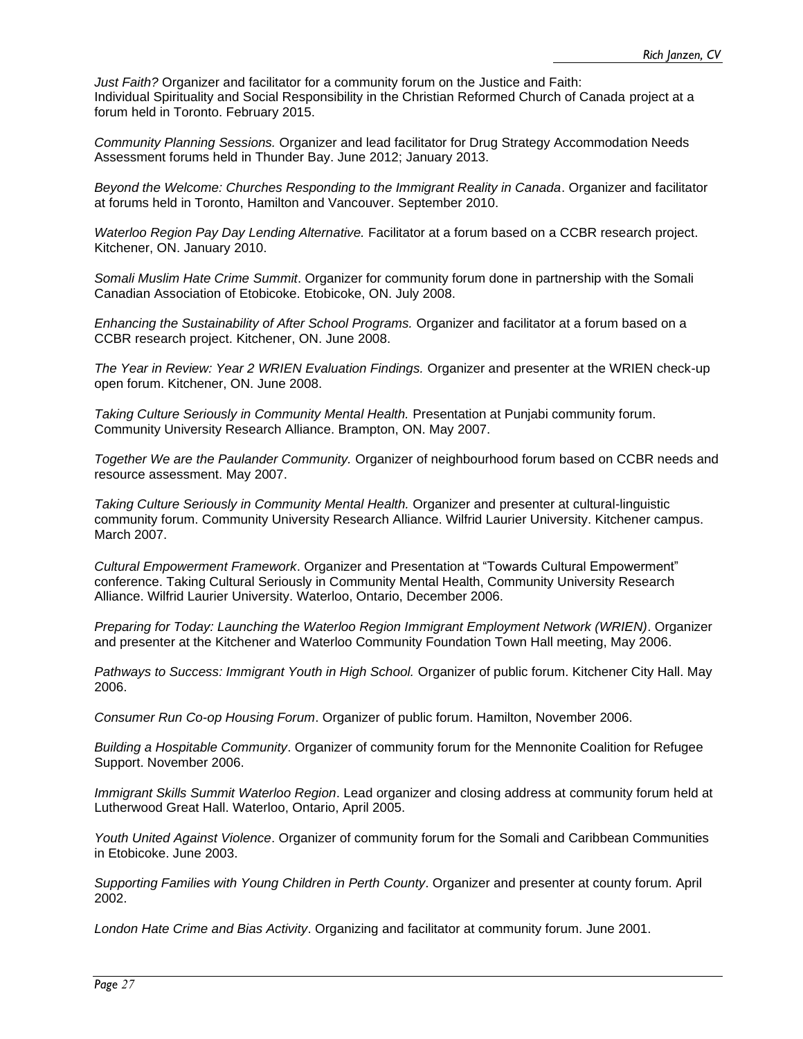*Just Faith?* Organizer and facilitator for a community forum on the Justice and Faith: Individual Spirituality and Social Responsibility in the Christian Reformed Church of Canada project at a forum held in Toronto. February 2015.

*Community Planning Sessions.* Organizer and lead facilitator for Drug Strategy Accommodation Needs Assessment forums held in Thunder Bay. June 2012; January 2013.

*Beyond the Welcome: Churches Responding to the Immigrant Reality in Canada*. Organizer and facilitator at forums held in Toronto, Hamilton and Vancouver. September 2010.

*Waterloo Region Pay Day Lending Alternative.* Facilitator at a forum based on a CCBR research project. Kitchener, ON. January 2010.

*Somali Muslim Hate Crime Summit*. Organizer for community forum done in partnership with the Somali Canadian Association of Etobicoke. Etobicoke, ON. July 2008.

*Enhancing the Sustainability of After School Programs.* Organizer and facilitator at a forum based on a CCBR research project. Kitchener, ON. June 2008.

*The Year in Review: Year 2 WRIEN Evaluation Findings.* Organizer and presenter at the WRIEN check-up open forum. Kitchener, ON. June 2008.

*Taking Culture Seriously in Community Mental Health.* Presentation at Punjabi community forum. Community University Research Alliance. Brampton, ON. May 2007.

*Together We are the Paulander Community.* Organizer of neighbourhood forum based on CCBR needs and resource assessment. May 2007.

*Taking Culture Seriously in Community Mental Health.* Organizer and presenter at cultural-linguistic community forum. Community University Research Alliance. Wilfrid Laurier University. Kitchener campus. March 2007.

*Cultural Empowerment Framework*. Organizer and Presentation at "Towards Cultural Empowerment" conference. Taking Cultural Seriously in Community Mental Health, Community University Research Alliance. Wilfrid Laurier University. Waterloo, Ontario, December 2006.

*Preparing for Today: Launching the Waterloo Region Immigrant Employment Network (WRIEN)*. Organizer and presenter at the Kitchener and Waterloo Community Foundation Town Hall meeting, May 2006.

*Pathways to Success: Immigrant Youth in High School.* Organizer of public forum. Kitchener City Hall. May 2006.

*Consumer Run Co-op Housing Forum*. Organizer of public forum. Hamilton, November 2006.

*Building a Hospitable Community*. Organizer of community forum for the Mennonite Coalition for Refugee Support. November 2006.

*Immigrant Skills Summit Waterloo Region*. Lead organizer and closing address at community forum held at Lutherwood Great Hall. Waterloo, Ontario, April 2005.

*Youth United Against Violence*. Organizer of community forum for the Somali and Caribbean Communities in Etobicoke. June 2003.

*Supporting Families with Young Children in Perth County*. Organizer and presenter at county forum. April 2002.

*London Hate Crime and Bias Activity*. Organizing and facilitator at community forum. June 2001.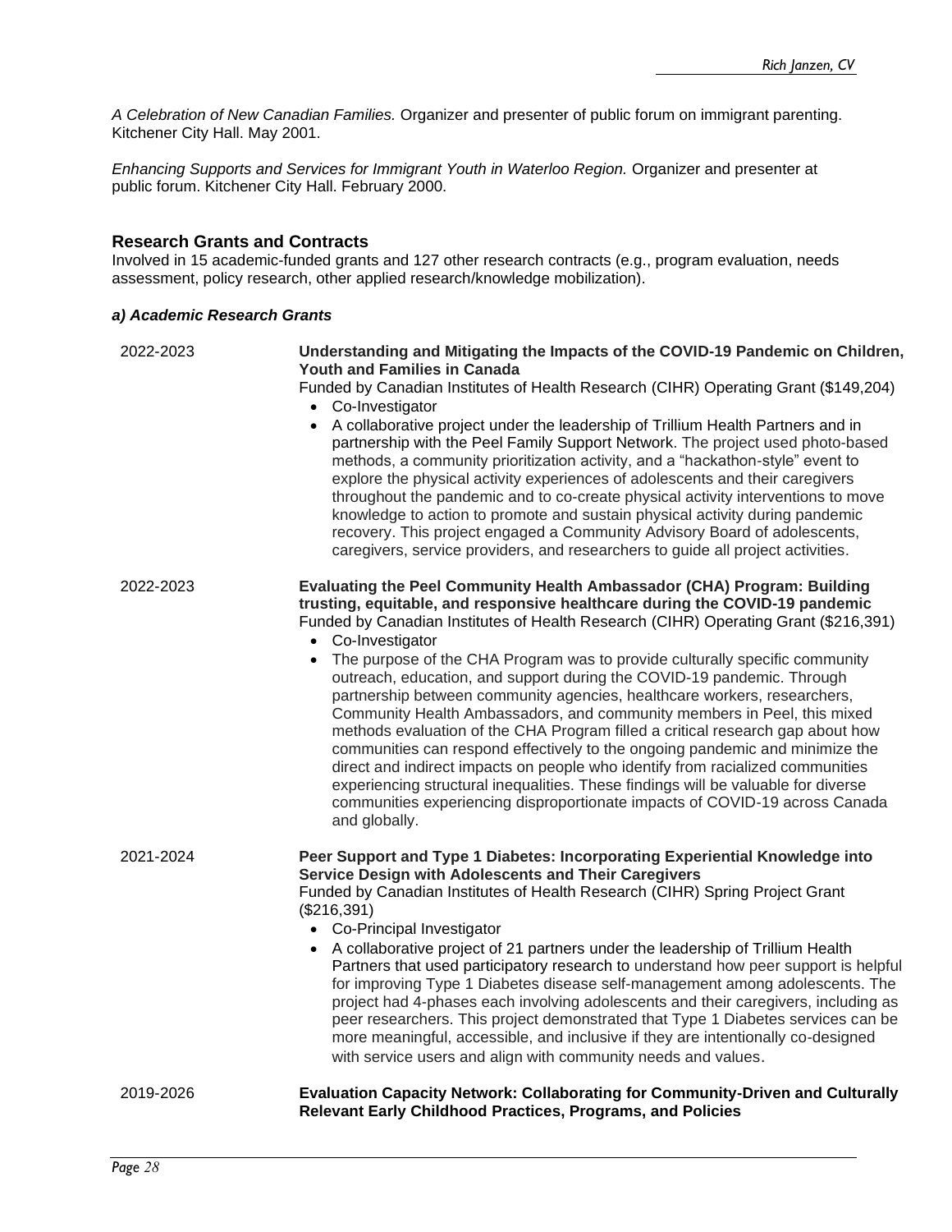*A Celebration of New Canadian Families.* Organizer and presenter of public forum on immigrant parenting. Kitchener City Hall. May 2001.

*Enhancing Supports and Services for Immigrant Youth in Waterloo Region.* Organizer and presenter at public forum. Kitchener City Hall. February 2000.

## Research Grants and Contracts

Involved in 15 academic-funded grants and 127 other research contracts (e.g., program evaluation, needs assessment, policy research, other applied research/knowledge mobilization).

### *a) Academic Research Grants*

2022-2023

**Understanding and Mitigating the Impacts of the COVID-19 Pandemic on Children, Youth and Families in Canada**
Funded by Canadian Institutes of Health Research (CIHR) Operating Grant ($149,204)

- Co-Investigator
- A collaborative project under the leadership of Trillium Health Partners and in partnership with the Peel Family Support Network. The project used photo-based methods, a community prioritization activity, and a "hackathon-style" event to explore the physical activity experiences of adolescents and their caregivers throughout the pandemic and to co-create physical activity interventions to move knowledge to action to promote and sustain physical activity during pandemic recovery. This project engaged a Community Advisory Board of adolescents, caregivers, service providers, and researchers to guide all project activities.

2022-2023

**Evaluating the Peel Community Health Ambassador (CHA) Program: Building trusting, equitable, and responsive healthcare during the COVID-19 pandemic**
Funded by Canadian Institutes of Health Research (CIHR) Operating Grant ($216,391)

- Co-Investigator
- The purpose of the CHA Program was to provide culturally specific community outreach, education, and support during the COVID-19 pandemic. Through partnership between community agencies, healthcare workers, researchers, Community Health Ambassadors, and community members in Peel, this mixed methods evaluation of the CHA Program filled a critical research gap about how communities can respond effectively to the ongoing pandemic and minimize the direct and indirect impacts on people who identify from racialized communities experiencing structural inequalities. These findings will be valuable for diverse communities experiencing disproportionate impacts of COVID-19 across Canada and globally.

2021-2024

**Peer Support and Type 1 Diabetes: Incorporating Experiential Knowledge into Service Design with Adolescents and Their Caregivers**
Funded by Canadian Institutes of Health Research (CIHR) Spring Project Grant ($216,391)

- Co-Principal Investigator
- A collaborative project of 21 partners under the leadership of Trillium Health Partners that used participatory research to understand how peer support is helpful for improving Type 1 Diabetes disease self-management among adolescents. The project had 4-phases each involving adolescents and their caregivers, including as peer researchers. This project demonstrated that Type 1 Diabetes services can be more meaningful, accessible, and inclusive if they are intentionally co-designed with service users and align with community needs and values.

2019-2026

**Evaluation Capacity Network: Collaborating for Community-Driven and Culturally Relevant Early Childhood Practices, Programs, and Policies**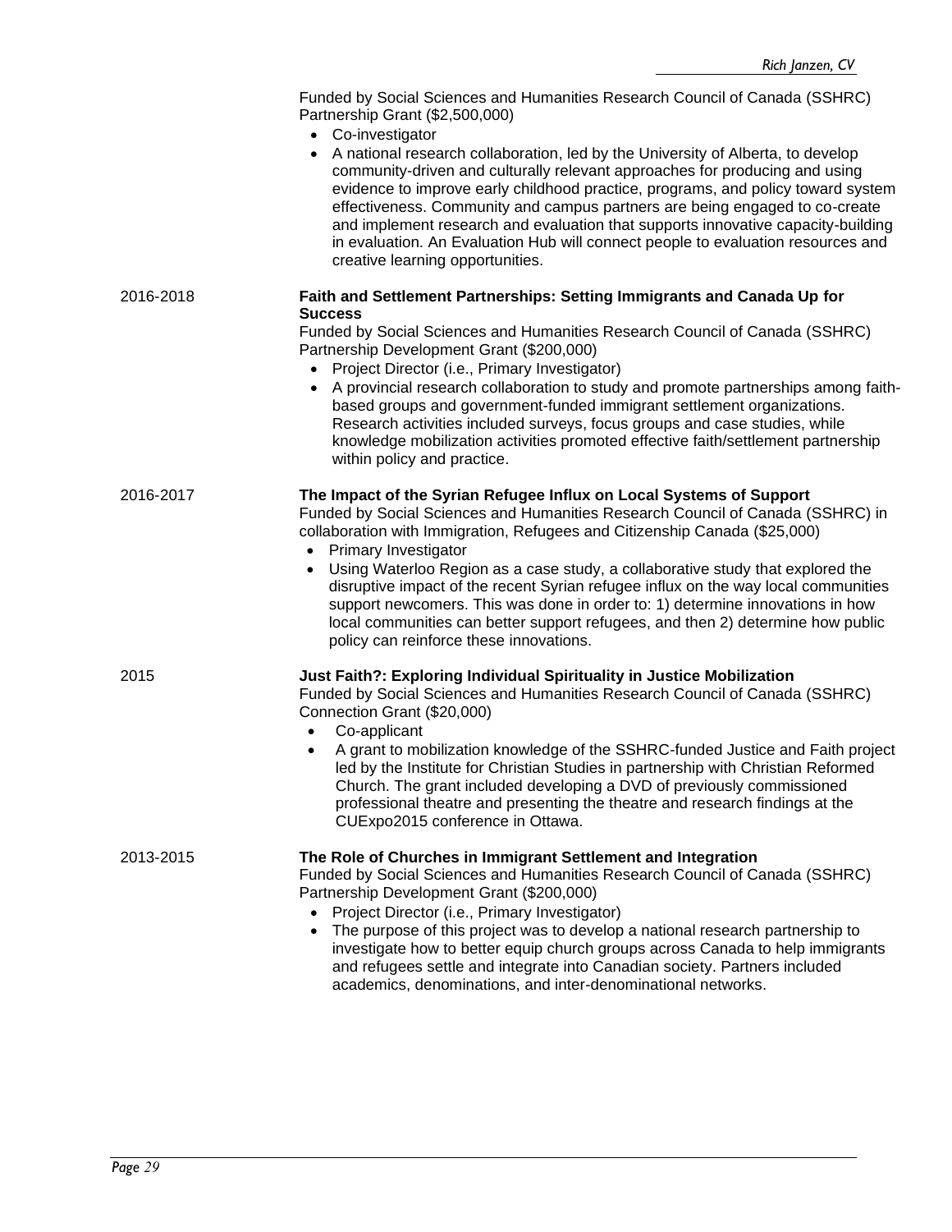Funded by Social Sciences and Humanities Research Council of Canada (SSHRC) Partnership Grant ($2,500,000)

- Co-investigator
- A national research collaboration, led by the University of Alberta, to develop community-driven and culturally relevant approaches for producing and using evidence to improve early childhood practice, programs, and policy toward system effectiveness. Community and campus partners are being engaged to co-create and implement research and evaluation that supports innovative capacity-building in evaluation. An Evaluation Hub will connect people to evaluation resources and creative learning opportunities.

2016-2018

**Faith and Settlement Partnerships: Setting Immigrants and Canada Up for Success**

Funded by Social Sciences and Humanities Research Council of Canada (SSHRC) Partnership Development Grant ($200,000)

- Project Director (i.e., Primary Investigator)
- A provincial research collaboration to study and promote partnerships among faith-based groups and government-funded immigrant settlement organizations. Research activities included surveys, focus groups and case studies, while knowledge mobilization activities promoted effective faith/settlement partnership within policy and practice.

2016-2017

**The Impact of the Syrian Refugee Influx on Local Systems of Support**

Funded by Social Sciences and Humanities Research Council of Canada (SSHRC) in collaboration with Immigration, Refugees and Citizenship Canada ($25,000)

- Primary Investigator
- Using Waterloo Region as a case study, a collaborative study that explored the disruptive impact of the recent Syrian refugee influx on the way local communities support newcomers. This was done in order to: 1) determine innovations in how local communities can better support refugees, and then 2) determine how public policy can reinforce these innovations.

2015

**Just Faith?: Exploring Individual Spirituality in Justice Mobilization**

Funded by Social Sciences and Humanities Research Council of Canada (SSHRC) Connection Grant ($20,000)

- Co-applicant
- A grant to mobilization knowledge of the SSHRC-funded Justice and Faith project led by the Institute for Christian Studies in partnership with Christian Reformed Church. The grant included developing a DVD of previously commissioned professional theatre and presenting the theatre and research findings at the CUExpo2015 conference in Ottawa.

2013-2015

**The Role of Churches in Immigrant Settlement and Integration**

Funded by Social Sciences and Humanities Research Council of Canada (SSHRC) Partnership Development Grant ($200,000)

- Project Director (i.e., Primary Investigator)
- The purpose of this project was to develop a national research partnership to investigate how to better equip church groups across Canada to help immigrants and refugees settle and integrate into Canadian society. Partners included academics, denominations, and inter-denominational networks.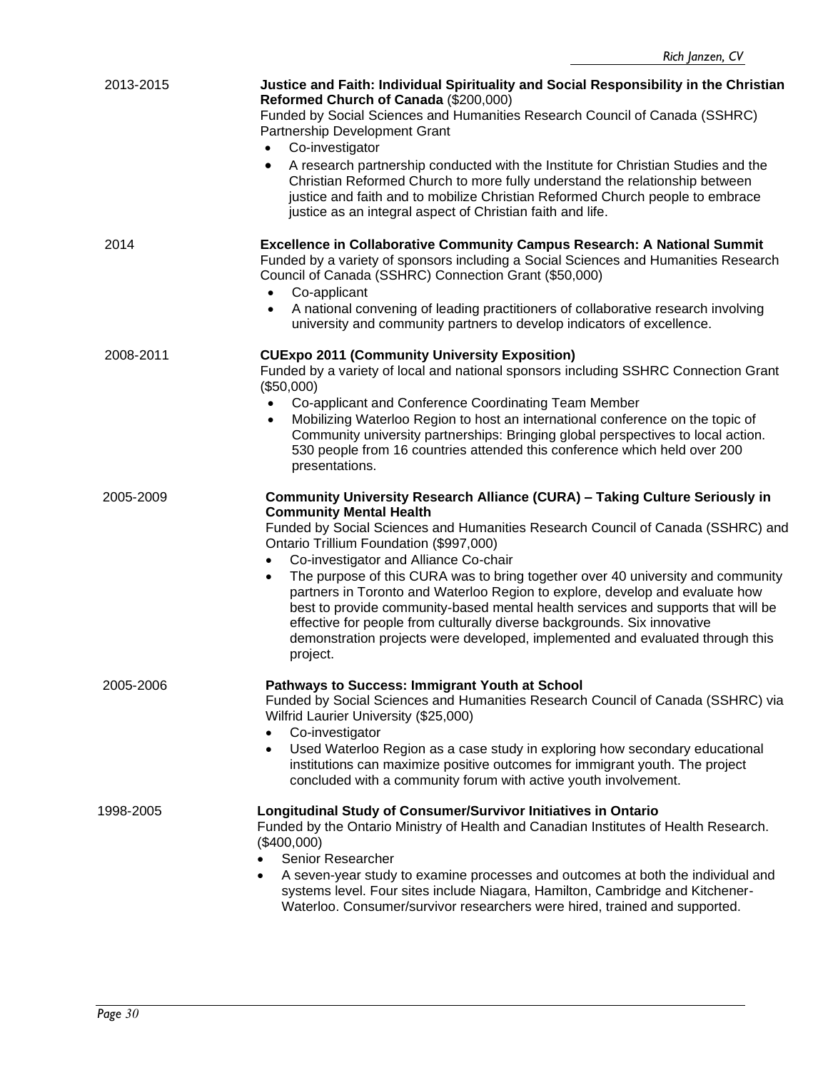2013-2015

**Justice and Faith: Individual Spirituality and Social Responsibility in the Christian Reformed Church of Canada** ($200,000)
Funded by Social Sciences and Humanities Research Council of Canada (SSHRC) Partnership Development Grant

- Co-investigator
- A research partnership conducted with the Institute for Christian Studies and the Christian Reformed Church to more fully understand the relationship between justice and faith and to mobilize Christian Reformed Church people to embrace justice as an integral aspect of Christian faith and life.

2014

**Excellence in Collaborative Community Campus Research: A National Summit**
Funded by a variety of sponsors including a Social Sciences and Humanities Research Council of Canada (SSHRC) Connection Grant ($50,000)

- Co-applicant
- A national convening of leading practitioners of collaborative research involving university and community partners to develop indicators of excellence.

2008-2011

**CUExpo 2011 (Community University Exposition)**
Funded by a variety of local and national sponsors including SSHRC Connection Grant ($50,000)

- Co-applicant and Conference Coordinating Team Member
- Mobilizing Waterloo Region to host an international conference on the topic of Community university partnerships: Bringing global perspectives to local action. 530 people from 16 countries attended this conference which held over 200 presentations.

2005-2009

**Community University Research Alliance (CURA) – Taking Culture Seriously in Community Mental Health**
Funded by Social Sciences and Humanities Research Council of Canada (SSHRC) and Ontario Trillium Foundation ($997,000)

- Co-investigator and Alliance Co-chair
- The purpose of this CURA was to bring together over 40 university and community partners in Toronto and Waterloo Region to explore, develop and evaluate how best to provide community-based mental health services and supports that will be effective for people from culturally diverse backgrounds. Six innovative demonstration projects were developed, implemented and evaluated through this project.

2005-2006

**Pathways to Success: Immigrant Youth at School**
Funded by Social Sciences and Humanities Research Council of Canada (SSHRC) via Wilfrid Laurier University ($25,000)

- Co-investigator
- Used Waterloo Region as a case study in exploring how secondary educational institutions can maximize positive outcomes for immigrant youth. The project concluded with a community forum with active youth involvement.

1998-2005

**Longitudinal Study of Consumer/Survivor Initiatives in Ontario**
Funded by the Ontario Ministry of Health and Canadian Institutes of Health Research. ($400,000)

- Senior Researcher
- A seven-year study to examine processes and outcomes at both the individual and systems level. Four sites include Niagara, Hamilton, Cambridge and Kitchener-Waterloo. Consumer/survivor researchers were hired, trained and supported.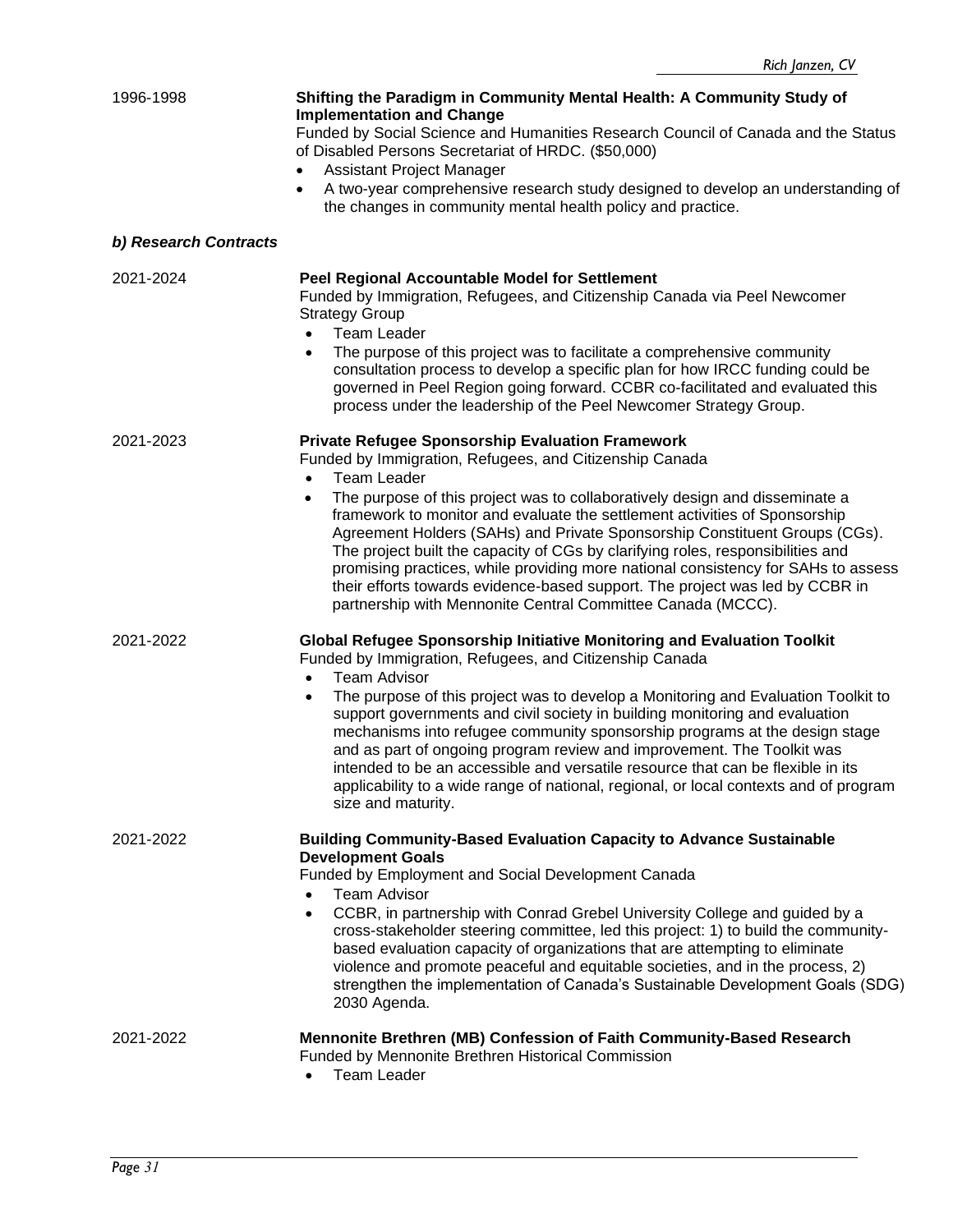1996-1998 **Shifting the Paradigm in Community Mental Health: A Community Study of Implementation and Change**
Funded by Social Science and Humanities Research Council of Canada and the Status of Disabled Persons Secretariat of HRDC. ($50,000)
- Assistant Project Manager
- A two-year comprehensive research study designed to develop an understanding of the changes in community mental health policy and practice.

### *b) Research Contracts*

2021-2024 **Peel Regional Accountable Model for Settlement**
Funded by Immigration, Refugees, and Citizenship Canada via Peel Newcomer Strategy Group
- Team Leader
- The purpose of this project was to facilitate a comprehensive community consultation process to develop a specific plan for how IRCC funding could be governed in Peel Region going forward. CCBR co-facilitated and evaluated this process under the leadership of the Peel Newcomer Strategy Group.

2021-2023 **Private Refugee Sponsorship Evaluation Framework**
Funded by Immigration, Refugees, and Citizenship Canada
- Team Leader
- The purpose of this project was to collaboratively design and disseminate a framework to monitor and evaluate the settlement activities of Sponsorship Agreement Holders (SAHs) and Private Sponsorship Constituent Groups (CGs). The project built the capacity of CGs by clarifying roles, responsibilities and promising practices, while providing more national consistency for SAHs to assess their efforts towards evidence-based support. The project was led by CCBR in partnership with Mennonite Central Committee Canada (MCCC).

2021-2022 **Global Refugee Sponsorship Initiative Monitoring and Evaluation Toolkit**
Funded by Immigration, Refugees, and Citizenship Canada
- Team Advisor
- The purpose of this project was to develop a Monitoring and Evaluation Toolkit to support governments and civil society in building monitoring and evaluation mechanisms into refugee community sponsorship programs at the design stage and as part of ongoing program review and improvement. The Toolkit was intended to be an accessible and versatile resource that can be flexible in its applicability to a wide range of national, regional, or local contexts and of program size and maturity.

2021-2022 **Building Community-Based Evaluation Capacity to Advance Sustainable Development Goals**
Funded by Employment and Social Development Canada
- Team Advisor
- CCBR, in partnership with Conrad Grebel University College and guided by a cross-stakeholder steering committee, led this project: 1) to build the community-based evaluation capacity of organizations that are attempting to eliminate violence and promote peaceful and equitable societies, and in the process, 2) strengthen the implementation of Canada's Sustainable Development Goals (SDG) 2030 Agenda.

2021-2022 **Mennonite Brethren (MB) Confession of Faith Community-Based Research**
Funded by Mennonite Brethren Historical Commission
- Team Leader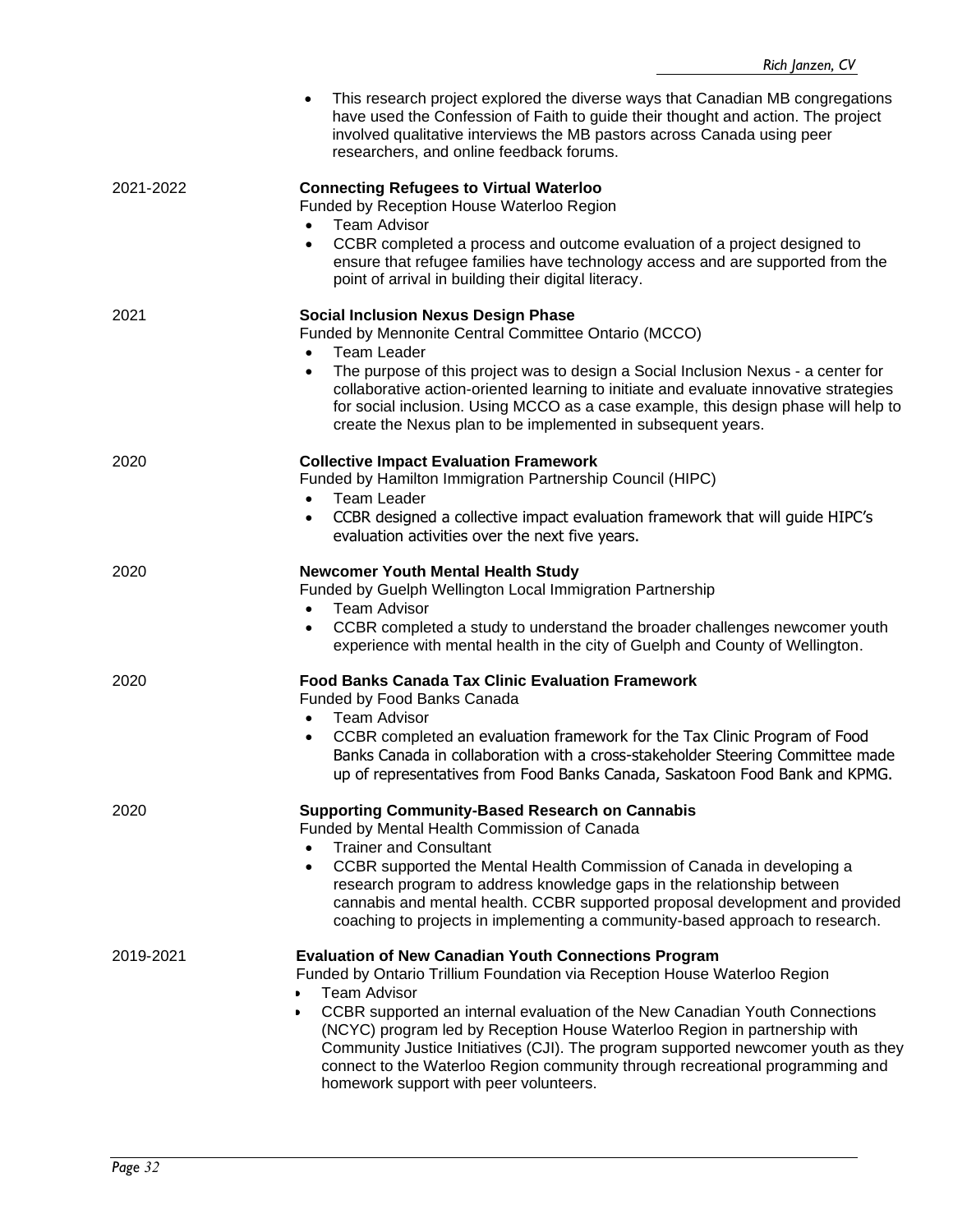- This research project explored the diverse ways that Canadian MB congregations have used the Confession of Faith to guide their thought and action. The project involved qualitative interviews the MB pastors across Canada using peer researchers, and online feedback forums.

2021-2022 **Connecting Refugees to Virtual Waterloo**
Funded by Reception House Waterloo Region
- Team Advisor
- CCBR completed a process and outcome evaluation of a project designed to ensure that refugee families have technology access and are supported from the point of arrival in building their digital literacy.

2021 **Social Inclusion Nexus Design Phase**
Funded by Mennonite Central Committee Ontario (MCCO)
- Team Leader
- The purpose of this project was to design a Social Inclusion Nexus - a center for collaborative action-oriented learning to initiate and evaluate innovative strategies for social inclusion. Using MCCO as a case example, this design phase will help to create the Nexus plan to be implemented in subsequent years.

2020 **Collective Impact Evaluation Framework**
Funded by Hamilton Immigration Partnership Council (HIPC)
- Team Leader
- CCBR designed a collective impact evaluation framework that will guide HIPC's evaluation activities over the next five years.

2020 **Newcomer Youth Mental Health Study**
Funded by Guelph Wellington Local Immigration Partnership
- Team Advisor
- CCBR completed a study to understand the broader challenges newcomer youth experience with mental health in the city of Guelph and County of Wellington.

2020 **Food Banks Canada Tax Clinic Evaluation Framework**
Funded by Food Banks Canada
- Team Advisor
- CCBR completed an evaluation framework for the Tax Clinic Program of Food Banks Canada in collaboration with a cross-stakeholder Steering Committee made up of representatives from Food Banks Canada, Saskatoon Food Bank and KPMG.

2020 **Supporting Community-Based Research on Cannabis**
Funded by Mental Health Commission of Canada
- Trainer and Consultant
- CCBR supported the Mental Health Commission of Canada in developing a research program to address knowledge gaps in the relationship between cannabis and mental health. CCBR supported proposal development and provided coaching to projects in implementing a community-based approach to research.

2019-2021 **Evaluation of New Canadian Youth Connections Program**
Funded by Ontario Trillium Foundation via Reception House Waterloo Region
- Team Advisor
- CCBR supported an internal evaluation of the New Canadian Youth Connections (NCYC) program led by Reception House Waterloo Region in partnership with Community Justice Initiatives (CJI). The program supported newcomer youth as they connect to the Waterloo Region community through recreational programming and homework support with peer volunteers.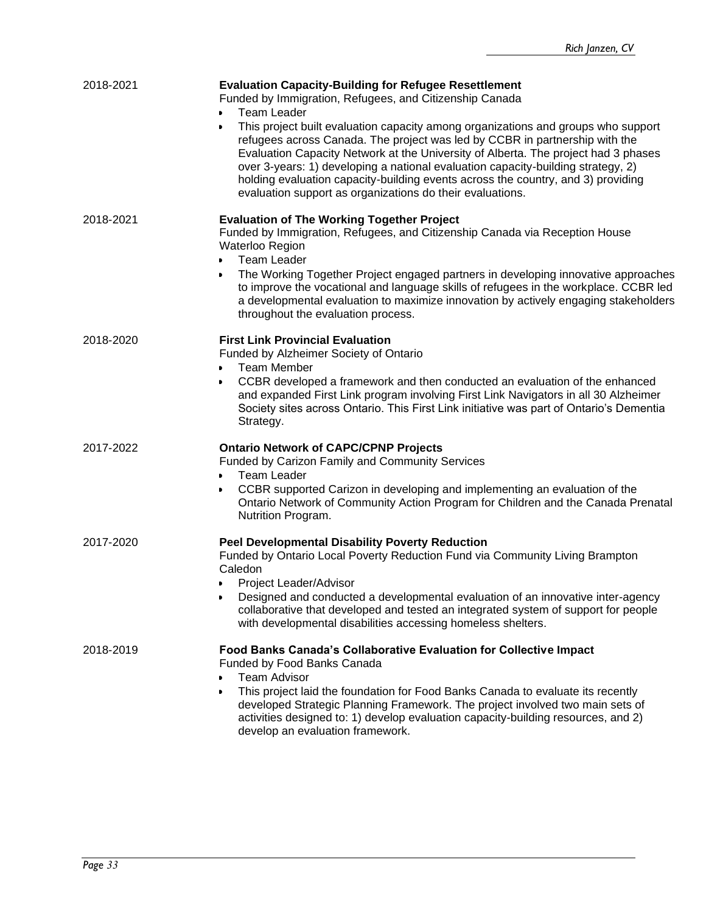2018-2021 **Evaluation Capacity-Building for Refugee Resettlement**
Funded by Immigration, Refugees, and Citizenship Canada

- Team Leader
- This project built evaluation capacity among organizations and groups who support refugees across Canada. The project was led by CCBR in partnership with the Evaluation Capacity Network at the University of Alberta. The project had 3 phases over 3-years: 1) developing a national evaluation capacity-building strategy, 2) holding evaluation capacity-building events across the country, and 3) providing evaluation support as organizations do their evaluations.

2018-2021 **Evaluation of The Working Together Project**
Funded by Immigration, Refugees, and Citizenship Canada via Reception House Waterloo Region

- Team Leader
- The Working Together Project engaged partners in developing innovative approaches to improve the vocational and language skills of refugees in the workplace. CCBR led a developmental evaluation to maximize innovation by actively engaging stakeholders throughout the evaluation process.

2018-2020 **First Link Provincial Evaluation**
Funded by Alzheimer Society of Ontario

- Team Member
- CCBR developed a framework and then conducted an evaluation of the enhanced and expanded First Link program involving First Link Navigators in all 30 Alzheimer Society sites across Ontario. This First Link initiative was part of Ontario's Dementia Strategy.

2017-2022 **Ontario Network of CAPC/CPNP Projects**
Funded by Carizon Family and Community Services

- Team Leader
- CCBR supported Carizon in developing and implementing an evaluation of the Ontario Network of Community Action Program for Children and the Canada Prenatal Nutrition Program.

2017-2020 **Peel Developmental Disability Poverty Reduction**
Funded by Ontario Local Poverty Reduction Fund via Community Living Brampton Caledon

- Project Leader/Advisor
- Designed and conducted a developmental evaluation of an innovative inter-agency collaborative that developed and tested an integrated system of support for people with developmental disabilities accessing homeless shelters.

2018-2019 **Food Banks Canada's Collaborative Evaluation for Collective Impact**
Funded by Food Banks Canada

- Team Advisor
- This project laid the foundation for Food Banks Canada to evaluate its recently developed Strategic Planning Framework. The project involved two main sets of activities designed to: 1) develop evaluation capacity-building resources, and 2) develop an evaluation framework.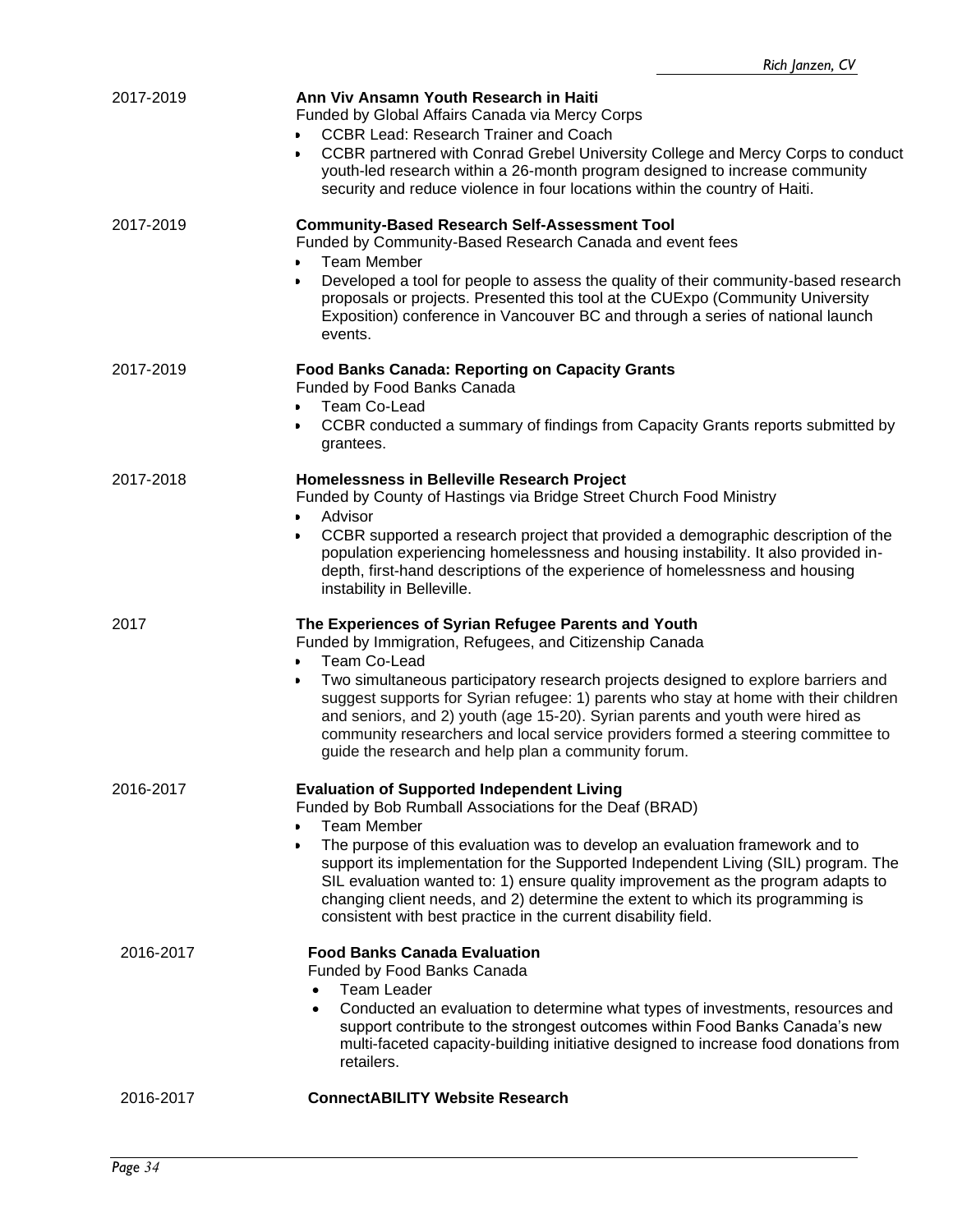2017-2019 **Ann Viv Ansamn Youth Research in Haiti**
Funded by Global Affairs Canada via Mercy Corps
- CCBR Lead: Research Trainer and Coach
- CCBR partnered with Conrad Grebel University College and Mercy Corps to conduct youth-led research within a 26-month program designed to increase community security and reduce violence in four locations within the country of Haiti.

2017-2019 **Community-Based Research Self-Assessment Tool**
Funded by Community-Based Research Canada and event fees
- Team Member
- Developed a tool for people to assess the quality of their community-based research proposals or projects. Presented this tool at the CUExpo (Community University Exposition) conference in Vancouver BC and through a series of national launch events.

2017-2019 **Food Banks Canada: Reporting on Capacity Grants**
Funded by Food Banks Canada
- Team Co-Lead
- CCBR conducted a summary of findings from Capacity Grants reports submitted by grantees.

2017-2018 **Homelessness in Belleville Research Project**
Funded by County of Hastings via Bridge Street Church Food Ministry
- Advisor
- CCBR supported a research project that provided a demographic description of the population experiencing homelessness and housing instability. It also provided in-depth, first-hand descriptions of the experience of homelessness and housing instability in Belleville.

2017 **The Experiences of Syrian Refugee Parents and Youth**
Funded by Immigration, Refugees, and Citizenship Canada
- Team Co-Lead
- Two simultaneous participatory research projects designed to explore barriers and suggest supports for Syrian refugee: 1) parents who stay at home with their children and seniors, and 2) youth (age 15-20). Syrian parents and youth were hired as community researchers and local service providers formed a steering committee to guide the research and help plan a community forum.

2016-2017 **Evaluation of Supported Independent Living**
Funded by Bob Rumball Associations for the Deaf (BRAD)
- Team Member
- The purpose of this evaluation was to develop an evaluation framework and to support its implementation for the Supported Independent Living (SIL) program. The SIL evaluation wanted to: 1) ensure quality improvement as the program adapts to changing client needs, and 2) determine the extent to which its programming is consistent with best practice in the current disability field.

2016-2017 **Food Banks Canada Evaluation**
Funded by Food Banks Canada
- Team Leader
- Conducted an evaluation to determine what types of investments, resources and support contribute to the strongest outcomes within Food Banks Canada's new multi-faceted capacity-building initiative designed to increase food donations from retailers.

2016-2017 **ConnectABILITY Website Research**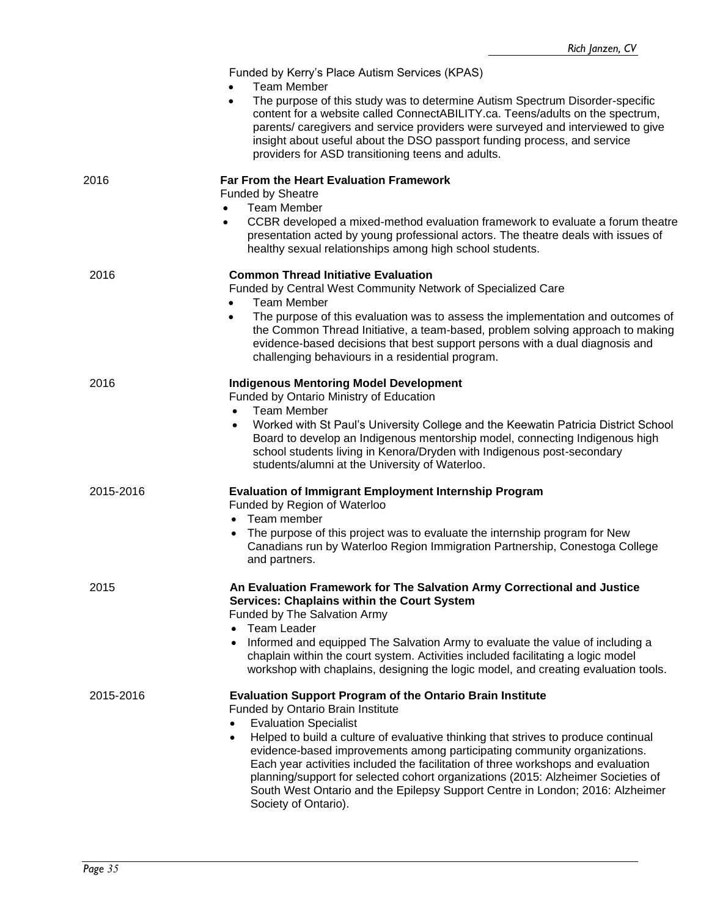Funded by Kerry's Place Autism Services (KPAS)

- Team Member
- The purpose of this study was to determine Autism Spectrum Disorder-specific content for a website called ConnectABILITY.ca. Teens/adults on the spectrum, parents/ caregivers and service providers were surveyed and interviewed to give insight about useful about the DSO passport funding process, and service providers for ASD transitioning teens and adults.

2016 **Far From the Heart Evaluation Framework**
Funded by Sheatre

- Team Member
- CCBR developed a mixed-method evaluation framework to evaluate a forum theatre presentation acted by young professional actors. The theatre deals with issues of healthy sexual relationships among high school students.

2016 **Common Thread Initiative Evaluation**
Funded by Central West Community Network of Specialized Care

- Team Member
- The purpose of this evaluation was to assess the implementation and outcomes of the Common Thread Initiative, a team-based, problem solving approach to making evidence-based decisions that best support persons with a dual diagnosis and challenging behaviours in a residential program.

2016 **Indigenous Mentoring Model Development**
Funded by Ontario Ministry of Education

- Team Member
- Worked with St Paul's University College and the Keewatin Patricia District School Board to develop an Indigenous mentorship model, connecting Indigenous high school students living in Kenora/Dryden with Indigenous post-secondary students/alumni at the University of Waterloo.

2015-2016 **Evaluation of Immigrant Employment Internship Program**
Funded by Region of Waterloo

- Team member
- The purpose of this project was to evaluate the internship program for New Canadians run by Waterloo Region Immigration Partnership, Conestoga College and partners.

2015 **An Evaluation Framework for The Salvation Army Correctional and Justice Services: Chaplains within the Court System**
Funded by The Salvation Army

- Team Leader
- Informed and equipped The Salvation Army to evaluate the value of including a chaplain within the court system. Activities included facilitating a logic model workshop with chaplains, designing the logic model, and creating evaluation tools.

2015-2016 **Evaluation Support Program of the Ontario Brain Institute**
Funded by Ontario Brain Institute

- Evaluation Specialist
- Helped to build a culture of evaluative thinking that strives to produce continual evidence-based improvements among participating community organizations. Each year activities included the facilitation of three workshops and evaluation planning/support for selected cohort organizations (2015: Alzheimer Societies of South West Ontario and the Epilepsy Support Centre in London; 2016: Alzheimer Society of Ontario).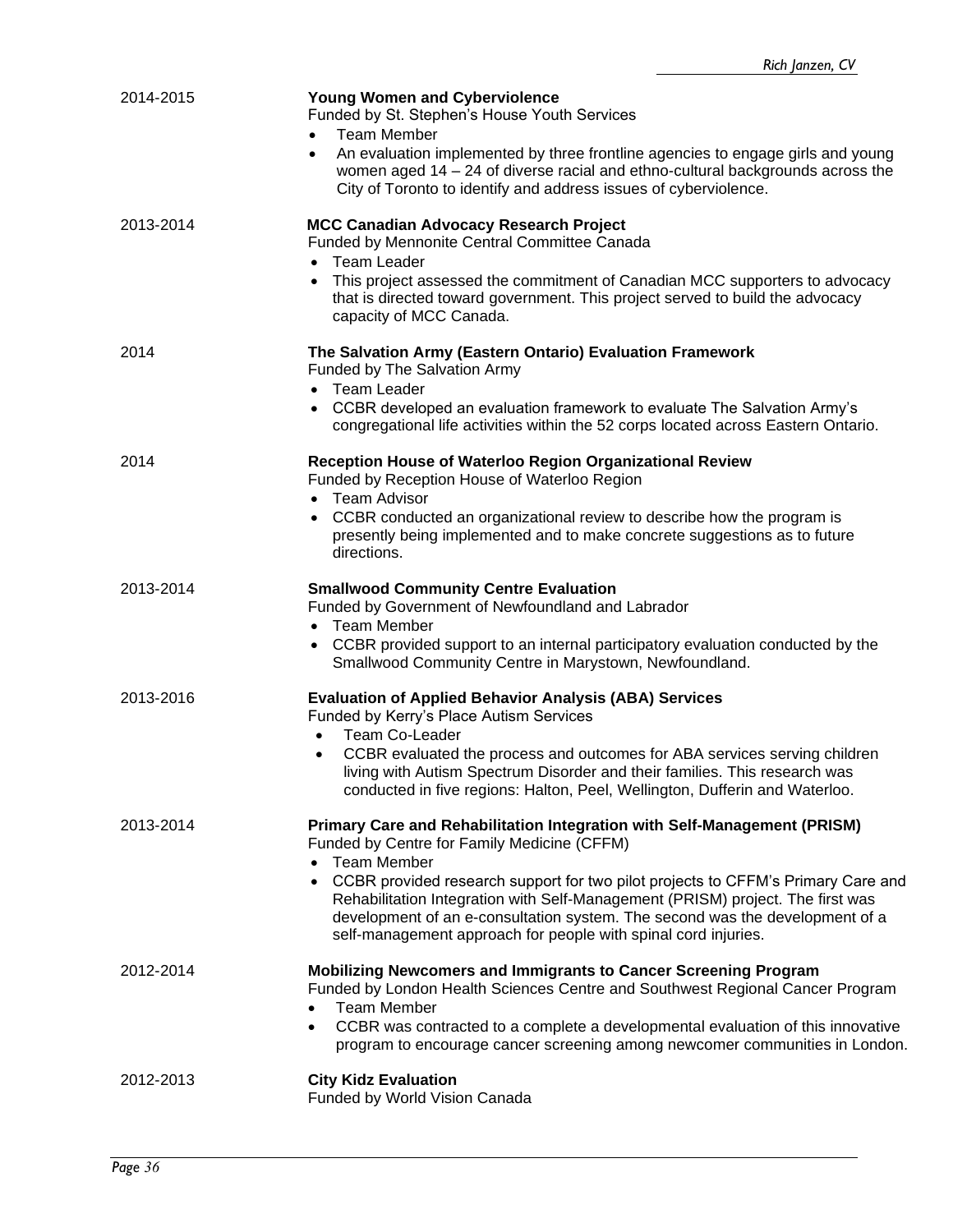2014-2015

**Young Women and Cyberviolence**
Funded by St. Stephen's House Youth Services

- Team Member
- An evaluation implemented by three frontline agencies to engage girls and young women aged 14 – 24 of diverse racial and ethno-cultural backgrounds across the City of Toronto to identify and address issues of cyberviolence.

2013-2014

**MCC Canadian Advocacy Research Project**
Funded by Mennonite Central Committee Canada

- Team Leader
- This project assessed the commitment of Canadian MCC supporters to advocacy that is directed toward government. This project served to build the advocacy capacity of MCC Canada.

2014

**The Salvation Army (Eastern Ontario) Evaluation Framework**
Funded by The Salvation Army

- Team Leader
- CCBR developed an evaluation framework to evaluate The Salvation Army's congregational life activities within the 52 corps located across Eastern Ontario.

2014

**Reception House of Waterloo Region Organizational Review**
Funded by Reception House of Waterloo Region

- Team Advisor
- CCBR conducted an organizational review to describe how the program is presently being implemented and to make concrete suggestions as to future directions.

2013-2014

**Smallwood Community Centre Evaluation**
Funded by Government of Newfoundland and Labrador

- Team Member
- CCBR provided support to an internal participatory evaluation conducted by the Smallwood Community Centre in Marystown, Newfoundland.

2013-2016

**Evaluation of Applied Behavior Analysis (ABA) Services**
Funded by Kerry's Place Autism Services

- Team Co-Leader
- CCBR evaluated the process and outcomes for ABA services serving children living with Autism Spectrum Disorder and their families. This research was conducted in five regions: Halton, Peel, Wellington, Dufferin and Waterloo.

2013-2014

**Primary Care and Rehabilitation Integration with Self-Management (PRISM)**
Funded by Centre for Family Medicine (CFFM)

- Team Member
- CCBR provided research support for two pilot projects to CFFM's Primary Care and Rehabilitation Integration with Self-Management (PRISM) project. The first was development of an e-consultation system. The second was the development of a self-management approach for people with spinal cord injuries.

2012-2014

**Mobilizing Newcomers and Immigrants to Cancer Screening Program**
Funded by London Health Sciences Centre and Southwest Regional Cancer Program

- Team Member
- CCBR was contracted to a complete a developmental evaluation of this innovative program to encourage cancer screening among newcomer communities in London.

2012-2013

**City Kidz Evaluation**
Funded by World Vision Canada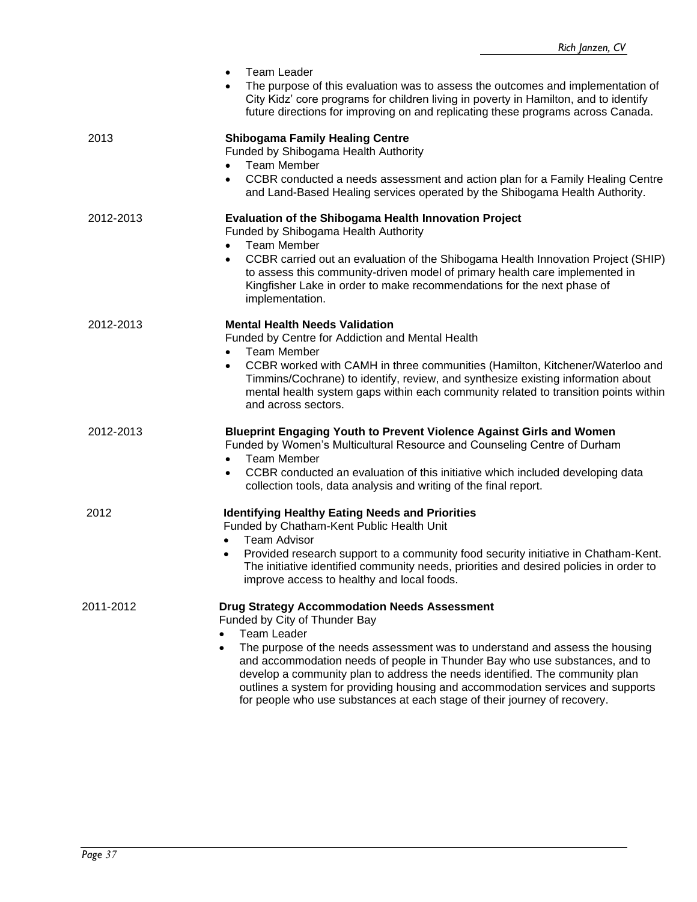- Team Leader
- The purpose of this evaluation was to assess the outcomes and implementation of City Kidz' core programs for children living in poverty in Hamilton, and to identify future directions for improving on and replicating these programs across Canada.

2013 **Shibogama Family Healing Centre**
Funded by Shibogama Health Authority
- Team Member
- CCBR conducted a needs assessment and action plan for a Family Healing Centre and Land-Based Healing services operated by the Shibogama Health Authority.

2012-2013 **Evaluation of the Shibogama Health Innovation Project**
Funded by Shibogama Health Authority
- Team Member
- CCBR carried out an evaluation of the Shibogama Health Innovation Project (SHIP) to assess this community-driven model of primary health care implemented in Kingfisher Lake in order to make recommendations for the next phase of implementation.

2012-2013 **Mental Health Needs Validation**
Funded by Centre for Addiction and Mental Health
- Team Member
- CCBR worked with CAMH in three communities (Hamilton, Kitchener/Waterloo and Timmins/Cochrane) to identify, review, and synthesize existing information about mental health system gaps within each community related to transition points within and across sectors.

2012-2013 **Blueprint Engaging Youth to Prevent Violence Against Girls and Women**
Funded by Women's Multicultural Resource and Counseling Centre of Durham
- Team Member
- CCBR conducted an evaluation of this initiative which included developing data collection tools, data analysis and writing of the final report.

2012 **Identifying Healthy Eating Needs and Priorities**
Funded by Chatham-Kent Public Health Unit
- Team Advisor
- Provided research support to a community food security initiative in Chatham-Kent. The initiative identified community needs, priorities and desired policies in order to improve access to healthy and local foods.

2011-2012 **Drug Strategy Accommodation Needs Assessment**
Funded by City of Thunder Bay
- Team Leader
- The purpose of the needs assessment was to understand and assess the housing and accommodation needs of people in Thunder Bay who use substances, and to develop a community plan to address the needs identified. The community plan outlines a system for providing housing and accommodation services and supports for people who use substances at each stage of their journey of recovery.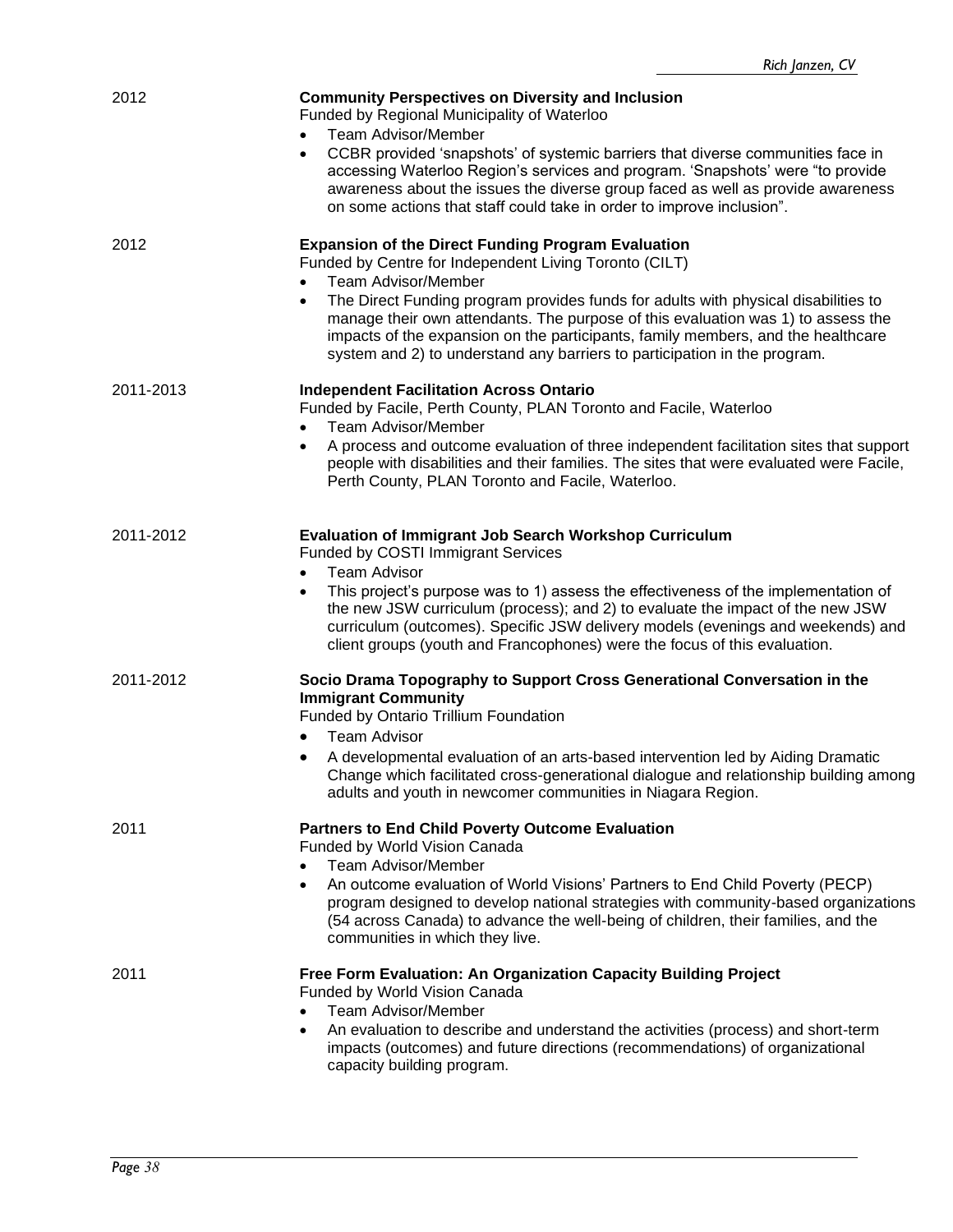2012

**Community Perspectives on Diversity and Inclusion**
Funded by Regional Municipality of Waterloo

- Team Advisor/Member
- CCBR provided 'snapshots' of systemic barriers that diverse communities face in accessing Waterloo Region's services and program. 'Snapshots' were "to provide awareness about the issues the diverse group faced as well as provide awareness on some actions that staff could take in order to improve inclusion".

2012

**Expansion of the Direct Funding Program Evaluation**
Funded by Centre for Independent Living Toronto (CILT)

- Team Advisor/Member
- The Direct Funding program provides funds for adults with physical disabilities to manage their own attendants. The purpose of this evaluation was 1) to assess the impacts of the expansion on the participants, family members, and the healthcare system and 2) to understand any barriers to participation in the program.

2011-2013

**Independent Facilitation Across Ontario**
Funded by Facile, Perth County, PLAN Toronto and Facile, Waterloo

- Team Advisor/Member
- A process and outcome evaluation of three independent facilitation sites that support people with disabilities and their families. The sites that were evaluated were Facile, Perth County, PLAN Toronto and Facile, Waterloo.

2011-2012

**Evaluation of Immigrant Job Search Workshop Curriculum**
Funded by COSTI Immigrant Services

- Team Advisor
- This project's purpose was to 1) assess the effectiveness of the implementation of the new JSW curriculum (process); and 2) to evaluate the impact of the new JSW curriculum (outcomes). Specific JSW delivery models (evenings and weekends) and client groups (youth and Francophones) were the focus of this evaluation.

2011-2012

**Socio Drama Topography to Support Cross Generational Conversation in the Immigrant Community**
Funded by Ontario Trillium Foundation

- Team Advisor
- A developmental evaluation of an arts-based intervention led by Aiding Dramatic Change which facilitated cross-generational dialogue and relationship building among adults and youth in newcomer communities in Niagara Region.

2011

**Partners to End Child Poverty Outcome Evaluation**
Funded by World Vision Canada

- Team Advisor/Member
- An outcome evaluation of World Visions' Partners to End Child Poverty (PECP) program designed to develop national strategies with community-based organizations (54 across Canada) to advance the well-being of children, their families, and the communities in which they live.

2011

**Free Form Evaluation: An Organization Capacity Building Project**
Funded by World Vision Canada

- Team Advisor/Member
- An evaluation to describe and understand the activities (process) and short-term impacts (outcomes) and future directions (recommendations) of organizational capacity building program.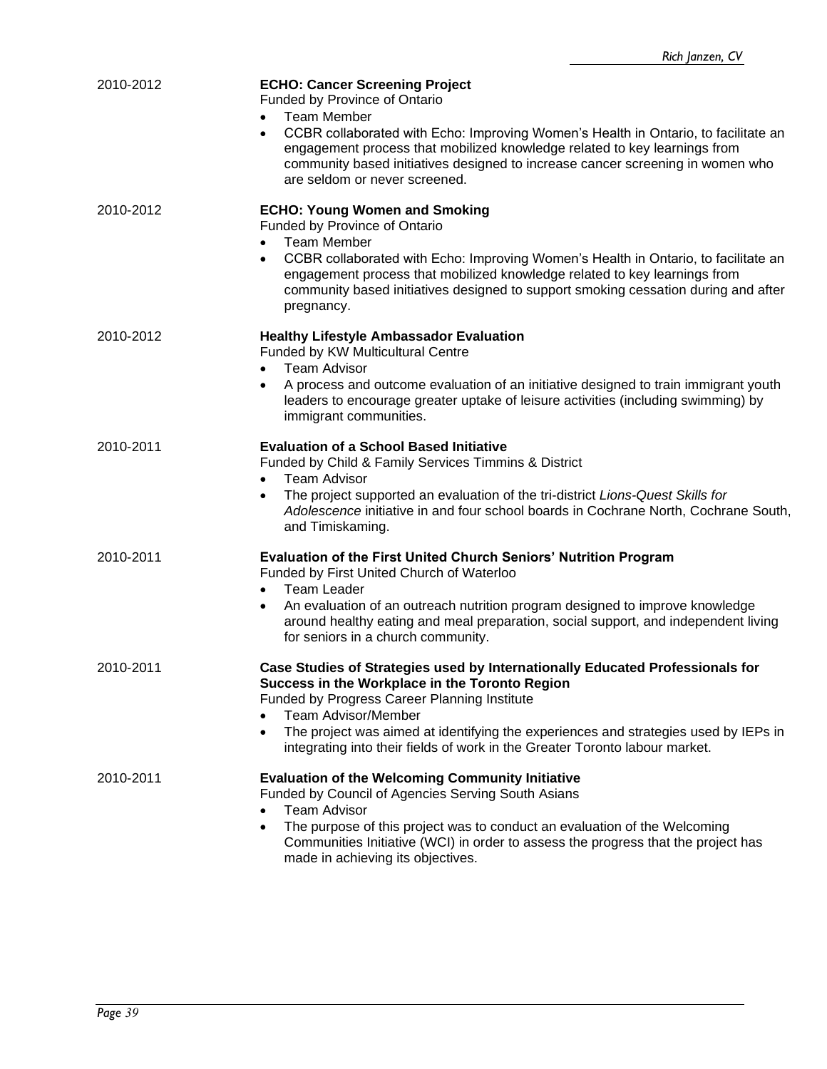2010-2012

**ECHO: Cancer Screening Project**
Funded by Province of Ontario

- Team Member
- CCBR collaborated with Echo: Improving Women's Health in Ontario, to facilitate an engagement process that mobilized knowledge related to key learnings from community based initiatives designed to increase cancer screening in women who are seldom or never screened.

2010-2012

**ECHO: Young Women and Smoking**
Funded by Province of Ontario

- Team Member
- CCBR collaborated with Echo: Improving Women's Health in Ontario, to facilitate an engagement process that mobilized knowledge related to key learnings from community based initiatives designed to support smoking cessation during and after pregnancy.

2010-2012

**Healthy Lifestyle Ambassador Evaluation**
Funded by KW Multicultural Centre

- Team Advisor
- A process and outcome evaluation of an initiative designed to train immigrant youth leaders to encourage greater uptake of leisure activities (including swimming) by immigrant communities.

2010-2011

**Evaluation of a School Based Initiative**
Funded by Child & Family Services Timmins & District

- Team Advisor
- The project supported an evaluation of the tri-district *Lions-Quest Skills for Adolescence* initiative in and four school boards in Cochrane North, Cochrane South, and Timiskaming.

2010-2011

**Evaluation of the First United Church Seniors' Nutrition Program**
Funded by First United Church of Waterloo

- Team Leader
- An evaluation of an outreach nutrition program designed to improve knowledge around healthy eating and meal preparation, social support, and independent living for seniors in a church community.

2010-2011

**Case Studies of Strategies used by Internationally Educated Professionals for Success in the Workplace in the Toronto Region**
Funded by Progress Career Planning Institute

- Team Advisor/Member
- The project was aimed at identifying the experiences and strategies used by IEPs in integrating into their fields of work in the Greater Toronto labour market.

2010-2011

**Evaluation of the Welcoming Community Initiative**
Funded by Council of Agencies Serving South Asians

- Team Advisor
- The purpose of this project was to conduct an evaluation of the Welcoming Communities Initiative (WCI) in order to assess the progress that the project has made in achieving its objectives.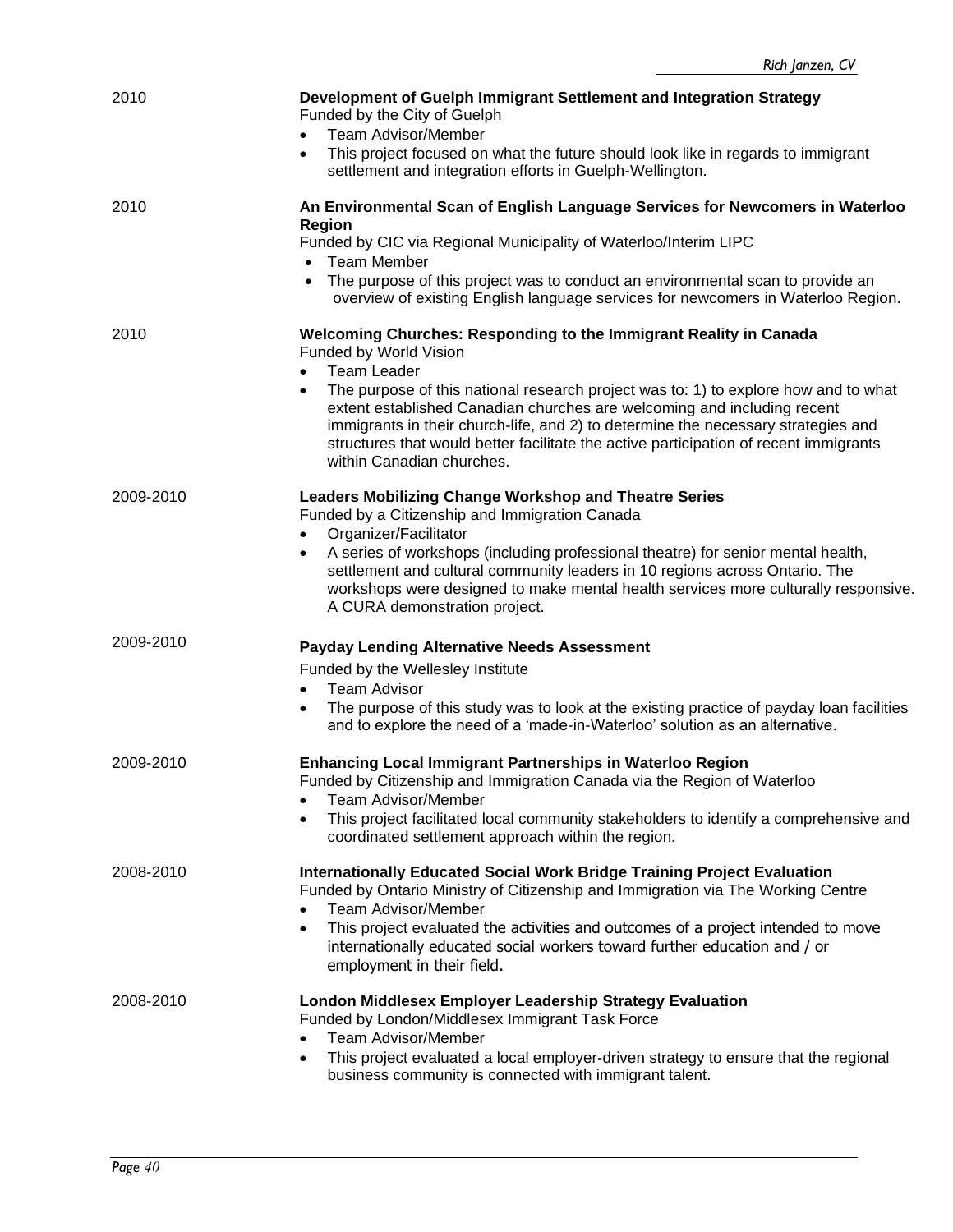2010 **Development of Guelph Immigrant Settlement and Integration Strategy**
Funded by the City of Guelph

- Team Advisor/Member
- This project focused on what the future should look like in regards to immigrant settlement and integration efforts in Guelph-Wellington.

2010 **An Environmental Scan of English Language Services for Newcomers in Waterloo Region**
Funded by CIC via Regional Municipality of Waterloo/Interim LIPC

- Team Member
- The purpose of this project was to conduct an environmental scan to provide an overview of existing English language services for newcomers in Waterloo Region.

2010 **Welcoming Churches: Responding to the Immigrant Reality in Canada**
Funded by World Vision

- Team Leader
- The purpose of this national research project was to: 1) to explore how and to what extent established Canadian churches are welcoming and including recent immigrants in their church-life, and 2) to determine the necessary strategies and structures that would better facilitate the active participation of recent immigrants within Canadian churches.

2009-2010 **Leaders Mobilizing Change Workshop and Theatre Series**
Funded by a Citizenship and Immigration Canada

- Organizer/Facilitator
- A series of workshops (including professional theatre) for senior mental health, settlement and cultural community leaders in 10 regions across Ontario. The workshops were designed to make mental health services more culturally responsive. A CURA demonstration project.

2009-2010 **Payday Lending Alternative Needs Assessment**
Funded by the Wellesley Institute

- Team Advisor
- The purpose of this study was to look at the existing practice of payday loan facilities and to explore the need of a 'made-in-Waterloo' solution as an alternative.

2009-2010 **Enhancing Local Immigrant Partnerships in Waterloo Region**
Funded by Citizenship and Immigration Canada via the Region of Waterloo

- Team Advisor/Member
- This project facilitated local community stakeholders to identify a comprehensive and coordinated settlement approach within the region.

2008-2010 **Internationally Educated Social Work Bridge Training Project Evaluation**
Funded by Ontario Ministry of Citizenship and Immigration via The Working Centre

- Team Advisor/Member
- This project evaluated the activities and outcomes of a project intended to move internationally educated social workers toward further education and / or employment in their field.

2008-2010 **London Middlesex Employer Leadership Strategy Evaluation**
Funded by London/Middlesex Immigrant Task Force

- Team Advisor/Member
- This project evaluated a local employer-driven strategy to ensure that the regional business community is connected with immigrant talent.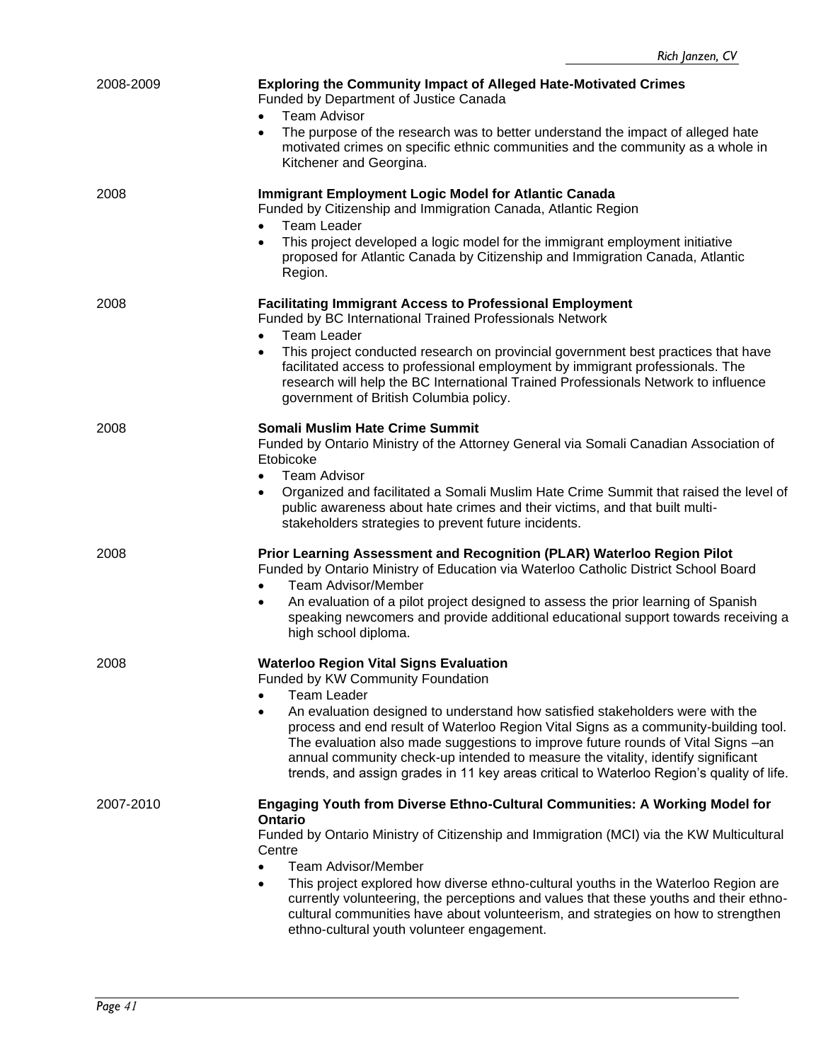2008-2009

**Exploring the Community Impact of Alleged Hate-Motivated Crimes**
Funded by Department of Justice Canada

- Team Advisor
- The purpose of the research was to better understand the impact of alleged hate motivated crimes on specific ethnic communities and the community as a whole in Kitchener and Georgina.

2008

**Immigrant Employment Logic Model for Atlantic Canada**
Funded by Citizenship and Immigration Canada, Atlantic Region

- Team Leader
- This project developed a logic model for the immigrant employment initiative proposed for Atlantic Canada by Citizenship and Immigration Canada, Atlantic Region.

2008

**Facilitating Immigrant Access to Professional Employment**
Funded by BC International Trained Professionals Network

- Team Leader
- This project conducted research on provincial government best practices that have facilitated access to professional employment by immigrant professionals. The research will help the BC International Trained Professionals Network to influence government of British Columbia policy.

2008

**Somali Muslim Hate Crime Summit**
Funded by Ontario Ministry of the Attorney General via Somali Canadian Association of Etobicoke

- Team Advisor
- Organized and facilitated a Somali Muslim Hate Crime Summit that raised the level of public awareness about hate crimes and their victims, and that built multi-stakeholders strategies to prevent future incidents.

2008

**Prior Learning Assessment and Recognition (PLAR) Waterloo Region Pilot**
Funded by Ontario Ministry of Education via Waterloo Catholic District School Board

- Team Advisor/Member
- An evaluation of a pilot project designed to assess the prior learning of Spanish speaking newcomers and provide additional educational support towards receiving a high school diploma.

2008

**Waterloo Region Vital Signs Evaluation**
Funded by KW Community Foundation

- Team Leader
- An evaluation designed to understand how satisfied stakeholders were with the process and end result of Waterloo Region Vital Signs as a community-building tool. The evaluation also made suggestions to improve future rounds of Vital Signs –an annual community check-up intended to measure the vitality, identify significant trends, and assign grades in 11 key areas critical to Waterloo Region's quality of life.

2007-2010

**Engaging Youth from Diverse Ethno-Cultural Communities: A Working Model for Ontario**
Funded by Ontario Ministry of Citizenship and Immigration (MCI) via the KW Multicultural Centre

- Team Advisor/Member
- This project explored how diverse ethno-cultural youths in the Waterloo Region are currently volunteering, the perceptions and values that these youths and their ethno-cultural communities have about volunteerism, and strategies on how to strengthen ethno-cultural youth volunteer engagement.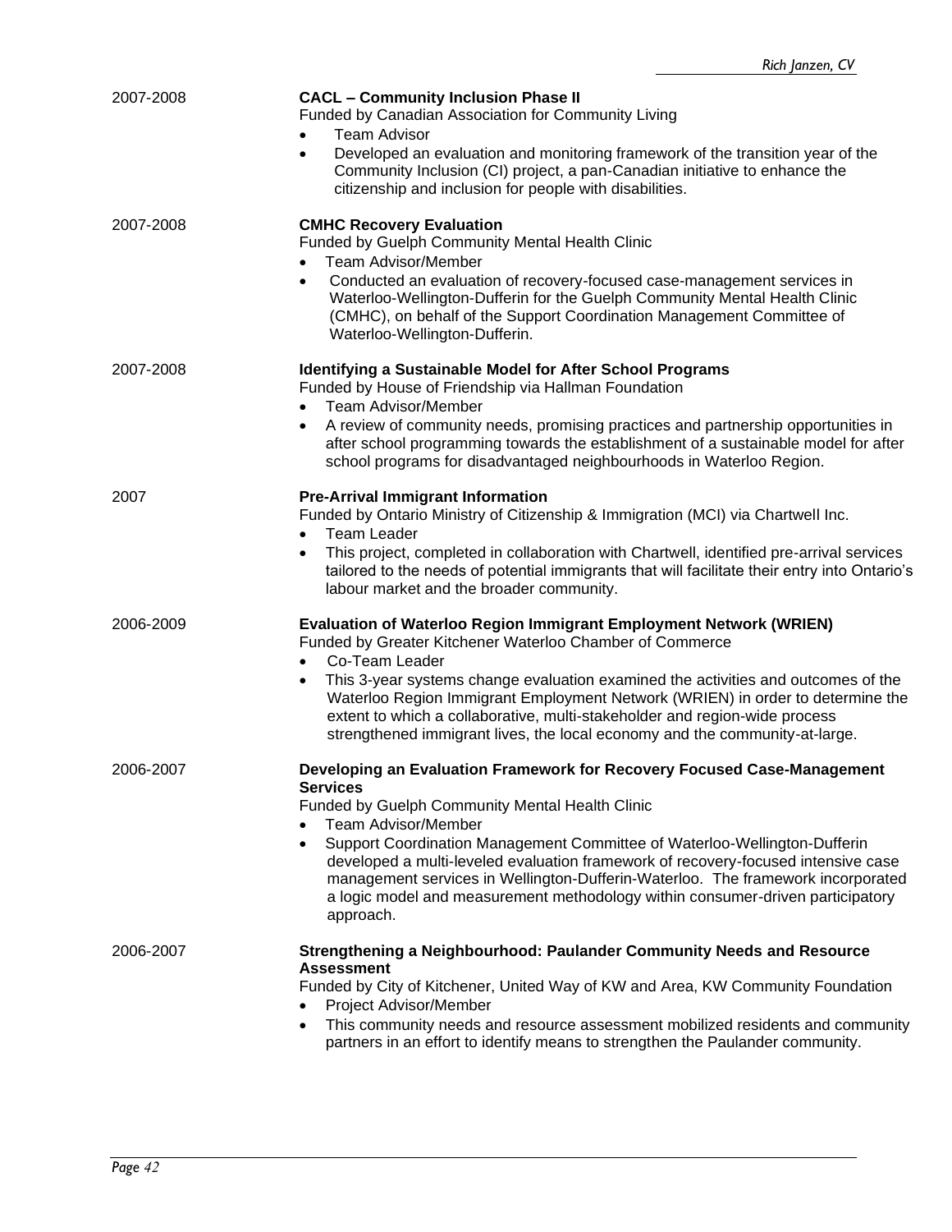2007-2008

**CACL – Community Inclusion Phase II**
Funded by Canadian Association for Community Living

- Team Advisor
- Developed an evaluation and monitoring framework of the transition year of the Community Inclusion (CI) project, a pan-Canadian initiative to enhance the citizenship and inclusion for people with disabilities.

2007-2008

**CMHC Recovery Evaluation**
Funded by Guelph Community Mental Health Clinic

- Team Advisor/Member
- Conducted an evaluation of recovery-focused case-management services in Waterloo-Wellington-Dufferin for the Guelph Community Mental Health Clinic (CMHC), on behalf of the Support Coordination Management Committee of Waterloo-Wellington-Dufferin.

2007-2008

**Identifying a Sustainable Model for After School Programs**
Funded by House of Friendship via Hallman Foundation

- Team Advisor/Member
- A review of community needs, promising practices and partnership opportunities in after school programming towards the establishment of a sustainable model for after school programs for disadvantaged neighbourhoods in Waterloo Region.

2007

**Pre-Arrival Immigrant Information**
Funded by Ontario Ministry of Citizenship & Immigration (MCI) via Chartwell Inc.

- Team Leader
- This project, completed in collaboration with Chartwell, identified pre-arrival services tailored to the needs of potential immigrants that will facilitate their entry into Ontario's labour market and the broader community.

2006-2009

**Evaluation of Waterloo Region Immigrant Employment Network (WRIEN)**
Funded by Greater Kitchener Waterloo Chamber of Commerce

- Co-Team Leader
- This 3-year systems change evaluation examined the activities and outcomes of the Waterloo Region Immigrant Employment Network (WRIEN) in order to determine the extent to which a collaborative, multi-stakeholder and region-wide process strengthened immigrant lives, the local economy and the community-at-large.

2006-2007

**Developing an Evaluation Framework for Recovery Focused Case-Management Services**
Funded by Guelph Community Mental Health Clinic

- Team Advisor/Member
- Support Coordination Management Committee of Waterloo-Wellington-Dufferin developed a multi-leveled evaluation framework of recovery-focused intensive case management services in Wellington-Dufferin-Waterloo. The framework incorporated a logic model and measurement methodology within consumer-driven participatory approach.

2006-2007

**Strengthening a Neighbourhood: Paulander Community Needs and Resource Assessment**
Funded by City of Kitchener, United Way of KW and Area, KW Community Foundation

- Project Advisor/Member
- This community needs and resource assessment mobilized residents and community partners in an effort to identify means to strengthen the Paulander community.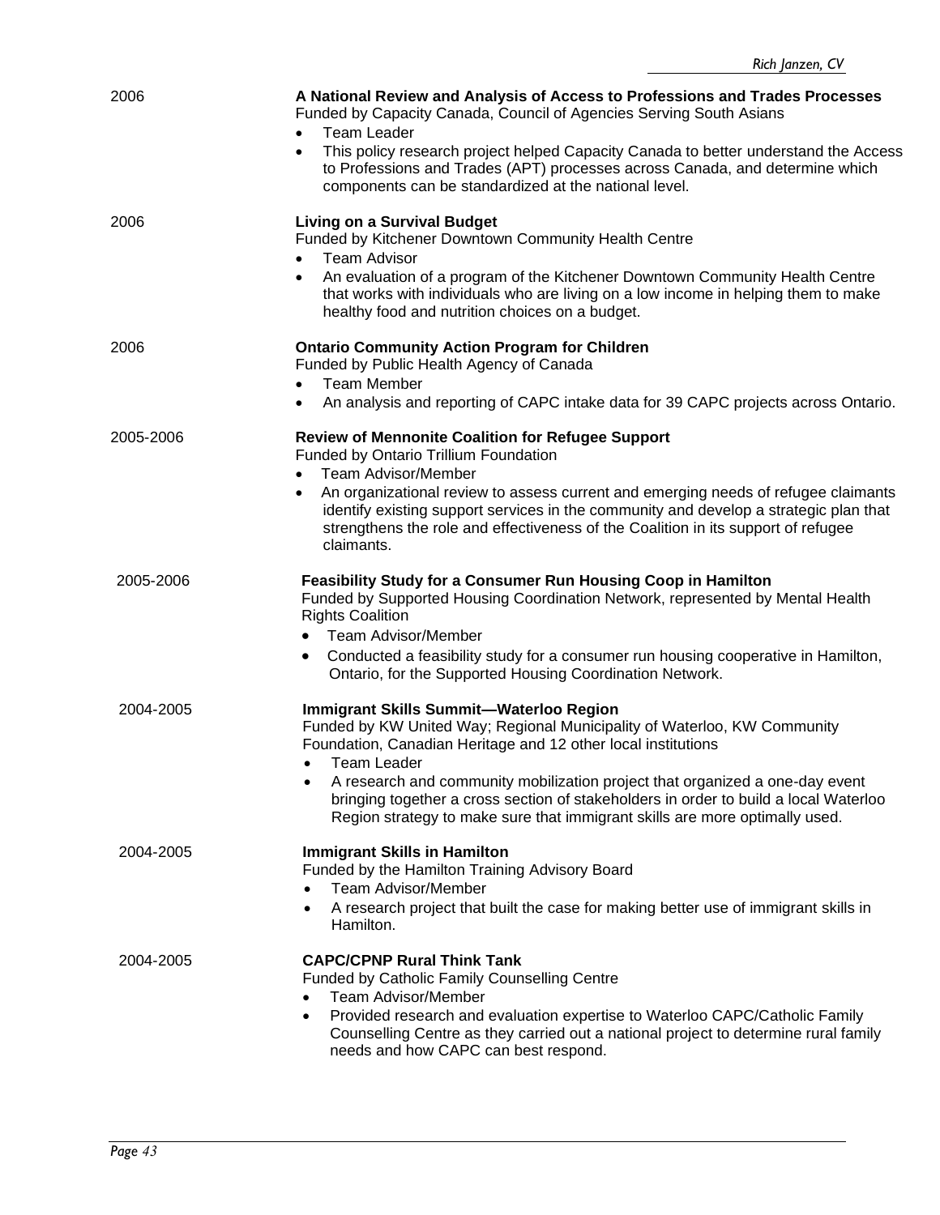2006

**A National Review and Analysis of Access to Professions and Trades Processes**
Funded by Capacity Canada, Council of Agencies Serving South Asians

- Team Leader
- This policy research project helped Capacity Canada to better understand the Access to Professions and Trades (APT) processes across Canada, and determine which components can be standardized at the national level.

2006

**Living on a Survival Budget**
Funded by Kitchener Downtown Community Health Centre

- Team Advisor
- An evaluation of a program of the Kitchener Downtown Community Health Centre that works with individuals who are living on a low income in helping them to make healthy food and nutrition choices on a budget.

2006

**Ontario Community Action Program for Children**
Funded by Public Health Agency of Canada

- Team Member
- An analysis and reporting of CAPC intake data for 39 CAPC projects across Ontario.

2005-2006

**Review of Mennonite Coalition for Refugee Support**
Funded by Ontario Trillium Foundation

- Team Advisor/Member
- An organizational review to assess current and emerging needs of refugee claimants identify existing support services in the community and develop a strategic plan that strengthens the role and effectiveness of the Coalition in its support of refugee claimants.

2005-2006

**Feasibility Study for a Consumer Run Housing Coop in Hamilton**
Funded by Supported Housing Coordination Network, represented by Mental Health Rights Coalition

- Team Advisor/Member
- Conducted a feasibility study for a consumer run housing cooperative in Hamilton, Ontario, for the Supported Housing Coordination Network.

2004-2005

**Immigrant Skills Summit—Waterloo Region**
Funded by KW United Way; Regional Municipality of Waterloo, KW Community Foundation, Canadian Heritage and 12 other local institutions

- Team Leader
- A research and community mobilization project that organized a one-day event bringing together a cross section of stakeholders in order to build a local Waterloo Region strategy to make sure that immigrant skills are more optimally used.

2004-2005

**Immigrant Skills in Hamilton**
Funded by the Hamilton Training Advisory Board

- Team Advisor/Member
- A research project that built the case for making better use of immigrant skills in Hamilton.

2004-2005

**CAPC/CPNP Rural Think Tank**
Funded by Catholic Family Counselling Centre

- Team Advisor/Member
- Provided research and evaluation expertise to Waterloo CAPC/Catholic Family Counselling Centre as they carried out a national project to determine rural family needs and how CAPC can best respond.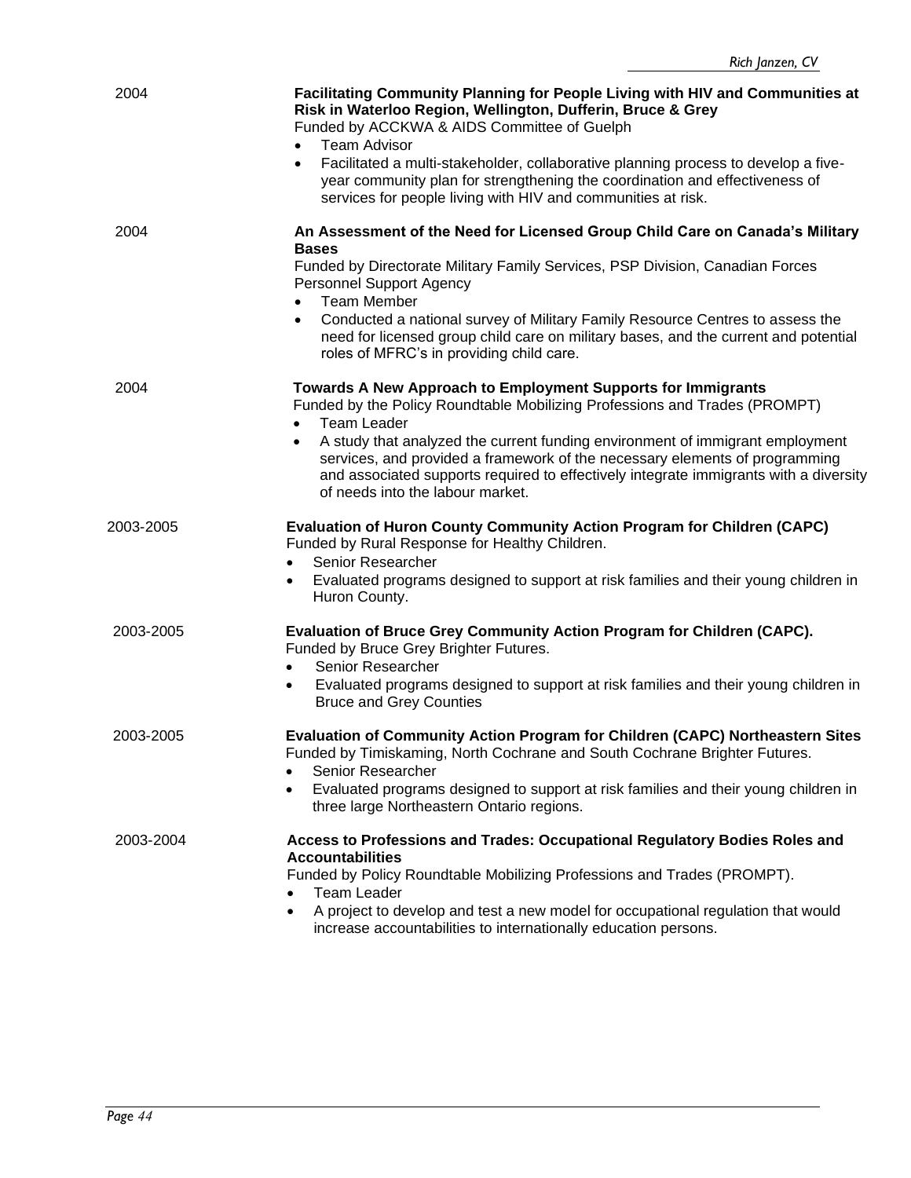2004

**Facilitating Community Planning for People Living with HIV and Communities at Risk in Waterloo Region, Wellington, Dufferin, Bruce & Grey**
Funded by ACCKWA & AIDS Committee of Guelph

- Team Advisor
- Facilitated a multi-stakeholder, collaborative planning process to develop a five-year community plan for strengthening the coordination and effectiveness of services for people living with HIV and communities at risk.

2004

**An Assessment of the Need for Licensed Group Child Care on Canada's Military Bases**
Funded by Directorate Military Family Services, PSP Division, Canadian Forces Personnel Support Agency

- Team Member
- Conducted a national survey of Military Family Resource Centres to assess the need for licensed group child care on military bases, and the current and potential roles of MFRC's in providing child care.

2004

**Towards A New Approach to Employment Supports for Immigrants**
Funded by the Policy Roundtable Mobilizing Professions and Trades (PROMPT)

- Team Leader
- A study that analyzed the current funding environment of immigrant employment services, and provided a framework of the necessary elements of programming and associated supports required to effectively integrate immigrants with a diversity of needs into the labour market.

2003-2005

**Evaluation of Huron County Community Action Program for Children (CAPC)**
Funded by Rural Response for Healthy Children.

- Senior Researcher
- Evaluated programs designed to support at risk families and their young children in Huron County.

2003-2005

**Evaluation of Bruce Grey Community Action Program for Children (CAPC).**
Funded by Bruce Grey Brighter Futures.

- Senior Researcher
- Evaluated programs designed to support at risk families and their young children in Bruce and Grey Counties

2003-2005

**Evaluation of Community Action Program for Children (CAPC) Northeastern Sites**
Funded by Timiskaming, North Cochrane and South Cochrane Brighter Futures.

- Senior Researcher
- Evaluated programs designed to support at risk families and their young children in three large Northeastern Ontario regions.

2003-2004

**Access to Professions and Trades: Occupational Regulatory Bodies Roles and Accountabilities**
Funded by Policy Roundtable Mobilizing Professions and Trades (PROMPT).

- Team Leader
- A project to develop and test a new model for occupational regulation that would increase accountabilities to internationally education persons.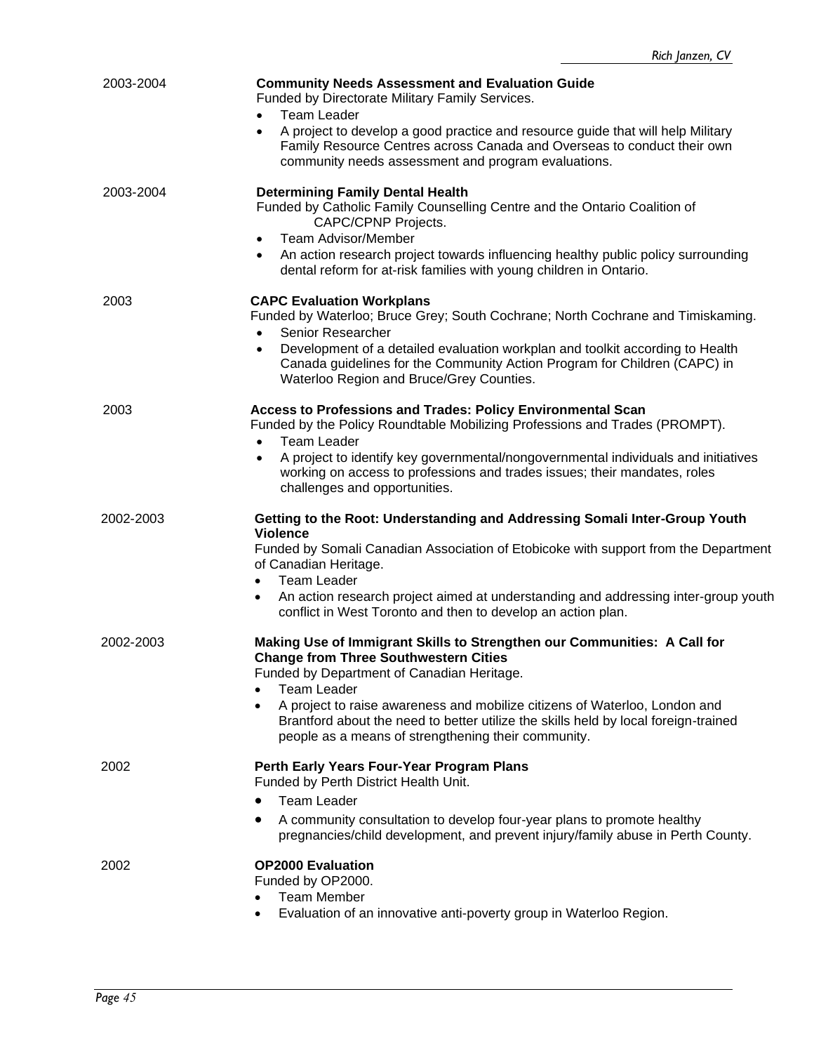2003-2004

**Community Needs Assessment and Evaluation Guide**
Funded by Directorate Military Family Services.

- Team Leader
- A project to develop a good practice and resource guide that will help Military Family Resource Centres across Canada and Overseas to conduct their own community needs assessment and program evaluations.

2003-2004

**Determining Family Dental Health**
Funded by Catholic Family Counselling Centre and the Ontario Coalition of CAPC/CPNP Projects.

- Team Advisor/Member
- An action research project towards influencing healthy public policy surrounding dental reform for at-risk families with young children in Ontario.

2003

**CAPC Evaluation Workplans**
Funded by Waterloo; Bruce Grey; South Cochrane; North Cochrane and Timiskaming.

- Senior Researcher
- Development of a detailed evaluation workplan and toolkit according to Health Canada guidelines for the Community Action Program for Children (CAPC) in Waterloo Region and Bruce/Grey Counties.

2003

**Access to Professions and Trades: Policy Environmental Scan**
Funded by the Policy Roundtable Mobilizing Professions and Trades (PROMPT).

- Team Leader
- A project to identify key governmental/nongovernmental individuals and initiatives working on access to professions and trades issues; their mandates, roles challenges and opportunities.

2002-2003

**Getting to the Root: Understanding and Addressing Somali Inter-Group Youth Violence**
Funded by Somali Canadian Association of Etobicoke with support from the Department of Canadian Heritage.

- Team Leader
- An action research project aimed at understanding and addressing inter-group youth conflict in West Toronto and then to develop an action plan.

2002-2003

**Making Use of Immigrant Skills to Strengthen our Communities: A Call for Change from Three Southwestern Cities**
Funded by Department of Canadian Heritage.

- Team Leader
- A project to raise awareness and mobilize citizens of Waterloo, London and Brantford about the need to better utilize the skills held by local foreign-trained people as a means of strengthening their community.

2002

**Perth Early Years Four-Year Program Plans**
Funded by Perth District Health Unit.

- Team Leader
- A community consultation to develop four-year plans to promote healthy pregnancies/child development, and prevent injury/family abuse in Perth County.

2002

**OP2000 Evaluation**
Funded by OP2000.

- Team Member
- Evaluation of an innovative anti-poverty group in Waterloo Region.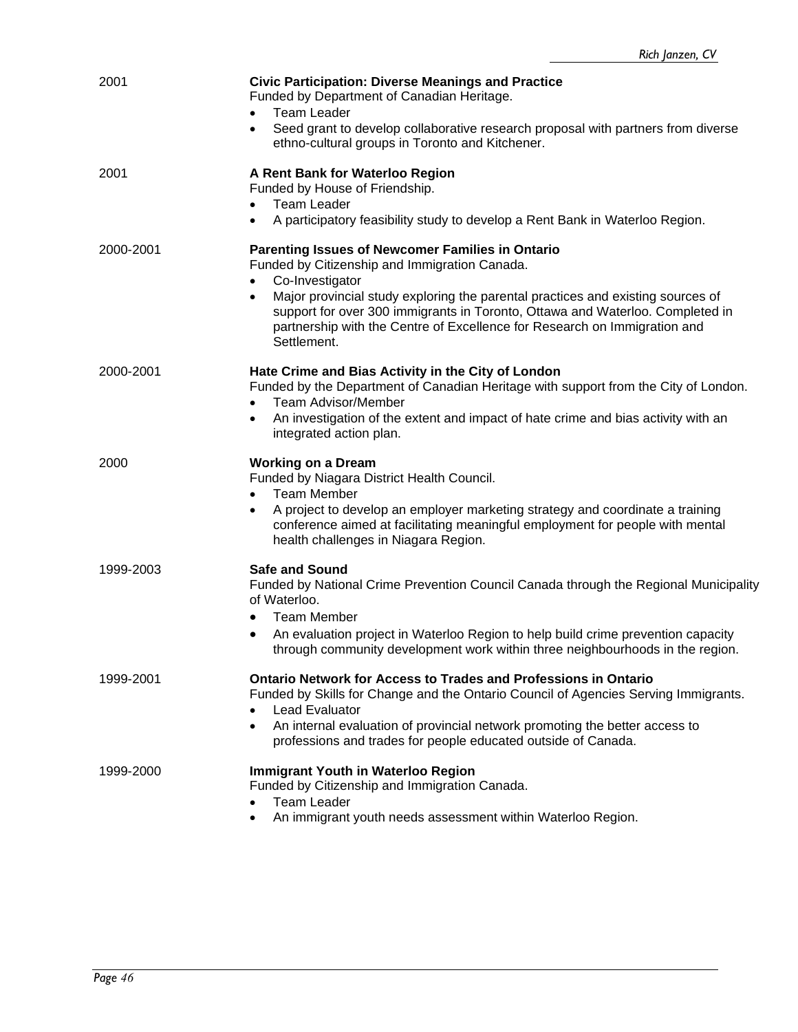2001

**Civic Participation: Diverse Meanings and Practice**
Funded by Department of Canadian Heritage.

- Team Leader
- Seed grant to develop collaborative research proposal with partners from diverse ethno-cultural groups in Toronto and Kitchener.

2001

**A Rent Bank for Waterloo Region**
Funded by House of Friendship.

- Team Leader
- A participatory feasibility study to develop a Rent Bank in Waterloo Region.

2000-2001

**Parenting Issues of Newcomer Families in Ontario**
Funded by Citizenship and Immigration Canada.

- Co-Investigator
- Major provincial study exploring the parental practices and existing sources of support for over 300 immigrants in Toronto, Ottawa and Waterloo. Completed in partnership with the Centre of Excellence for Research on Immigration and Settlement.

2000-2001

**Hate Crime and Bias Activity in the City of London**
Funded by the Department of Canadian Heritage with support from the City of London.

- Team Advisor/Member
- An investigation of the extent and impact of hate crime and bias activity with an integrated action plan.

2000

**Working on a Dream**
Funded by Niagara District Health Council.

- Team Member
- A project to develop an employer marketing strategy and coordinate a training conference aimed at facilitating meaningful employment for people with mental health challenges in Niagara Region.

1999-2003

**Safe and Sound**
Funded by National Crime Prevention Council Canada through the Regional Municipality of Waterloo.

- Team Member
- An evaluation project in Waterloo Region to help build crime prevention capacity through community development work within three neighbourhoods in the region.

1999-2001

**Ontario Network for Access to Trades and Professions in Ontario**
Funded by Skills for Change and the Ontario Council of Agencies Serving Immigrants.

- Lead Evaluator
- An internal evaluation of provincial network promoting the better access to professions and trades for people educated outside of Canada.

1999-2000

**Immigrant Youth in Waterloo Region**
Funded by Citizenship and Immigration Canada.

- Team Leader
- An immigrant youth needs assessment within Waterloo Region.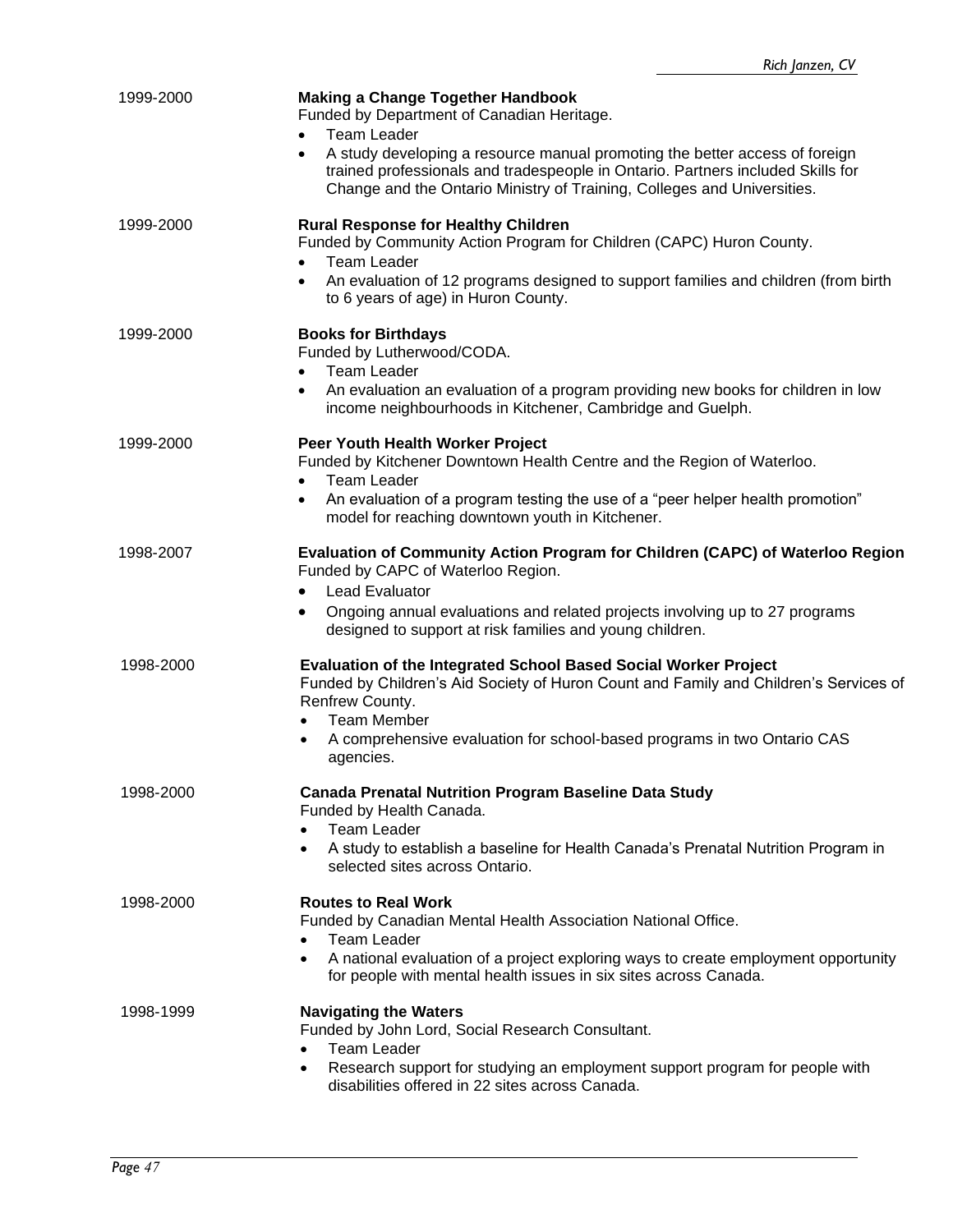1999-2000

**Making a Change Together Handbook**
Funded by Department of Canadian Heritage.

- Team Leader
- A study developing a resource manual promoting the better access of foreign trained professionals and tradespeople in Ontario. Partners included Skills for Change and the Ontario Ministry of Training, Colleges and Universities.

1999-2000

**Rural Response for Healthy Children**
Funded by Community Action Program for Children (CAPC) Huron County.

- Team Leader
- An evaluation of 12 programs designed to support families and children (from birth to 6 years of age) in Huron County.

1999-2000

**Books for Birthdays**
Funded by Lutherwood/CODA.

- Team Leader
- An evaluation an evaluation of a program providing new books for children in low income neighbourhoods in Kitchener, Cambridge and Guelph.

1999-2000

**Peer Youth Health Worker Project**
Funded by Kitchener Downtown Health Centre and the Region of Waterloo.

- Team Leader
- An evaluation of a program testing the use of a “peer helper health promotion” model for reaching downtown youth in Kitchener.

1998-2007

**Evaluation of Community Action Program for Children (CAPC) of Waterloo Region**
Funded by CAPC of Waterloo Region.

- Lead Evaluator
- Ongoing annual evaluations and related projects involving up to 27 programs designed to support at risk families and young children.

1998-2000

**Evaluation of the Integrated School Based Social Worker Project**
Funded by Children’s Aid Society of Huron Count and Family and Children’s Services of Renfrew County.

- Team Member
- A comprehensive evaluation for school-based programs in two Ontario CAS agencies.

1998-2000

**Canada Prenatal Nutrition Program Baseline Data Study**
Funded by Health Canada.

- Team Leader
- A study to establish a baseline for Health Canada’s Prenatal Nutrition Program in selected sites across Ontario.

1998-2000

**Routes to Real Work**
Funded by Canadian Mental Health Association National Office.

- Team Leader
- A national evaluation of a project exploring ways to create employment opportunity for people with mental health issues in six sites across Canada.

1998-1999

**Navigating the Waters**
Funded by John Lord, Social Research Consultant.

- Team Leader
- Research support for studying an employment support program for people with disabilities offered in 22 sites across Canada.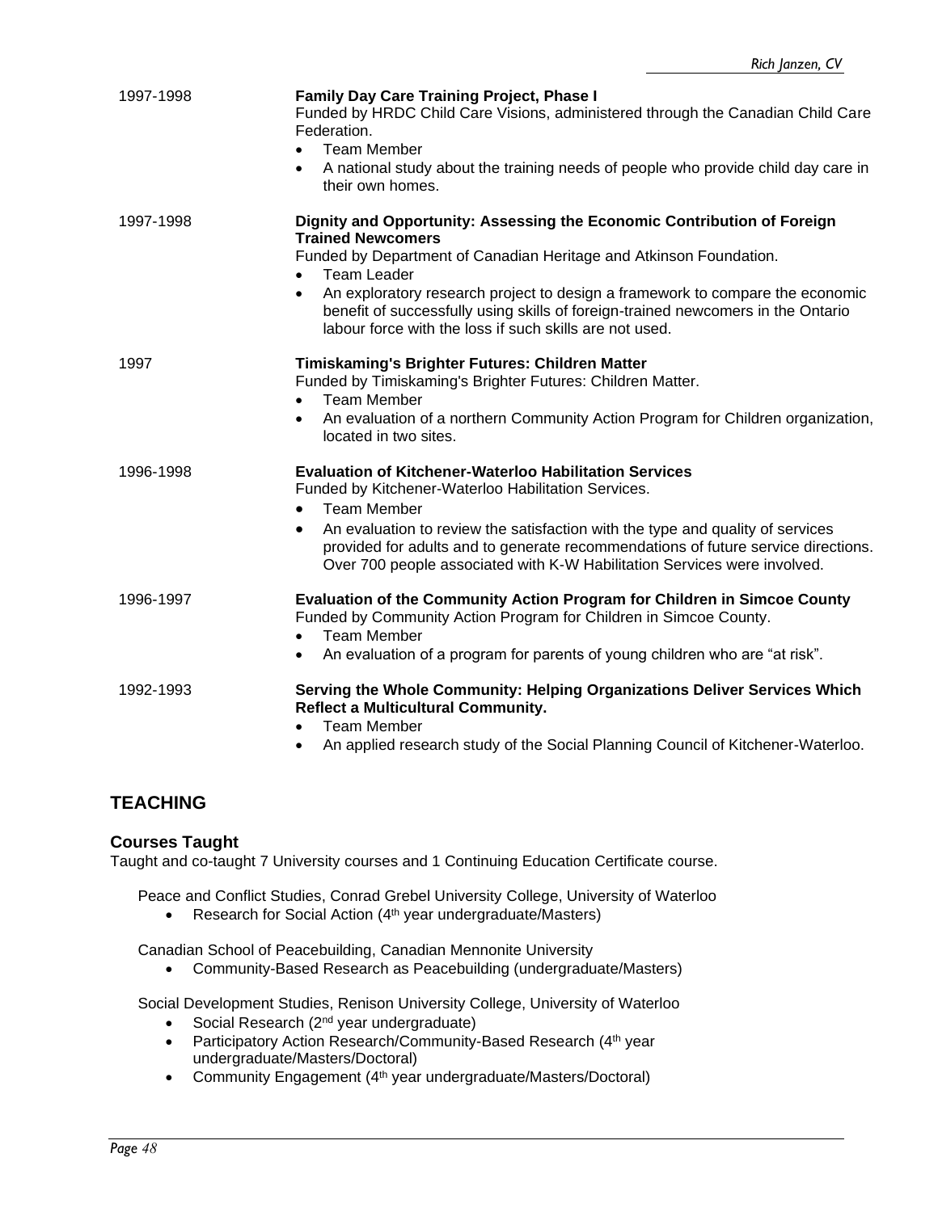1997-1998 **Family Day Care Training Project, Phase I**
Funded by HRDC Child Care Visions, administered through the Canadian Child Care Federation.

- Team Member
- A national study about the training needs of people who provide child day care in their own homes.

1997-1998 **Dignity and Opportunity: Assessing the Economic Contribution of Foreign Trained Newcomers**
Funded by Department of Canadian Heritage and Atkinson Foundation.

- Team Leader
- An exploratory research project to design a framework to compare the economic benefit of successfully using skills of foreign-trained newcomers in the Ontario labour force with the loss if such skills are not used.

1997 **Timiskaming's Brighter Futures: Children Matter**
Funded by Timiskaming's Brighter Futures: Children Matter.

- Team Member
- An evaluation of a northern Community Action Program for Children organization, located in two sites.

1996-1998 **Evaluation of Kitchener-Waterloo Habilitation Services**
Funded by Kitchener-Waterloo Habilitation Services.

- Team Member
- An evaluation to review the satisfaction with the type and quality of services provided for adults and to generate recommendations of future service directions. Over 700 people associated with K-W Habilitation Services were involved.

1996-1997 **Evaluation of the Community Action Program for Children in Simcoe County**
Funded by Community Action Program for Children in Simcoe County.

- Team Member
- An evaluation of a program for parents of young children who are "at risk".

1992-1993 **Serving the Whole Community: Helping Organizations Deliver Services Which Reflect a Multicultural Community.**

- Team Member
- An applied research study of the Social Planning Council of Kitchener-Waterloo.

## TEACHING

### Courses Taught

Taught and co-taught 7 University courses and 1 Continuing Education Certificate course.

Peace and Conflict Studies, Conrad Grebel University College, University of Waterloo

- Research for Social Action (4th year undergraduate/Masters)

Canadian School of Peacebuilding, Canadian Mennonite University

- Community-Based Research as Peacebuilding (undergraduate/Masters)

Social Development Studies, Renison University College, University of Waterloo

- Social Research (2nd year undergraduate)
- Participatory Action Research/Community-Based Research (4th year undergraduate/Masters/Doctoral)
- Community Engagement (4th year undergraduate/Masters/Doctoral)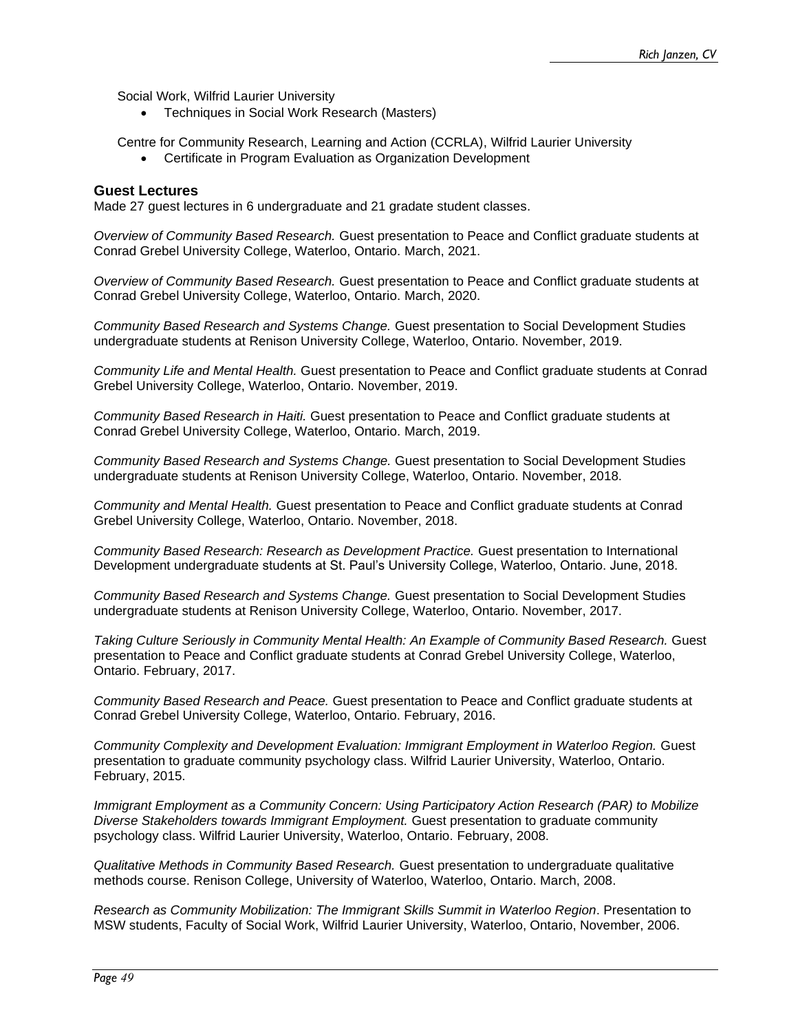Social Work, Wilfrid Laurier University

- Techniques in Social Work Research (Masters)

Centre for Community Research, Learning and Action (CCRLA), Wilfrid Laurier University

- Certificate in Program Evaluation as Organization Development

### Guest Lectures

Made 27 guest lectures in 6 undergraduate and 21 gradate student classes.

*Overview of Community Based Research.* Guest presentation to Peace and Conflict graduate students at Conrad Grebel University College, Waterloo, Ontario. March, 2021.

*Overview of Community Based Research.* Guest presentation to Peace and Conflict graduate students at Conrad Grebel University College, Waterloo, Ontario. March, 2020.

*Community Based Research and Systems Change.* Guest presentation to Social Development Studies undergraduate students at Renison University College, Waterloo, Ontario. November, 2019.

*Community Life and Mental Health.* Guest presentation to Peace and Conflict graduate students at Conrad Grebel University College, Waterloo, Ontario. November, 2019.

*Community Based Research in Haiti.* Guest presentation to Peace and Conflict graduate students at Conrad Grebel University College, Waterloo, Ontario. March, 2019.

*Community Based Research and Systems Change.* Guest presentation to Social Development Studies undergraduate students at Renison University College, Waterloo, Ontario. November, 2018.

*Community and Mental Health.* Guest presentation to Peace and Conflict graduate students at Conrad Grebel University College, Waterloo, Ontario. November, 2018.

*Community Based Research: Research as Development Practice.* Guest presentation to International Development undergraduate students at St. Paul's University College, Waterloo, Ontario. June, 2018.

*Community Based Research and Systems Change.* Guest presentation to Social Development Studies undergraduate students at Renison University College, Waterloo, Ontario. November, 2017.

*Taking Culture Seriously in Community Mental Health: An Example of Community Based Research.* Guest presentation to Peace and Conflict graduate students at Conrad Grebel University College, Waterloo, Ontario. February, 2017.

*Community Based Research and Peace.* Guest presentation to Peace and Conflict graduate students at Conrad Grebel University College, Waterloo, Ontario. February, 2016.

*Community Complexity and Development Evaluation: Immigrant Employment in Waterloo Region.* Guest presentation to graduate community psychology class. Wilfrid Laurier University, Waterloo, Ontario. February, 2015.

*Immigrant Employment as a Community Concern: Using Participatory Action Research (PAR) to Mobilize Diverse Stakeholders towards Immigrant Employment.* Guest presentation to graduate community psychology class. Wilfrid Laurier University, Waterloo, Ontario. February, 2008.

*Qualitative Methods in Community Based Research.* Guest presentation to undergraduate qualitative methods course. Renison College, University of Waterloo, Waterloo, Ontario. March, 2008.

*Research as Community Mobilization: The Immigrant Skills Summit in Waterloo Region*. Presentation to MSW students, Faculty of Social Work, Wilfrid Laurier University, Waterloo, Ontario, November, 2006.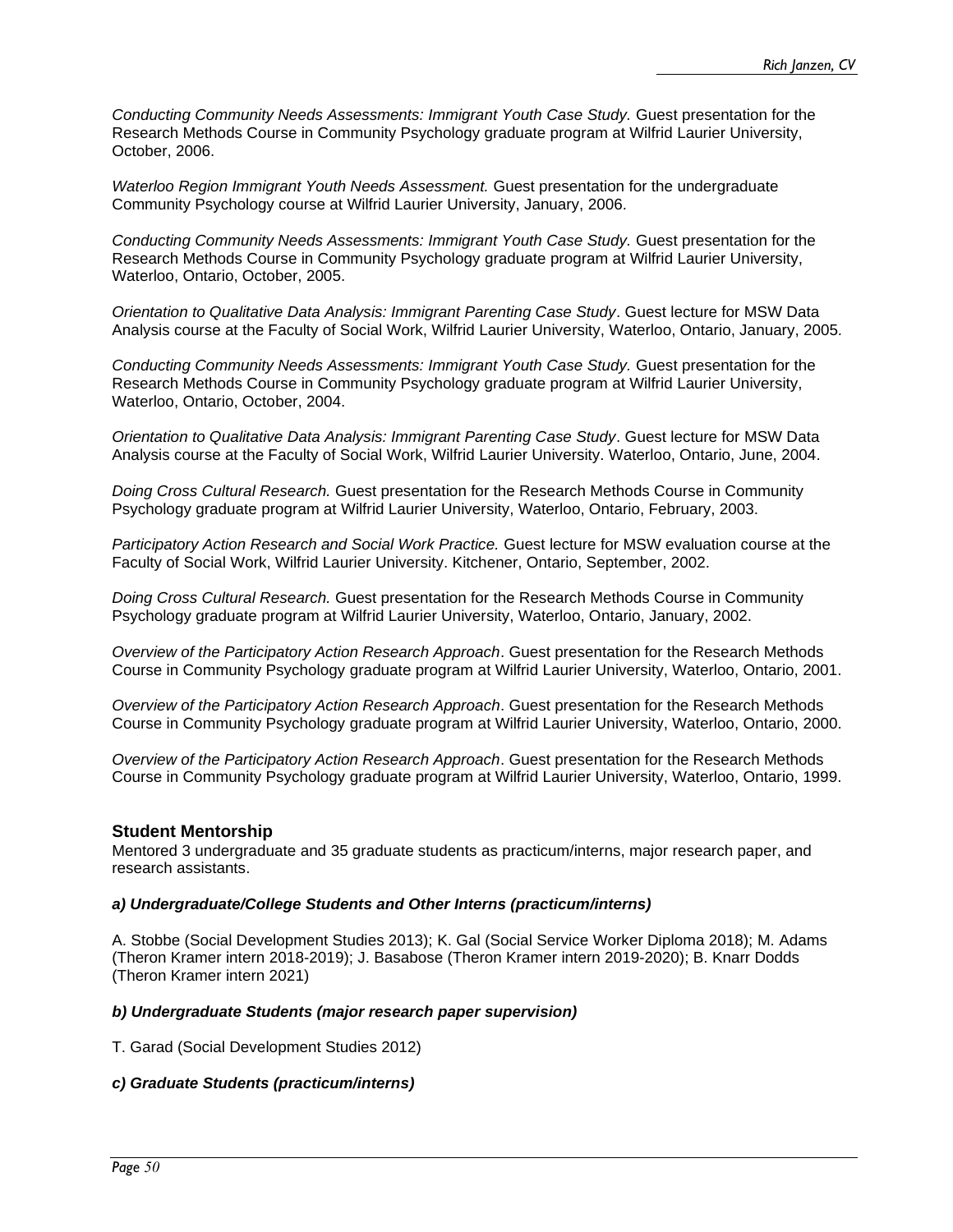*Conducting Community Needs Assessments: Immigrant Youth Case Study.* Guest presentation for the Research Methods Course in Community Psychology graduate program at Wilfrid Laurier University, October, 2006.

*Waterloo Region Immigrant Youth Needs Assessment.* Guest presentation for the undergraduate Community Psychology course at Wilfrid Laurier University, January, 2006.

*Conducting Community Needs Assessments: Immigrant Youth Case Study.* Guest presentation for the Research Methods Course in Community Psychology graduate program at Wilfrid Laurier University, Waterloo, Ontario, October, 2005.

*Orientation to Qualitative Data Analysis: Immigrant Parenting Case Study*. Guest lecture for MSW Data Analysis course at the Faculty of Social Work, Wilfrid Laurier University, Waterloo, Ontario, January, 2005.

*Conducting Community Needs Assessments: Immigrant Youth Case Study.* Guest presentation for the Research Methods Course in Community Psychology graduate program at Wilfrid Laurier University, Waterloo, Ontario, October, 2004.

*Orientation to Qualitative Data Analysis: Immigrant Parenting Case Study*. Guest lecture for MSW Data Analysis course at the Faculty of Social Work, Wilfrid Laurier University. Waterloo, Ontario, June, 2004.

*Doing Cross Cultural Research.* Guest presentation for the Research Methods Course in Community Psychology graduate program at Wilfrid Laurier University, Waterloo, Ontario, February, 2003.

*Participatory Action Research and Social Work Practice.* Guest lecture for MSW evaluation course at the Faculty of Social Work, Wilfrid Laurier University. Kitchener, Ontario, September, 2002.

*Doing Cross Cultural Research.* Guest presentation for the Research Methods Course in Community Psychology graduate program at Wilfrid Laurier University, Waterloo, Ontario, January, 2002.

*Overview of the Participatory Action Research Approach*. Guest presentation for the Research Methods Course in Community Psychology graduate program at Wilfrid Laurier University, Waterloo, Ontario, 2001.

*Overview of the Participatory Action Research Approach*. Guest presentation for the Research Methods Course in Community Psychology graduate program at Wilfrid Laurier University, Waterloo, Ontario, 2000.

*Overview of the Participatory Action Research Approach*. Guest presentation for the Research Methods Course in Community Psychology graduate program at Wilfrid Laurier University, Waterloo, Ontario, 1999.

### Student Mentorship

Mentored 3 undergraduate and 35 graduate students as practicum/interns, major research paper, and research assistants.

#### *a) Undergraduate/College Students and Other Interns (practicum/interns)*

A. Stobbe (Social Development Studies 2013); K. Gal (Social Service Worker Diploma 2018); M. Adams (Theron Kramer intern 2018-2019); J. Basabose (Theron Kramer intern 2019-2020); B. Knarr Dodds (Theron Kramer intern 2021)

#### *b) Undergraduate Students (major research paper supervision)*

T. Garad (Social Development Studies 2012)

#### *c) Graduate Students (practicum/interns)*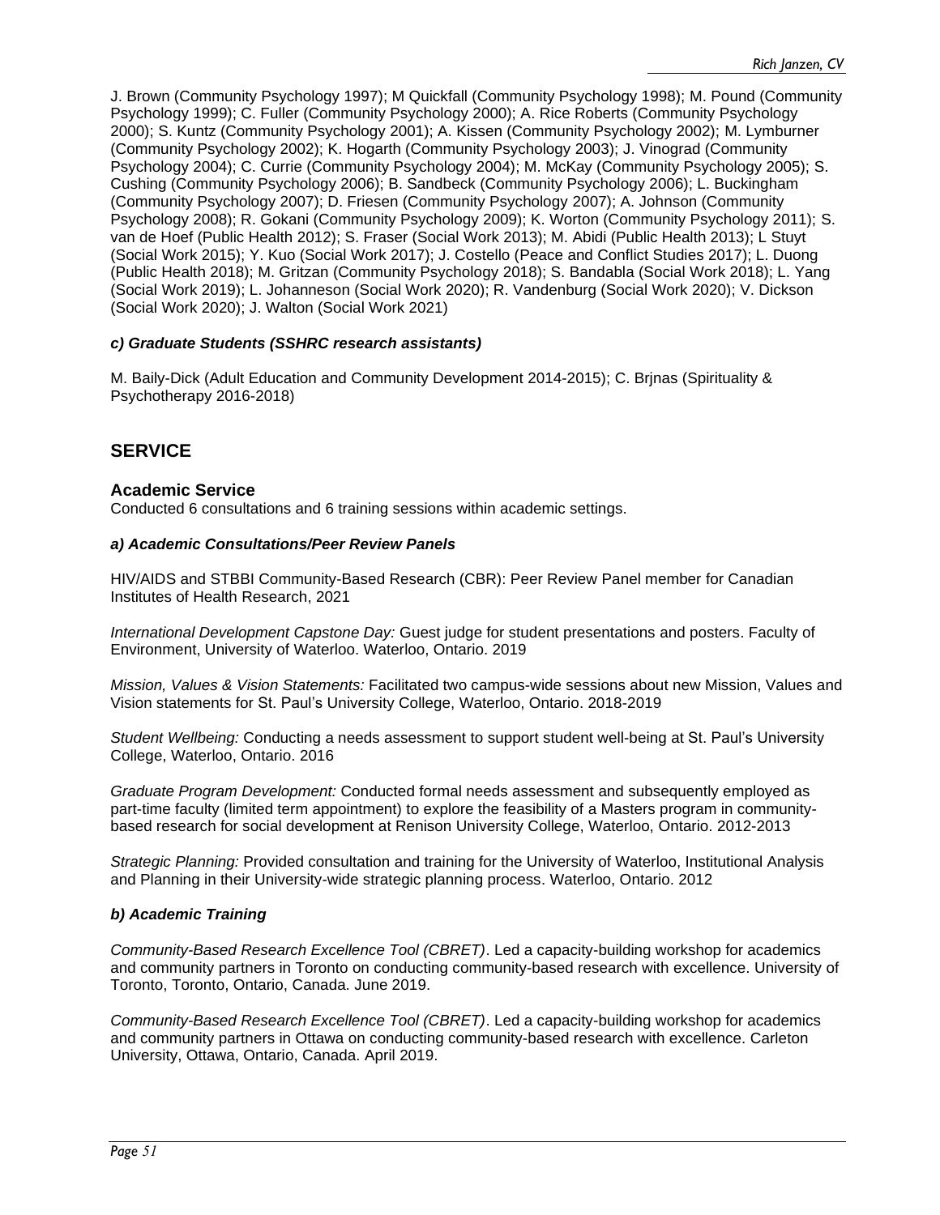J. Brown (Community Psychology 1997); M Quickfall (Community Psychology 1998); M. Pound (Community Psychology 1999); C. Fuller (Community Psychology 2000); A. Rice Roberts (Community Psychology 2000); S. Kuntz (Community Psychology 2001); A. Kissen (Community Psychology 2002); M. Lymburner (Community Psychology 2002); K. Hogarth (Community Psychology 2003); J. Vinograd (Community Psychology 2004); C. Currie (Community Psychology 2004); M. McKay (Community Psychology 2005); S. Cushing (Community Psychology 2006); B. Sandbeck (Community Psychology 2006); L. Buckingham (Community Psychology 2007); D. Friesen (Community Psychology 2007); A. Johnson (Community Psychology 2008); R. Gokani (Community Psychology 2009); K. Worton (Community Psychology 2011); S. van de Hoef (Public Health 2012); S. Fraser (Social Work 2013); M. Abidi (Public Health 2013); L Stuyt (Social Work 2015); Y. Kuo (Social Work 2017); J. Costello (Peace and Conflict Studies 2017); L. Duong (Public Health 2018); M. Gritzan (Community Psychology 2018); S. Bandabla (Social Work 2018); L. Yang (Social Work 2019); L. Johanneson (Social Work 2020); R. Vandenburg (Social Work 2020); V. Dickson (Social Work 2020); J. Walton (Social Work 2021)

#### *c) Graduate Students (SSHRC research assistants)*

M. Baily-Dick (Adult Education and Community Development 2014-2015); C. Brjnas (Spirituality & Psychotherapy 2016-2018)

## SERVICE

### Academic Service

Conducted 6 consultations and 6 training sessions within academic settings.

#### *a) Academic Consultations/Peer Review Panels*

HIV/AIDS and STBBI Community-Based Research (CBR): Peer Review Panel member for Canadian Institutes of Health Research, 2021

*International Development Capstone Day:* Guest judge for student presentations and posters. Faculty of Environment, University of Waterloo. Waterloo, Ontario. 2019

*Mission, Values & Vision Statements:* Facilitated two campus-wide sessions about new Mission, Values and Vision statements for St. Paul's University College, Waterloo, Ontario. 2018-2019

*Student Wellbeing:* Conducting a needs assessment to support student well-being at St. Paul's University College, Waterloo, Ontario. 2016

*Graduate Program Development:* Conducted formal needs assessment and subsequently employed as part-time faculty (limited term appointment) to explore the feasibility of a Masters program in community-based research for social development at Renison University College, Waterloo, Ontario. 2012-2013

*Strategic Planning:* Provided consultation and training for the University of Waterloo, Institutional Analysis and Planning in their University-wide strategic planning process. Waterloo, Ontario. 2012

#### *b) Academic Training*

*Community-Based Research Excellence Tool (CBRET)*. Led a capacity-building workshop for academics and community partners in Toronto on conducting community-based research with excellence. University of Toronto, Toronto, Ontario, Canada. June 2019.

*Community-Based Research Excellence Tool (CBRET)*. Led a capacity-building workshop for academics and community partners in Ottawa on conducting community-based research with excellence. Carleton University, Ottawa, Ontario, Canada. April 2019.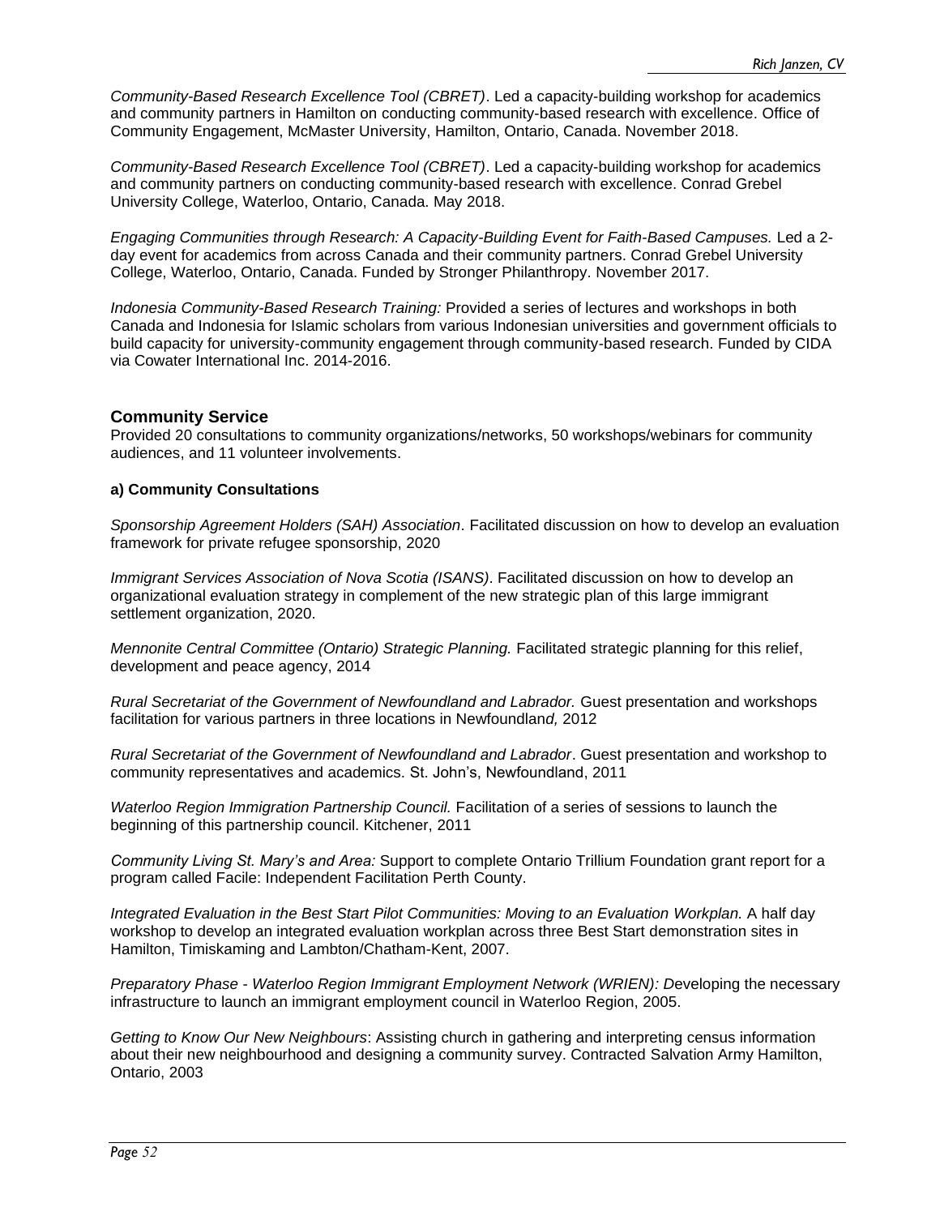*Community-Based Research Excellence Tool (CBRET)*. Led a capacity-building workshop for academics and community partners in Hamilton on conducting community-based research with excellence. Office of Community Engagement, McMaster University, Hamilton, Ontario, Canada. November 2018.

*Community-Based Research Excellence Tool (CBRET)*. Led a capacity-building workshop for academics and community partners on conducting community-based research with excellence. Conrad Grebel University College, Waterloo, Ontario, Canada. May 2018.

*Engaging Communities through Research: A Capacity-Building Event for Faith-Based Campuses.* Led a 2-day event for academics from across Canada and their community partners. Conrad Grebel University College, Waterloo, Ontario, Canada. Funded by Stronger Philanthropy. November 2017.

*Indonesia Community-Based Research Training:* Provided a series of lectures and workshops in both Canada and Indonesia for Islamic scholars from various Indonesian universities and government officials to build capacity for university-community engagement through community-based research. Funded by CIDA via Cowater International Inc. 2014-2016.

## Community Service

Provided 20 consultations to community organizations/networks, 50 workshops/webinars for community audiences, and 11 volunteer involvements.

### a) Community Consultations

*Sponsorship Agreement Holders (SAH) Association*. Facilitated discussion on how to develop an evaluation framework for private refugee sponsorship, 2020

*Immigrant Services Association of Nova Scotia (ISANS)*. Facilitated discussion on how to develop an organizational evaluation strategy in complement of the new strategic plan of this large immigrant settlement organization, 2020.

*Mennonite Central Committee (Ontario) Strategic Planning.* Facilitated strategic planning for this relief, development and peace agency, 2014

*Rural Secretariat of the Government of Newfoundland and Labrador.* Guest presentation and workshops facilitation for various partners in three locations in Newfoundland*,* 2012

*Rural Secretariat of the Government of Newfoundland and Labrador*. Guest presentation and workshop to community representatives and academics. St. John's, Newfoundland, 2011

*Waterloo Region Immigration Partnership Council.* Facilitation of a series of sessions to launch the beginning of this partnership council. Kitchener, 2011

*Community Living St. Mary's and Area:* Support to complete Ontario Trillium Foundation grant report for a program called Facile: Independent Facilitation Perth County.

*Integrated Evaluation in the Best Start Pilot Communities: Moving to an Evaluation Workplan.* A half day workshop to develop an integrated evaluation workplan across three Best Start demonstration sites in Hamilton, Timiskaming and Lambton/Chatham-Kent, 2007.

*Preparatory Phase - Waterloo Region Immigrant Employment Network (WRIEN): D*eveloping the necessary infrastructure to launch an immigrant employment council in Waterloo Region, 2005.

*Getting to Know Our New Neighbours*: Assisting church in gathering and interpreting census information about their new neighbourhood and designing a community survey. Contracted Salvation Army Hamilton, Ontario, 2003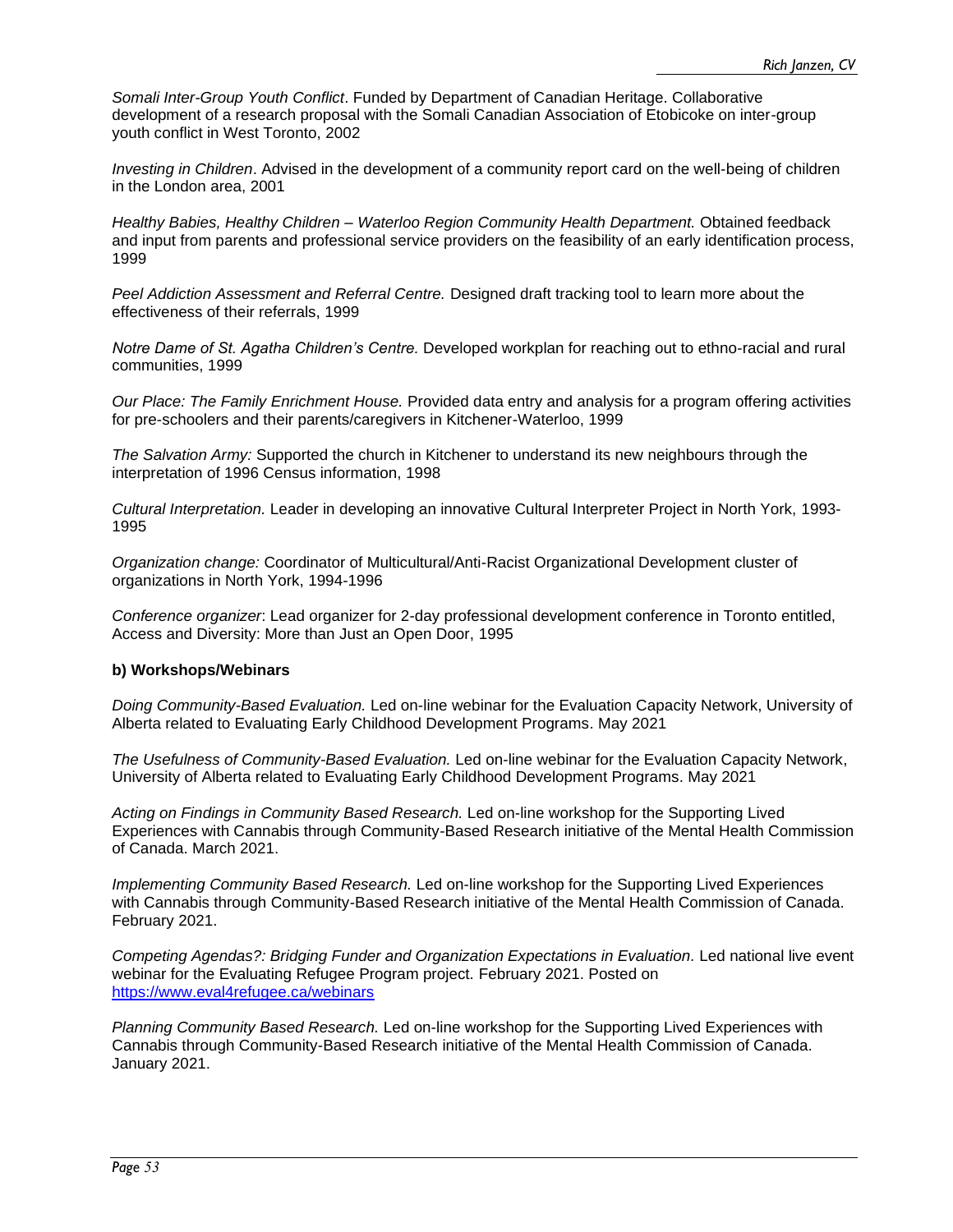*Somali Inter-Group Youth Conflict*. Funded by Department of Canadian Heritage. Collaborative development of a research proposal with the Somali Canadian Association of Etobicoke on inter-group youth conflict in West Toronto, 2002

*Investing in Children*. Advised in the development of a community report card on the well-being of children in the London area, 2001

*Healthy Babies, Healthy Children – Waterloo Region Community Health Department.* Obtained feedback and input from parents and professional service providers on the feasibility of an early identification process, 1999

*Peel Addiction Assessment and Referral Centre.* Designed draft tracking tool to learn more about the effectiveness of their referrals, 1999

*Notre Dame of St. Agatha Children's Centre.* Developed workplan for reaching out to ethno-racial and rural communities, 1999

*Our Place: The Family Enrichment House.* Provided data entry and analysis for a program offering activities for pre-schoolers and their parents/caregivers in Kitchener-Waterloo, 1999

*The Salvation Army:* Supported the church in Kitchener to understand its new neighbours through the interpretation of 1996 Census information, 1998

*Cultural Interpretation.* Leader in developing an innovative Cultural Interpreter Project in North York, 1993-1995

*Organization change:* Coordinator of Multicultural/Anti-Racist Organizational Development cluster of organizations in North York, 1994-1996

*Conference organizer*: Lead organizer for 2-day professional development conference in Toronto entitled, Access and Diversity: More than Just an Open Door, 1995

**b) Workshops/Webinars**

*Doing Community-Based Evaluation.* Led on-line webinar for the Evaluation Capacity Network, University of Alberta related to Evaluating Early Childhood Development Programs. May 2021

*The Usefulness of Community-Based Evaluation.* Led on-line webinar for the Evaluation Capacity Network, University of Alberta related to Evaluating Early Childhood Development Programs. May 2021

*Acting on Findings in Community Based Research.* Led on-line workshop for the Supporting Lived Experiences with Cannabis through Community-Based Research initiative of the Mental Health Commission of Canada. March 2021.

*Implementing Community Based Research.* Led on-line workshop for the Supporting Lived Experiences with Cannabis through Community-Based Research initiative of the Mental Health Commission of Canada. February 2021.

*Competing Agendas?: Bridging Funder and Organization Expectations in Evaluation.* Led national live event webinar for the Evaluating Refugee Program project. February 2021. Posted on https://www.eval4refugee.ca/webinars

*Planning Community Based Research.* Led on-line workshop for the Supporting Lived Experiences with Cannabis through Community-Based Research initiative of the Mental Health Commission of Canada. January 2021.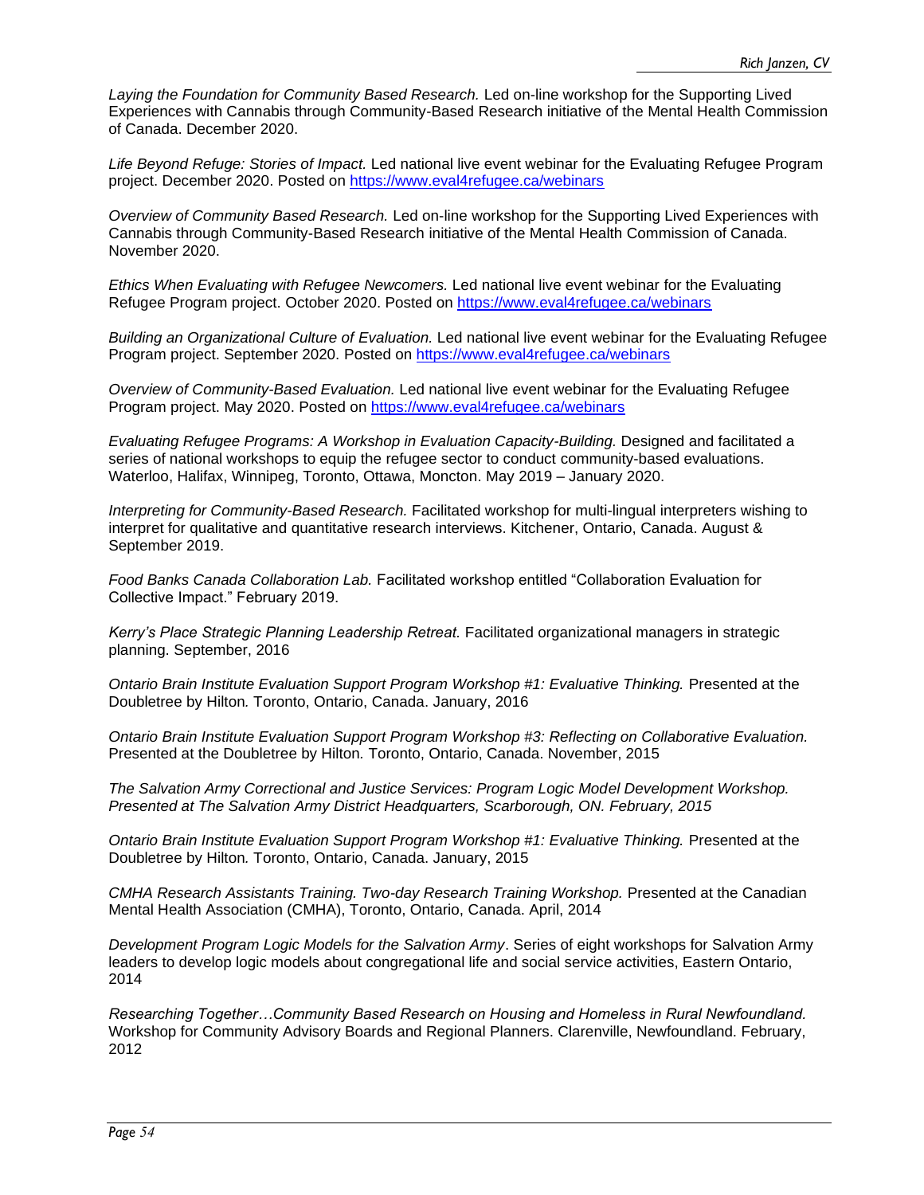*Laying the Foundation for Community Based Research.* Led on-line workshop for the Supporting Lived Experiences with Cannabis through Community-Based Research initiative of the Mental Health Commission of Canada. December 2020.

*Life Beyond Refuge: Stories of Impact.* Led national live event webinar for the Evaluating Refugee Program project. December 2020. Posted on https://www.eval4refugee.ca/webinars

*Overview of Community Based Research.* Led on-line workshop for the Supporting Lived Experiences with Cannabis through Community-Based Research initiative of the Mental Health Commission of Canada. November 2020.

*Ethics When Evaluating with Refugee Newcomers.* Led national live event webinar for the Evaluating Refugee Program project. October 2020. Posted on https://www.eval4refugee.ca/webinars

*Building an Organizational Culture of Evaluation.* Led national live event webinar for the Evaluating Refugee Program project. September 2020. Posted on https://www.eval4refugee.ca/webinars

*Overview of Community-Based Evaluation.* Led national live event webinar for the Evaluating Refugee Program project. May 2020. Posted on https://www.eval4refugee.ca/webinars

*Evaluating Refugee Programs: A Workshop in Evaluation Capacity-Building.* Designed and facilitated a series of national workshops to equip the refugee sector to conduct community-based evaluations. Waterloo, Halifax, Winnipeg, Toronto, Ottawa, Moncton. May 2019 – January 2020.

*Interpreting for Community-Based Research.* Facilitated workshop for multi-lingual interpreters wishing to interpret for qualitative and quantitative research interviews. Kitchener, Ontario, Canada. August & September 2019.

*Food Banks Canada Collaboration Lab.* Facilitated workshop entitled “Collaboration Evaluation for Collective Impact.” February 2019.

*Kerry’s Place Strategic Planning Leadership Retreat.* Facilitated organizational managers in strategic planning. September, 2016

*Ontario Brain Institute Evaluation Support Program Workshop #1: Evaluative Thinking.* Presented at the Doubletree by Hilton*.* Toronto, Ontario, Canada. January, 2016

*Ontario Brain Institute Evaluation Support Program Workshop #3: Reflecting on Collaborative Evaluation.* Presented at the Doubletree by Hilton*.* Toronto, Ontario, Canada. November, 2015

*The Salvation Army Correctional and Justice Services: Program Logic Model Development Workshop. Presented at The Salvation Army District Headquarters, Scarborough, ON. February, 2015*

*Ontario Brain Institute Evaluation Support Program Workshop #1: Evaluative Thinking.* Presented at the Doubletree by Hilton*.* Toronto, Ontario, Canada. January, 2015

*CMHA Research Assistants Training. Two-day Research Training Workshop.* Presented at the Canadian Mental Health Association (CMHA), Toronto, Ontario, Canada. April, 2014

*Development Program Logic Models for the Salvation Army*. Series of eight workshops for Salvation Army leaders to develop logic models about congregational life and social service activities, Eastern Ontario, 2014

*Researching Together…Community Based Research on Housing and Homeless in Rural Newfoundland.* Workshop for Community Advisory Boards and Regional Planners. Clarenville, Newfoundland. February, 2012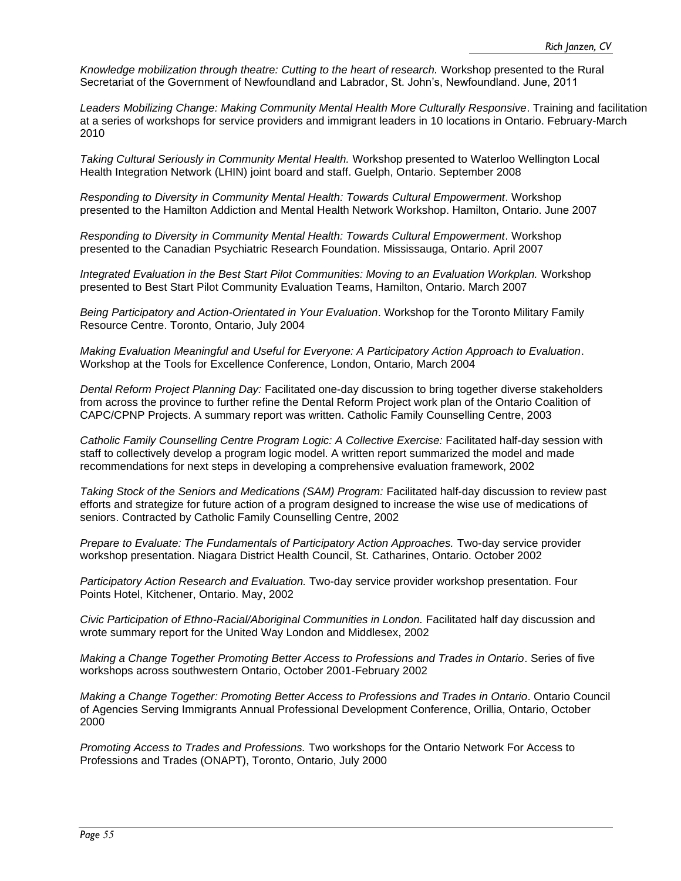*Knowledge mobilization through theatre: Cutting to the heart of research.* Workshop presented to the Rural Secretariat of the Government of Newfoundland and Labrador, St. John's, Newfoundland. June, 2011

*Leaders Mobilizing Change: Making Community Mental Health More Culturally Responsive*. Training and facilitation at a series of workshops for service providers and immigrant leaders in 10 locations in Ontario. February-March 2010

*Taking Cultural Seriously in Community Mental Health.* Workshop presented to Waterloo Wellington Local Health Integration Network (LHIN) joint board and staff. Guelph, Ontario. September 2008

*Responding to Diversity in Community Mental Health: Towards Cultural Empowerment*. Workshop presented to the Hamilton Addiction and Mental Health Network Workshop. Hamilton, Ontario. June 2007

*Responding to Diversity in Community Mental Health: Towards Cultural Empowerment*. Workshop presented to the Canadian Psychiatric Research Foundation. Mississauga, Ontario. April 2007

*Integrated Evaluation in the Best Start Pilot Communities: Moving to an Evaluation Workplan.* Workshop presented to Best Start Pilot Community Evaluation Teams, Hamilton, Ontario. March 2007

*Being Participatory and Action-Orientated in Your Evaluation*. Workshop for the Toronto Military Family Resource Centre. Toronto, Ontario, July 2004

*Making Evaluation Meaningful and Useful for Everyone: A Participatory Action Approach to Evaluation*. Workshop at the Tools for Excellence Conference, London, Ontario, March 2004

*Dental Reform Project Planning Day:* Facilitated one-day discussion to bring together diverse stakeholders from across the province to further refine the Dental Reform Project work plan of the Ontario Coalition of CAPC/CPNP Projects. A summary report was written. Catholic Family Counselling Centre, 2003

*Catholic Family Counselling Centre Program Logic: A Collective Exercise:* Facilitated half-day session with staff to collectively develop a program logic model. A written report summarized the model and made recommendations for next steps in developing a comprehensive evaluation framework, 2002

*Taking Stock of the Seniors and Medications (SAM) Program:* Facilitated half-day discussion to review past efforts and strategize for future action of a program designed to increase the wise use of medications of seniors. Contracted by Catholic Family Counselling Centre, 2002

*Prepare to Evaluate: The Fundamentals of Participatory Action Approaches.* Two-day service provider workshop presentation. Niagara District Health Council, St. Catharines, Ontario. October 2002

*Participatory Action Research and Evaluation.* Two-day service provider workshop presentation. Four Points Hotel, Kitchener, Ontario. May, 2002

*Civic Participation of Ethno-Racial/Aboriginal Communities in London.* Facilitated half day discussion and wrote summary report for the United Way London and Middlesex, 2002

*Making a Change Together Promoting Better Access to Professions and Trades in Ontario*. Series of five workshops across southwestern Ontario, October 2001-February 2002

*Making a Change Together: Promoting Better Access to Professions and Trades in Ontario*. Ontario Council of Agencies Serving Immigrants Annual Professional Development Conference, Orillia, Ontario, October 2000

*Promoting Access to Trades and Professions.* Two workshops for the Ontario Network For Access to Professions and Trades (ONAPT), Toronto, Ontario, July 2000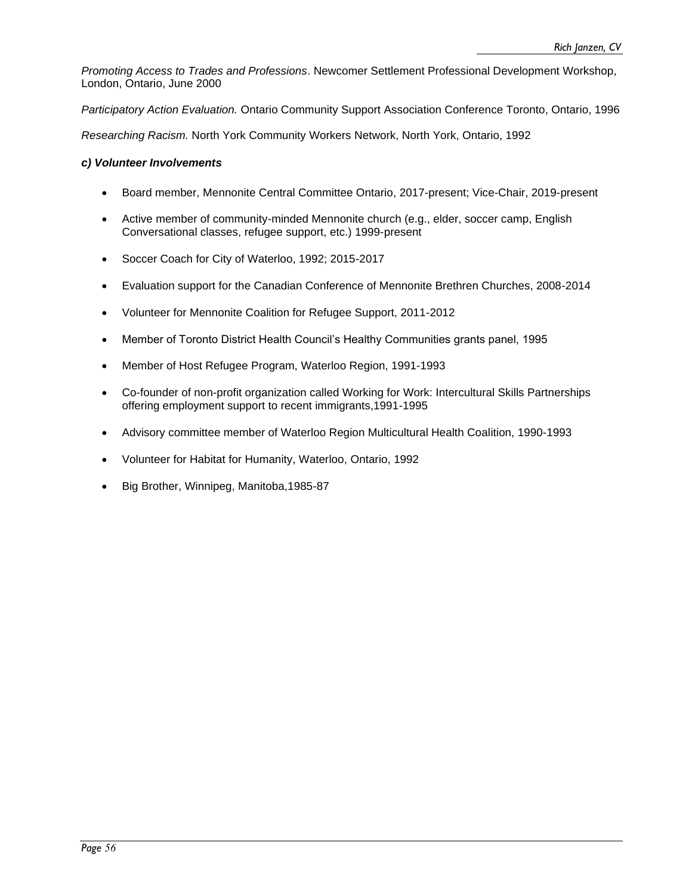*Promoting Access to Trades and Professions*. Newcomer Settlement Professional Development Workshop, London, Ontario, June 2000

*Participatory Action Evaluation.* Ontario Community Support Association Conference Toronto, Ontario, 1996

*Researching Racism.* North York Community Workers Network, North York, Ontario, 1992

***c) Volunteer Involvements***

- Board member, Mennonite Central Committee Ontario, 2017-present; Vice-Chair, 2019-present
- Active member of community-minded Mennonite church (e.g., elder, soccer camp, English Conversational classes, refugee support, etc.) 1999-present
- Soccer Coach for City of Waterloo, 1992; 2015-2017
- Evaluation support for the Canadian Conference of Mennonite Brethren Churches, 2008-2014
- Volunteer for Mennonite Coalition for Refugee Support, 2011-2012
- Member of Toronto District Health Council's Healthy Communities grants panel, 1995
- Member of Host Refugee Program, Waterloo Region, 1991-1993
- Co-founder of non-profit organization called Working for Work: Intercultural Skills Partnerships offering employment support to recent immigrants,1991-1995
- Advisory committee member of Waterloo Region Multicultural Health Coalition, 1990-1993
- Volunteer for Habitat for Humanity, Waterloo, Ontario, 1992
- Big Brother, Winnipeg, Manitoba,1985-87